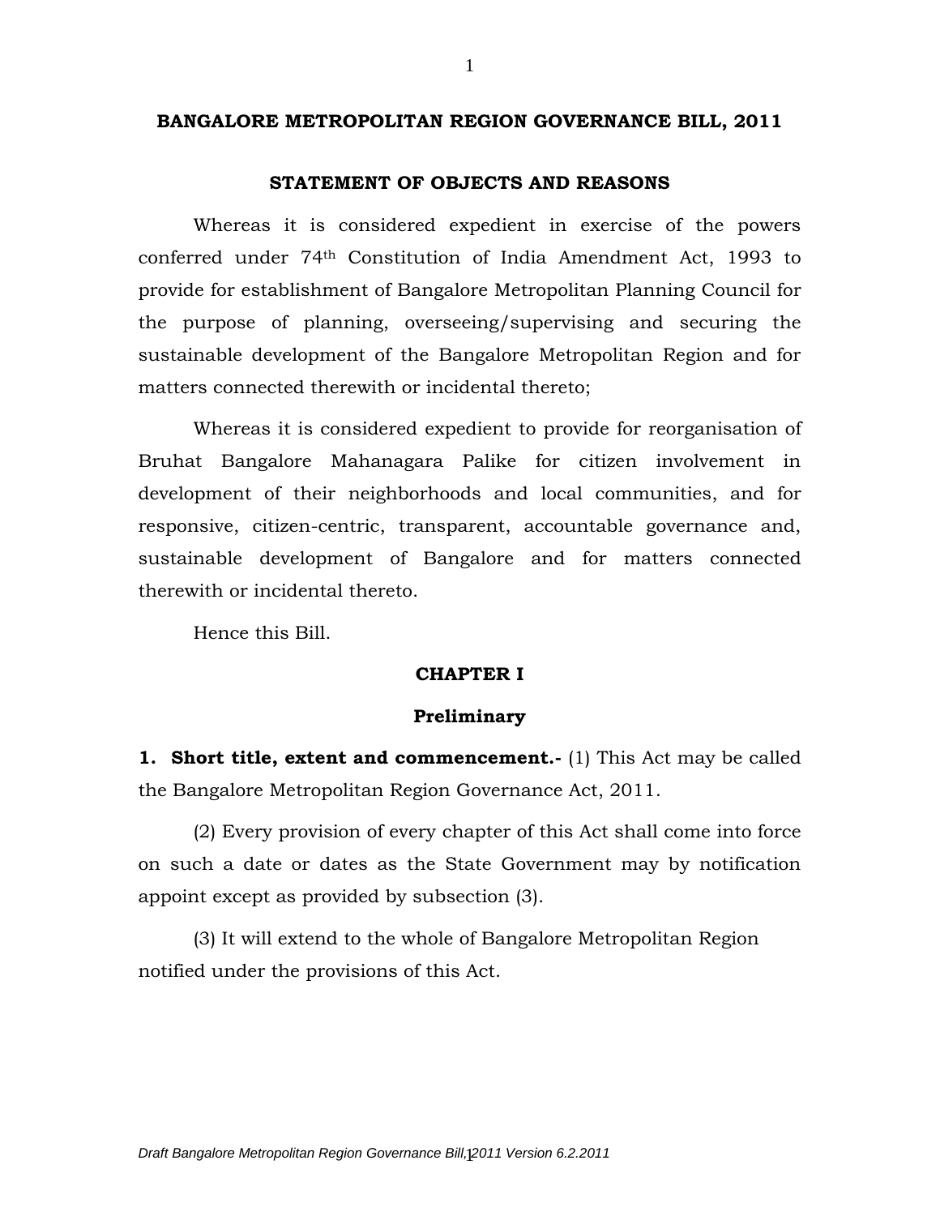# BANGALORE METROPOLITAN REGION GOVERNANCE BILL, 2011

## STATEMENT OF OBJECTS AND REASONS

Whereas it is considered expedient in exercise of the powers conferred under 74th Constitution of India Amendment Act, 1993 to provide for establishment of Bangalore Metropolitan Planning Council for the purpose of planning, overseeing/supervising and securing the sustainable development of the Bangalore Metropolitan Region and for matters connected therewith or incidental thereto;

Whereas it is considered expedient to provide for reorganisation of Bruhat Bangalore Mahanagara Palike for citizen involvement in development of their neighborhoods and local communities, and for responsive, citizen-centric, transparent, accountable governance and, sustainable development of Bangalore and for matters connected therewith or incidental thereto.

Hence this Bill.

## CHAPTER I

### Preliminary

**1. Short title, extent and commencement.-** (1) This Act may be called the Bangalore Metropolitan Region Governance Act, 2011.

(2) Every provision of every chapter of this Act shall come into force on such a date or dates as the State Government may by notification appoint except as provided by subsection (3).

(3) It will extend to the whole of Bangalore Metropolitan Region notified under the provisions of this Act.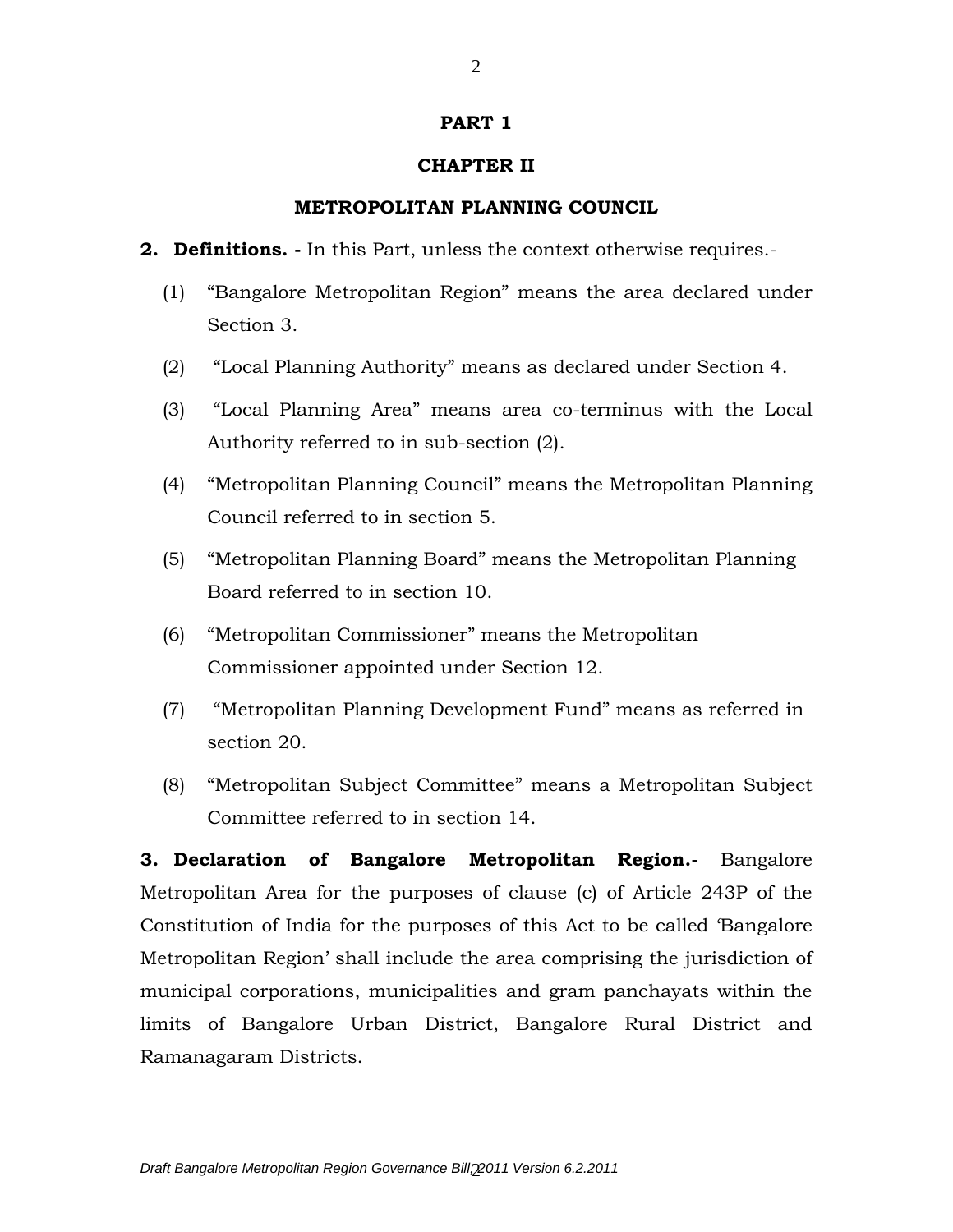# PART 1

## CHAPTER II

## METROPOLITAN PLANNING COUNCIL

**2. Definitions. -** In this Part, unless the context otherwise requires.-

(1) "Bangalore Metropolitan Region" means the area declared under Section 3.

(2) "Local Planning Authority" means as declared under Section 4.

(3) "Local Planning Area" means area co-terminus with the Local Authority referred to in sub-section (2).

(4) "Metropolitan Planning Council" means the Metropolitan Planning Council referred to in section 5.

(5) "Metropolitan Planning Board" means the Metropolitan Planning Board referred to in section 10.

(6) "Metropolitan Commissioner" means the Metropolitan Commissioner appointed under Section 12.

(7) "Metropolitan Planning Development Fund" means as referred in section 20.

(8) "Metropolitan Subject Committee" means a Metropolitan Subject Committee referred to in section 14.

**3. Declaration of Bangalore Metropolitan Region.-** Bangalore Metropolitan Area for the purposes of clause (c) of Article 243P of the Constitution of India for the purposes of this Act to be called 'Bangalore Metropolitan Region' shall include the area comprising the jurisdiction of municipal corporations, municipalities and gram panchayats within the limits of Bangalore Urban District, Bangalore Rural District and Ramanagaram Districts.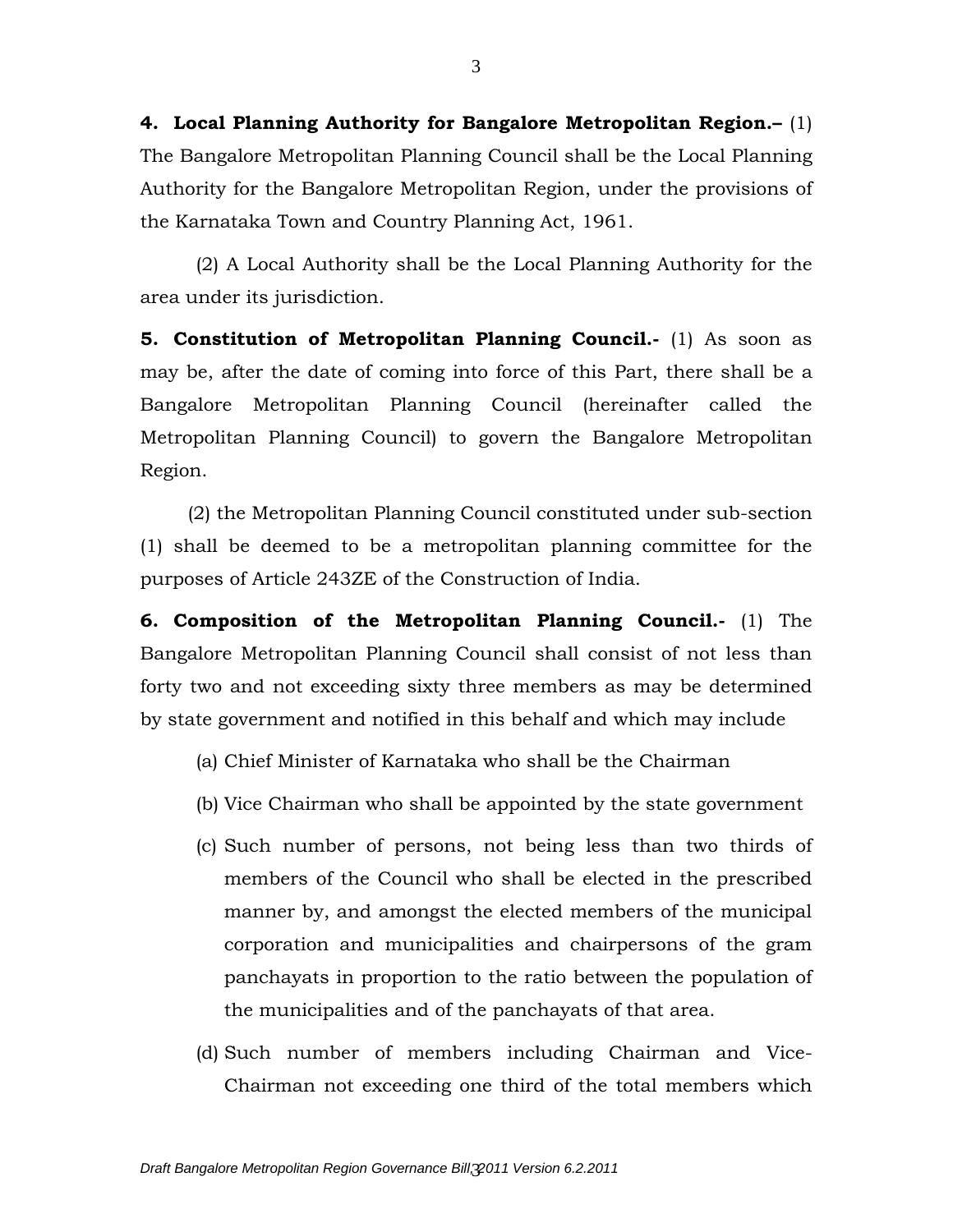**4. Local Planning Authority for Bangalore Metropolitan Region.–** (1) The Bangalore Metropolitan Planning Council shall be the Local Planning Authority for the Bangalore Metropolitan Region, under the provisions of the Karnataka Town and Country Planning Act, 1961.

(2) A Local Authority shall be the Local Planning Authority for the area under its jurisdiction.

**5. Constitution of Metropolitan Planning Council.-** (1) As soon as may be, after the date of coming into force of this Part, there shall be a Bangalore Metropolitan Planning Council (hereinafter called the Metropolitan Planning Council) to govern the Bangalore Metropolitan Region.

(2) the Metropolitan Planning Council constituted under sub-section (1) shall be deemed to be a metropolitan planning committee for the purposes of Article 243ZE of the Construction of India.

**6. Composition of the Metropolitan Planning Council.-** (1) The Bangalore Metropolitan Planning Council shall consist of not less than forty two and not exceeding sixty three members as may be determined by state government and notified in this behalf and which may include

(a) Chief Minister of Karnataka who shall be the Chairman

(b) Vice Chairman who shall be appointed by the state government

(c) Such number of persons, not being less than two thirds of members of the Council who shall be elected in the prescribed manner by, and amongst the elected members of the municipal corporation and municipalities and chairpersons of the gram panchayats in proportion to the ratio between the population of the municipalities and of the panchayats of that area.

(d) Such number of members including Chairman and Vice-Chairman not exceeding one third of the total members which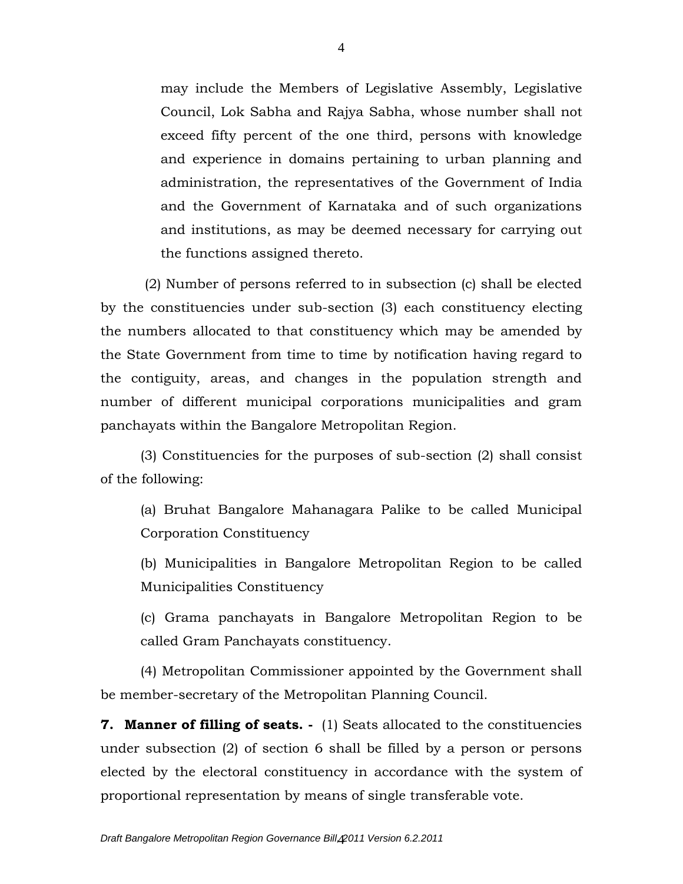may include the Members of Legislative Assembly, Legislative Council, Lok Sabha and Rajya Sabha, whose number shall not exceed fifty percent of the one third, persons with knowledge and experience in domains pertaining to urban planning and administration, the representatives of the Government of India and the Government of Karnataka and of such organizations and institutions, as may be deemed necessary for carrying out the functions assigned thereto.

(2) Number of persons referred to in subsection (c) shall be elected by the constituencies under sub-section (3) each constituency electing the numbers allocated to that constituency which may be amended by the State Government from time to time by notification having regard to the contiguity, areas, and changes in the population strength and number of different municipal corporations municipalities and gram panchayats within the Bangalore Metropolitan Region.

(3) Constituencies for the purposes of sub-section (2) shall consist of the following:

(a) Bruhat Bangalore Mahanagara Palike to be called Municipal Corporation Constituency

(b) Municipalities in Bangalore Metropolitan Region to be called Municipalities Constituency

(c) Grama panchayats in Bangalore Metropolitan Region to be called Gram Panchayats constituency.

(4) Metropolitan Commissioner appointed by the Government shall be member-secretary of the Metropolitan Planning Council.

**7. Manner of filling of seats. -** (1) Seats allocated to the constituencies under subsection (2) of section 6 shall be filled by a person or persons elected by the electoral constituency in accordance with the system of proportional representation by means of single transferable vote.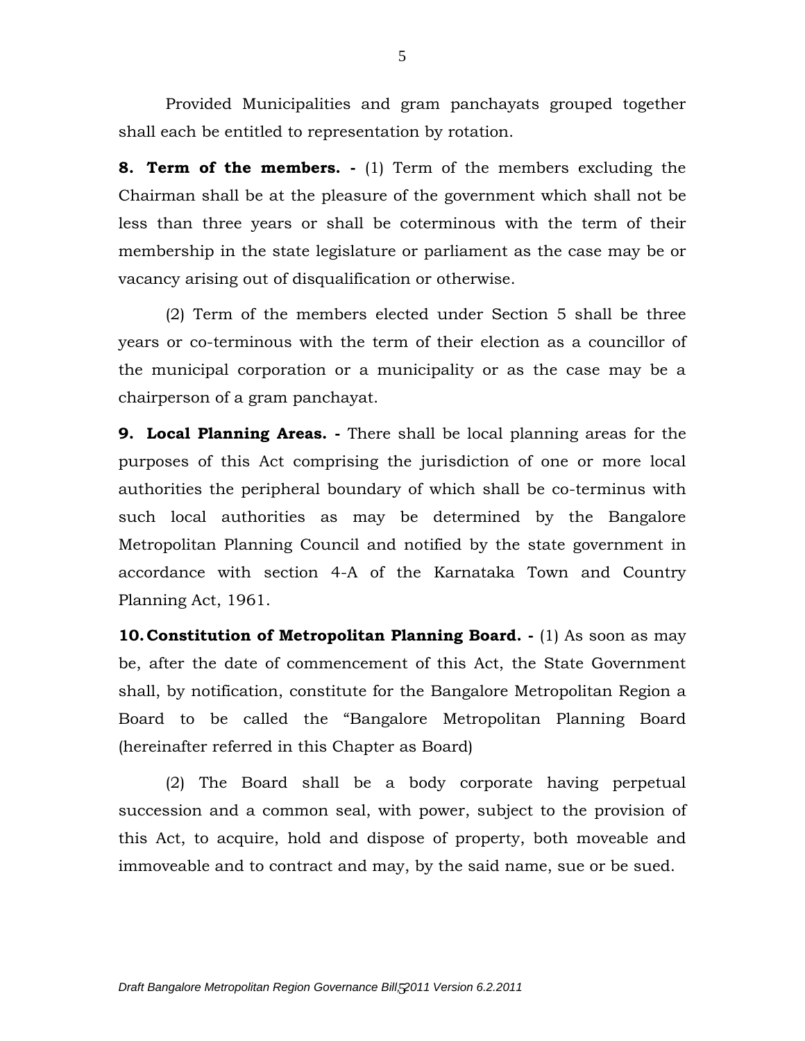Provided Municipalities and gram panchayats grouped together shall each be entitled to representation by rotation.

**8. Term of the members. -** (1) Term of the members excluding the Chairman shall be at the pleasure of the government which shall not be less than three years or shall be coterminous with the term of their membership in the state legislature or parliament as the case may be or vacancy arising out of disqualification or otherwise.

(2) Term of the members elected under Section 5 shall be three years or co-terminous with the term of their election as a councillor of the municipal corporation or a municipality or as the case may be a chairperson of a gram panchayat.

**9. Local Planning Areas. -** There shall be local planning areas for the purposes of this Act comprising the jurisdiction of one or more local authorities the peripheral boundary of which shall be co-terminus with such local authorities as may be determined by the Bangalore Metropolitan Planning Council and notified by the state government in accordance with section 4-A of the Karnataka Town and Country Planning Act, 1961.

**10. Constitution of Metropolitan Planning Board. -** (1) As soon as may be, after the date of commencement of this Act, the State Government shall, by notification, constitute for the Bangalore Metropolitan Region a Board to be called the "Bangalore Metropolitan Planning Board (hereinafter referred in this Chapter as Board)

(2) The Board shall be a body corporate having perpetual succession and a common seal, with power, subject to the provision of this Act, to acquire, hold and dispose of property, both moveable and immoveable and to contract and may, by the said name, sue or be sued.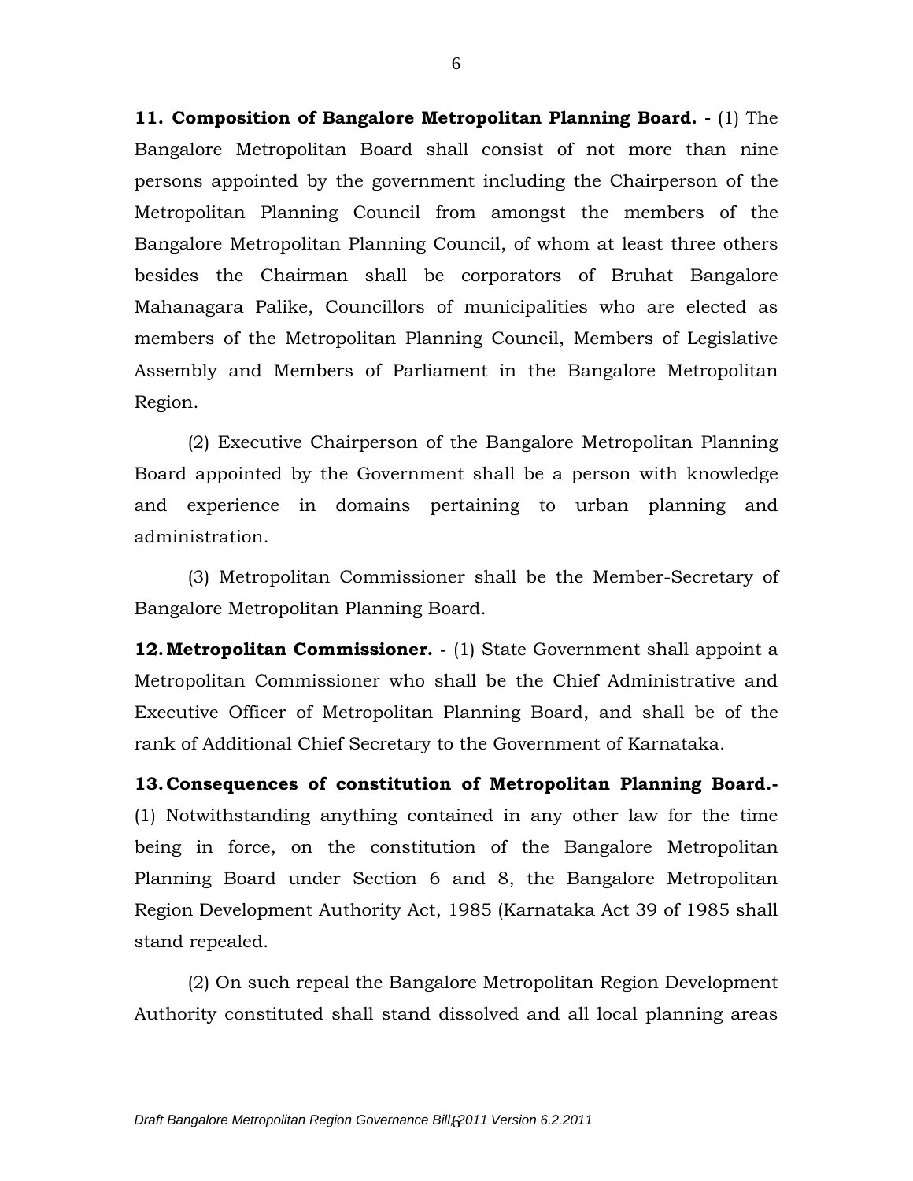**11. Composition of Bangalore Metropolitan Planning Board. -** (1) The Bangalore Metropolitan Board shall consist of not more than nine persons appointed by the government including the Chairperson of the Metropolitan Planning Council from amongst the members of the Bangalore Metropolitan Planning Council, of whom at least three others besides the Chairman shall be corporators of Bruhat Bangalore Mahanagara Palike, Councillors of municipalities who are elected as members of the Metropolitan Planning Council, Members of Legislative Assembly and Members of Parliament in the Bangalore Metropolitan Region.

(2) Executive Chairperson of the Bangalore Metropolitan Planning Board appointed by the Government shall be a person with knowledge and experience in domains pertaining to urban planning and administration.

(3) Metropolitan Commissioner shall be the Member-Secretary of Bangalore Metropolitan Planning Board.

**12. Metropolitan Commissioner. -** (1) State Government shall appoint a Metropolitan Commissioner who shall be the Chief Administrative and Executive Officer of Metropolitan Planning Board, and shall be of the rank of Additional Chief Secretary to the Government of Karnataka.

**13. Consequences of constitution of Metropolitan Planning Board.-** (1) Notwithstanding anything contained in any other law for the time being in force, on the constitution of the Bangalore Metropolitan Planning Board under Section 6 and 8, the Bangalore Metropolitan Region Development Authority Act, 1985 (Karnataka Act 39 of 1985 shall stand repealed.

(2) On such repeal the Bangalore Metropolitan Region Development Authority constituted shall stand dissolved and all local planning areas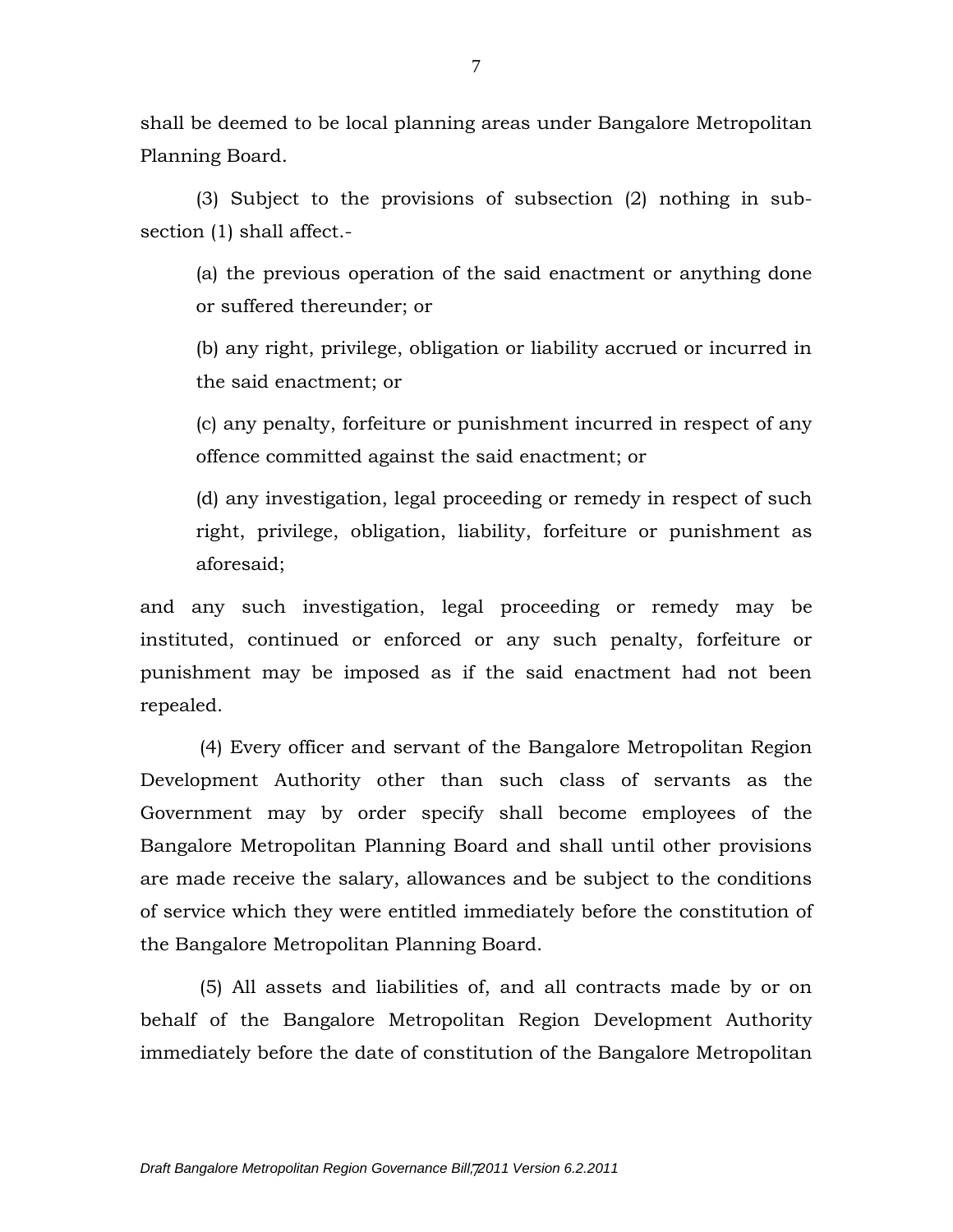shall be deemed to be local planning areas under Bangalore Metropolitan Planning Board.

(3) Subject to the provisions of subsection (2) nothing in sub-section (1) shall affect.-

(a) the previous operation of the said enactment or anything done or suffered thereunder; or

(b) any right, privilege, obligation or liability accrued or incurred in the said enactment; or

(c) any penalty, forfeiture or punishment incurred in respect of any offence committed against the said enactment; or

(d) any investigation, legal proceeding or remedy in respect of such right, privilege, obligation, liability, forfeiture or punishment as aforesaid;

and any such investigation, legal proceeding or remedy may be instituted, continued or enforced or any such penalty, forfeiture or punishment may be imposed as if the said enactment had not been repealed.

(4) Every officer and servant of the Bangalore Metropolitan Region Development Authority other than such class of servants as the Government may by order specify shall become employees of the Bangalore Metropolitan Planning Board and shall until other provisions are made receive the salary, allowances and be subject to the conditions of service which they were entitled immediately before the constitution of the Bangalore Metropolitan Planning Board.

(5) All assets and liabilities of, and all contracts made by or on behalf of the Bangalore Metropolitan Region Development Authority immediately before the date of constitution of the Bangalore Metropolitan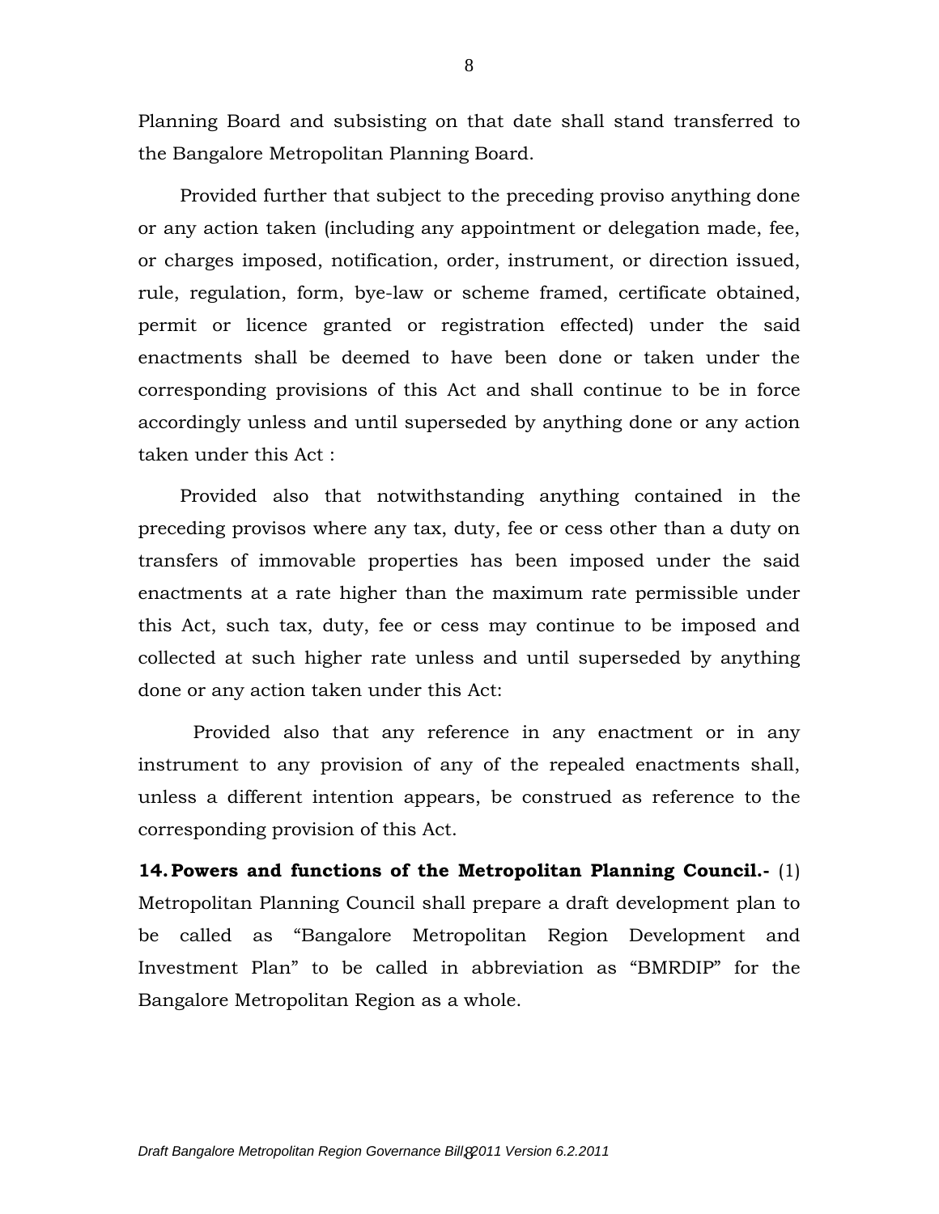Planning Board and subsisting on that date shall stand transferred to the Bangalore Metropolitan Planning Board.

Provided further that subject to the preceding proviso anything done or any action taken (including any appointment or delegation made, fee, or charges imposed, notification, order, instrument, or direction issued, rule, regulation, form, bye-law or scheme framed, certificate obtained, permit or licence granted or registration effected) under the said enactments shall be deemed to have been done or taken under the corresponding provisions of this Act and shall continue to be in force accordingly unless and until superseded by anything done or any action taken under this Act :

Provided also that notwithstanding anything contained in the preceding provisos where any tax, duty, fee or cess other than a duty on transfers of immovable properties has been imposed under the said enactments at a rate higher than the maximum rate permissible under this Act, such tax, duty, fee or cess may continue to be imposed and collected at such higher rate unless and until superseded by anything done or any action taken under this Act:

Provided also that any reference in any enactment or in any instrument to any provision of any of the repealed enactments shall, unless a different intention appears, be construed as reference to the corresponding provision of this Act.

**14. Powers and functions of the Metropolitan Planning Council.-** (1) Metropolitan Planning Council shall prepare a draft development plan to be called as “Bangalore Metropolitan Region Development and Investment Plan” to be called in abbreviation as “BMRDIP” for the Bangalore Metropolitan Region as a whole.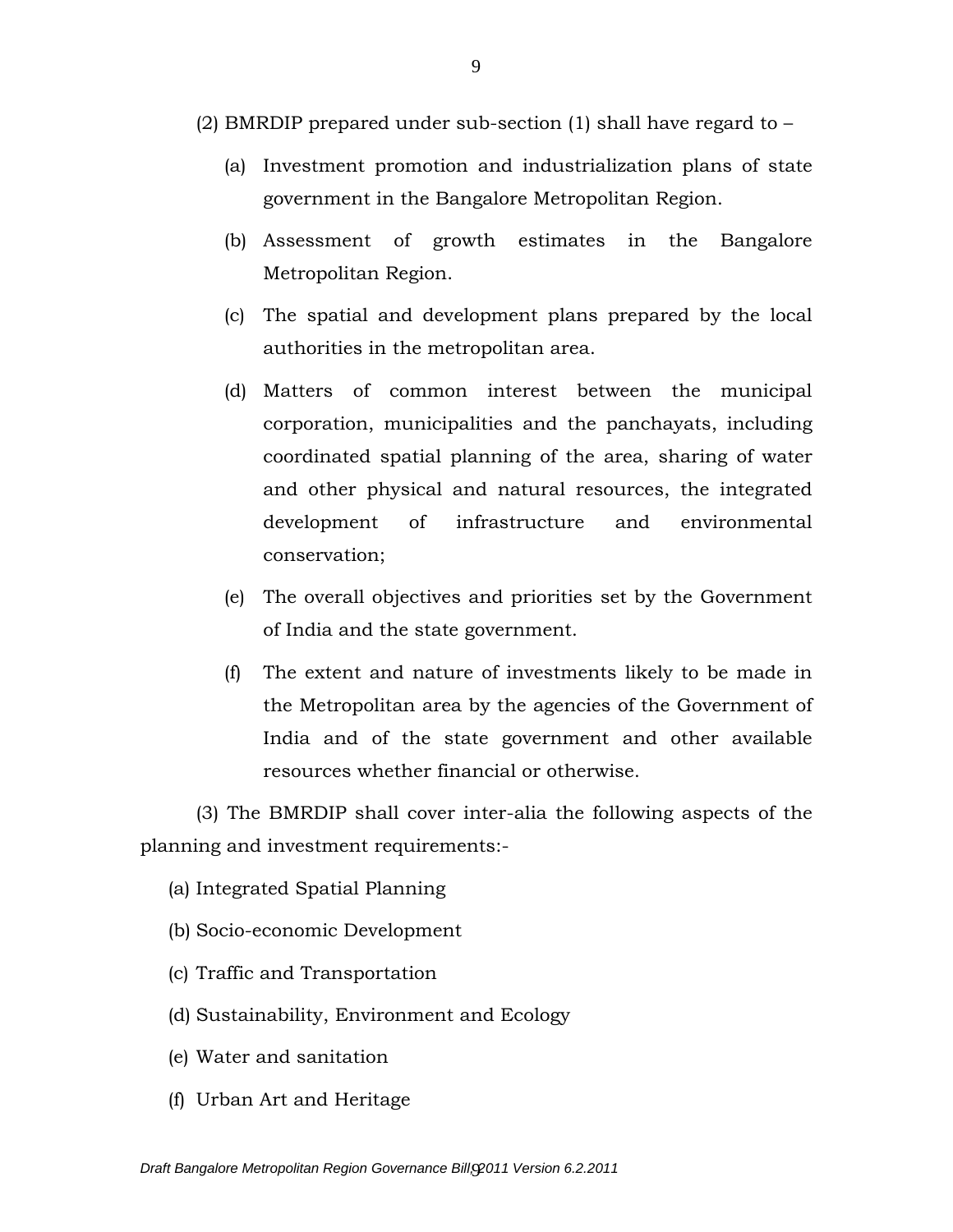(2) BMRDIP prepared under sub-section (1) shall have regard to –

(a) Investment promotion and industrialization plans of state government in the Bangalore Metropolitan Region.

(b) Assessment of growth estimates in the Bangalore Metropolitan Region.

(c) The spatial and development plans prepared by the local authorities in the metropolitan area.

(d) Matters of common interest between the municipal corporation, municipalities and the panchayats, including coordinated spatial planning of the area, sharing of water and other physical and natural resources, the integrated development of infrastructure and environmental conservation;

(e) The overall objectives and priorities set by the Government of India and the state government.

(f) The extent and nature of investments likely to be made in the Metropolitan area by the agencies of the Government of India and of the state government and other available resources whether financial or otherwise.

(3) The BMRDIP shall cover inter-alia the following aspects of the planning and investment requirements:-

(a) Integrated Spatial Planning

(b) Socio-economic Development

(c) Traffic and Transportation

(d) Sustainability, Environment and Ecology

(e) Water and sanitation

(f) Urban Art and Heritage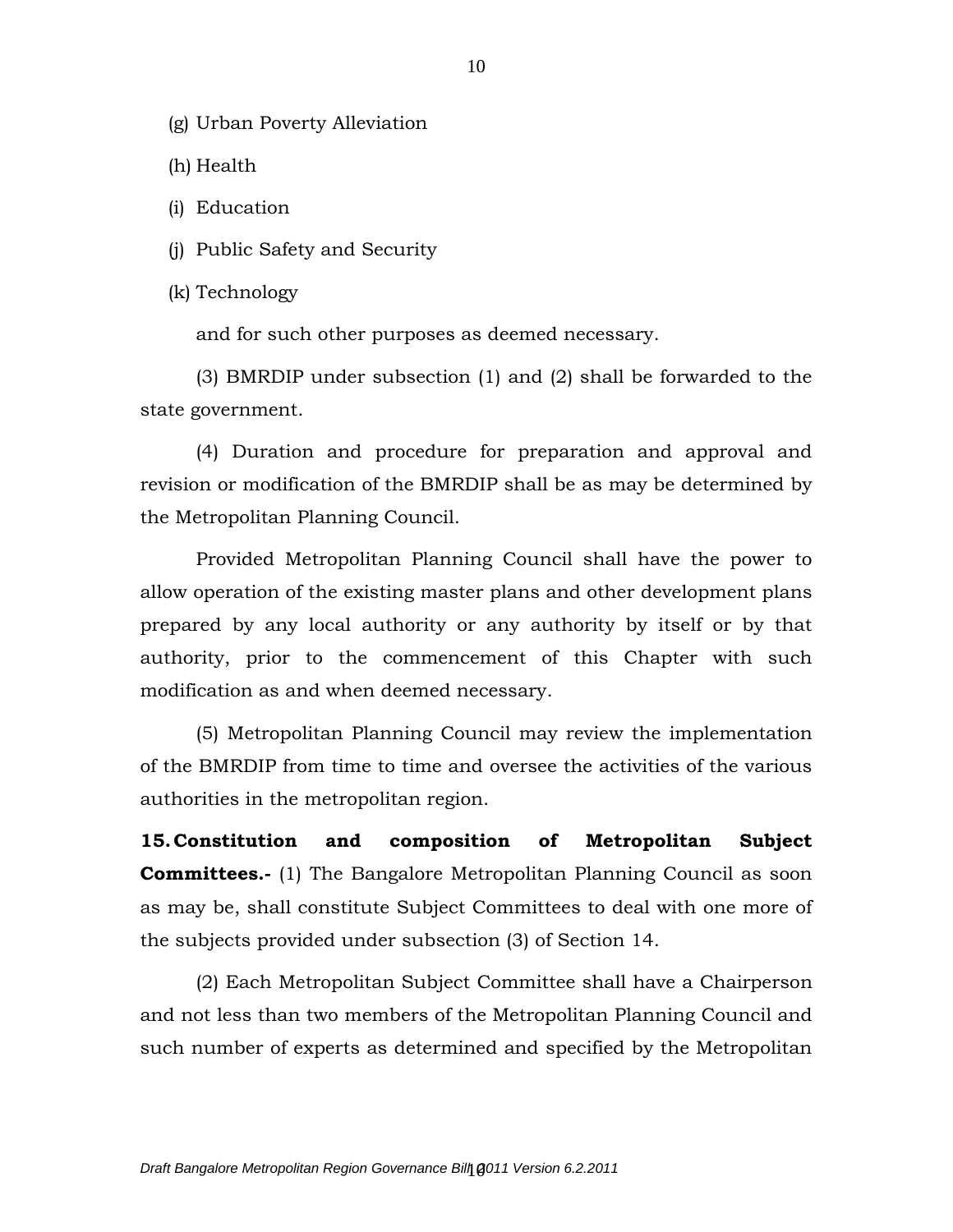(g) Urban Poverty Alleviation

(h) Health

(i) Education

(j) Public Safety and Security

(k) Technology

and for such other purposes as deemed necessary.

(3) BMRDIP under subsection (1) and (2) shall be forwarded to the state government.

(4) Duration and procedure for preparation and approval and revision or modification of the BMRDIP shall be as may be determined by the Metropolitan Planning Council.

Provided Metropolitan Planning Council shall have the power to allow operation of the existing master plans and other development plans prepared by any local authority or any authority by itself or by that authority, prior to the commencement of this Chapter with such modification as and when deemed necessary.

(5) Metropolitan Planning Council may review the implementation of the BMRDIP from time to time and oversee the activities of the various authorities in the metropolitan region.

**15. Constitution and composition of Metropolitan Subject Committees.-** (1) The Bangalore Metropolitan Planning Council as soon as may be, shall constitute Subject Committees to deal with one more of the subjects provided under subsection (3) of Section 14.

(2) Each Metropolitan Subject Committee shall have a Chairperson and not less than two members of the Metropolitan Planning Council and such number of experts as determined and specified by the Metropolitan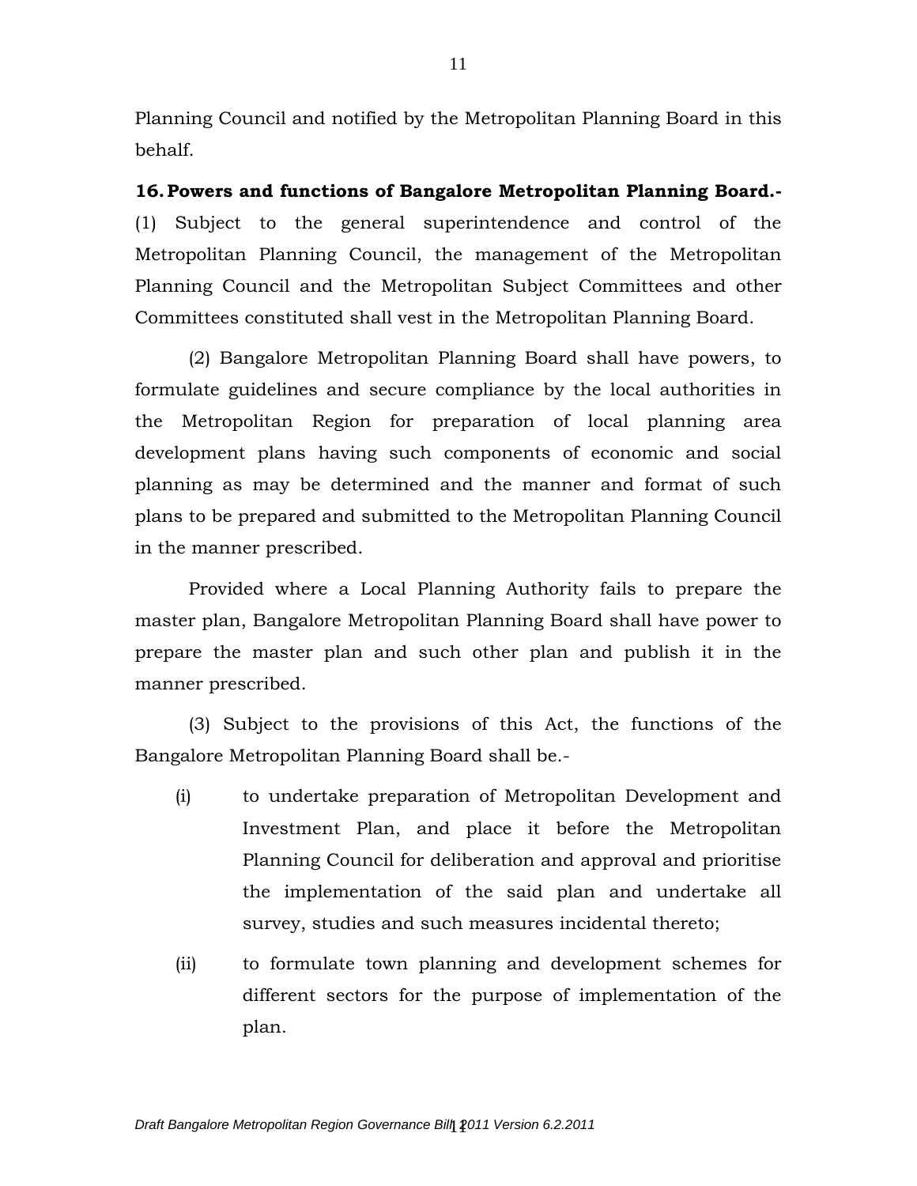Planning Council and notified by the Metropolitan Planning Board in this behalf.

**16. Powers and functions of Bangalore Metropolitan Planning Board.-** (1) Subject to the general superintendence and control of the Metropolitan Planning Council, the management of the Metropolitan Planning Council and the Metropolitan Subject Committees and other Committees constituted shall vest in the Metropolitan Planning Board.

(2) Bangalore Metropolitan Planning Board shall have powers, to formulate guidelines and secure compliance by the local authorities in the Metropolitan Region for preparation of local planning area development plans having such components of economic and social planning as may be determined and the manner and format of such plans to be prepared and submitted to the Metropolitan Planning Council in the manner prescribed.

Provided where a Local Planning Authority fails to prepare the master plan, Bangalore Metropolitan Planning Board shall have power to prepare the master plan and such other plan and publish it in the manner prescribed.

(3) Subject to the provisions of this Act, the functions of the Bangalore Metropolitan Planning Board shall be.-

(i) to undertake preparation of Metropolitan Development and Investment Plan, and place it before the Metropolitan Planning Council for deliberation and approval and prioritise the implementation of the said plan and undertake all survey, studies and such measures incidental thereto;

(ii) to formulate town planning and development schemes for different sectors for the purpose of implementation of the plan.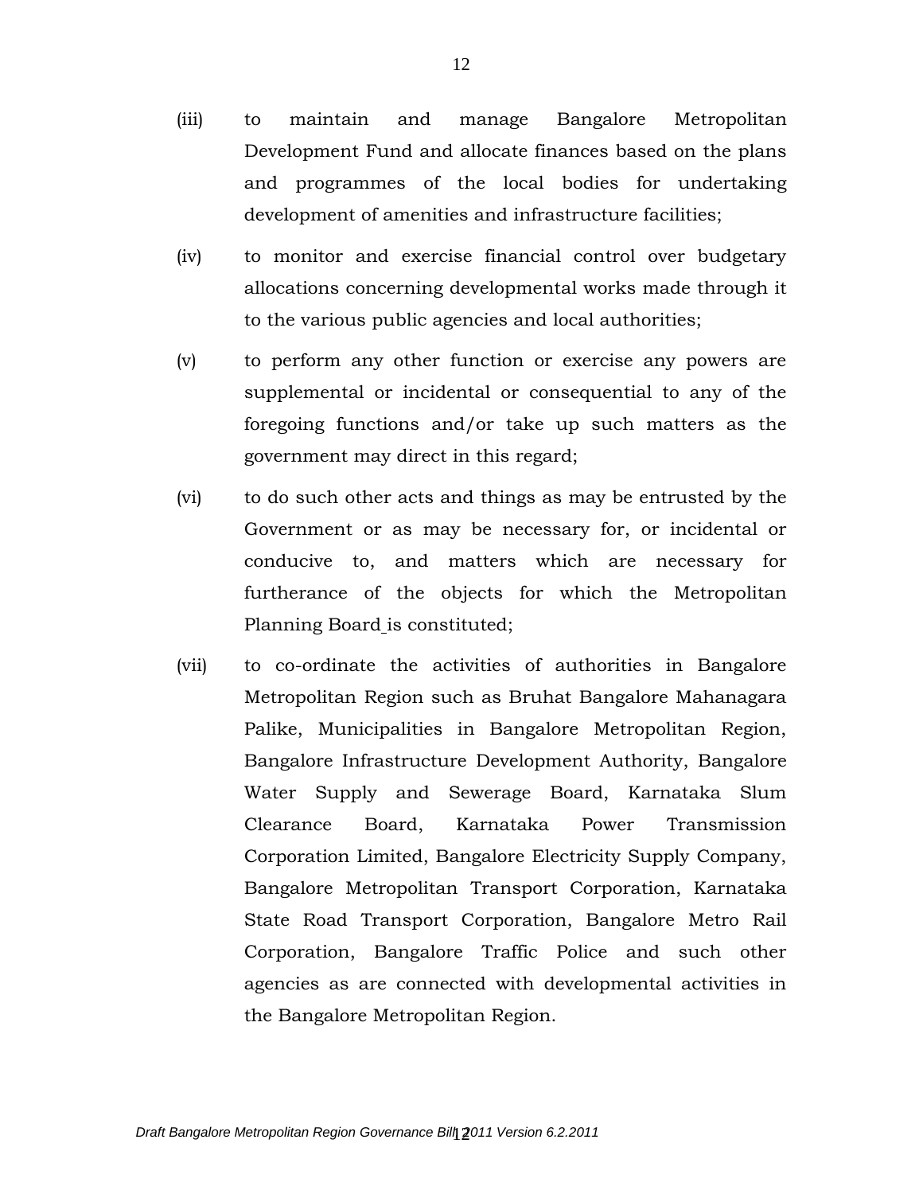(iii) to maintain and manage Bangalore Metropolitan Development Fund and allocate finances based on the plans and programmes of the local bodies for undertaking development of amenities and infrastructure facilities;

(iv) to monitor and exercise financial control over budgetary allocations concerning developmental works made through it to the various public agencies and local authorities;

(v) to perform any other function or exercise any powers are supplemental or incidental or consequential to any of the foregoing functions and/or take up such matters as the government may direct in this regard;

(vi) to do such other acts and things as may be entrusted by the Government or as may be necessary for, or incidental or conducive to, and matters which are necessary for furtherance of the objects for which the Metropolitan Planning Board is constituted;

(vii) to co-ordinate the activities of authorities in Bangalore Metropolitan Region such as Bruhat Bangalore Mahanagara Palike, Municipalities in Bangalore Metropolitan Region, Bangalore Infrastructure Development Authority, Bangalore Water Supply and Sewerage Board, Karnataka Slum Clearance Board, Karnataka Power Transmission Corporation Limited, Bangalore Electricity Supply Company, Bangalore Metropolitan Transport Corporation, Karnataka State Road Transport Corporation, Bangalore Metro Rail Corporation, Bangalore Traffic Police and such other agencies as are connected with developmental activities in the Bangalore Metropolitan Region.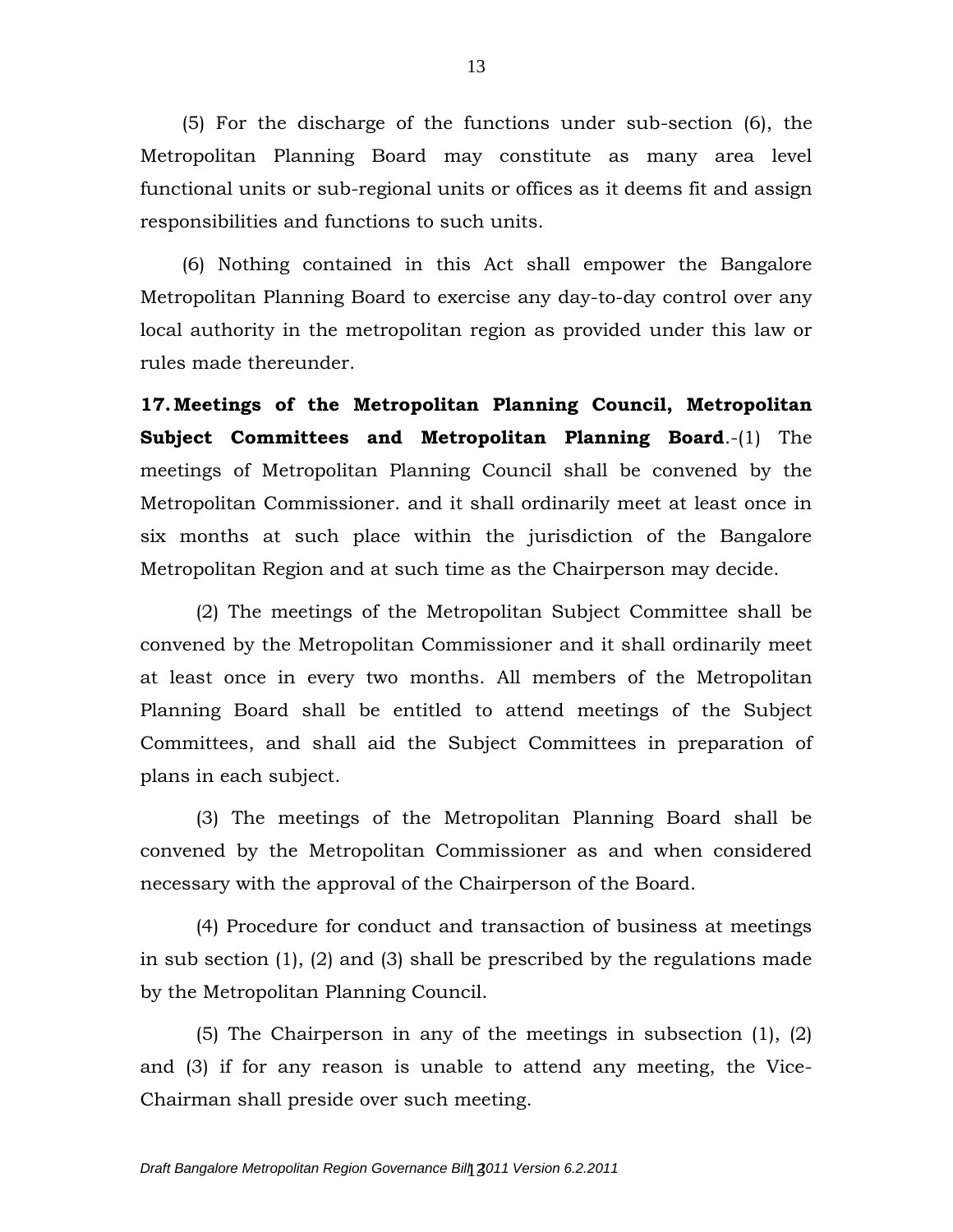(5) For the discharge of the functions under sub-section (6), the Metropolitan Planning Board may constitute as many area level functional units or sub-regional units or offices as it deems fit and assign responsibilities and functions to such units.

(6) Nothing contained in this Act shall empower the Bangalore Metropolitan Planning Board to exercise any day-to-day control over any local authority in the metropolitan region as provided under this law or rules made thereunder.

**17. Meetings of the Metropolitan Planning Council, Metropolitan Subject Committees and Metropolitan Planning Board**.-(1) The meetings of Metropolitan Planning Council shall be convened by the Metropolitan Commissioner. and it shall ordinarily meet at least once in six months at such place within the jurisdiction of the Bangalore Metropolitan Region and at such time as the Chairperson may decide.

(2) The meetings of the Metropolitan Subject Committee shall be convened by the Metropolitan Commissioner and it shall ordinarily meet at least once in every two months. All members of the Metropolitan Planning Board shall be entitled to attend meetings of the Subject Committees, and shall aid the Subject Committees in preparation of plans in each subject.

(3) The meetings of the Metropolitan Planning Board shall be convened by the Metropolitan Commissioner as and when considered necessary with the approval of the Chairperson of the Board.

(4) Procedure for conduct and transaction of business at meetings in sub section (1), (2) and (3) shall be prescribed by the regulations made by the Metropolitan Planning Council.

(5) The Chairperson in any of the meetings in subsection (1), (2) and (3) if for any reason is unable to attend any meeting, the Vice-Chairman shall preside over such meeting.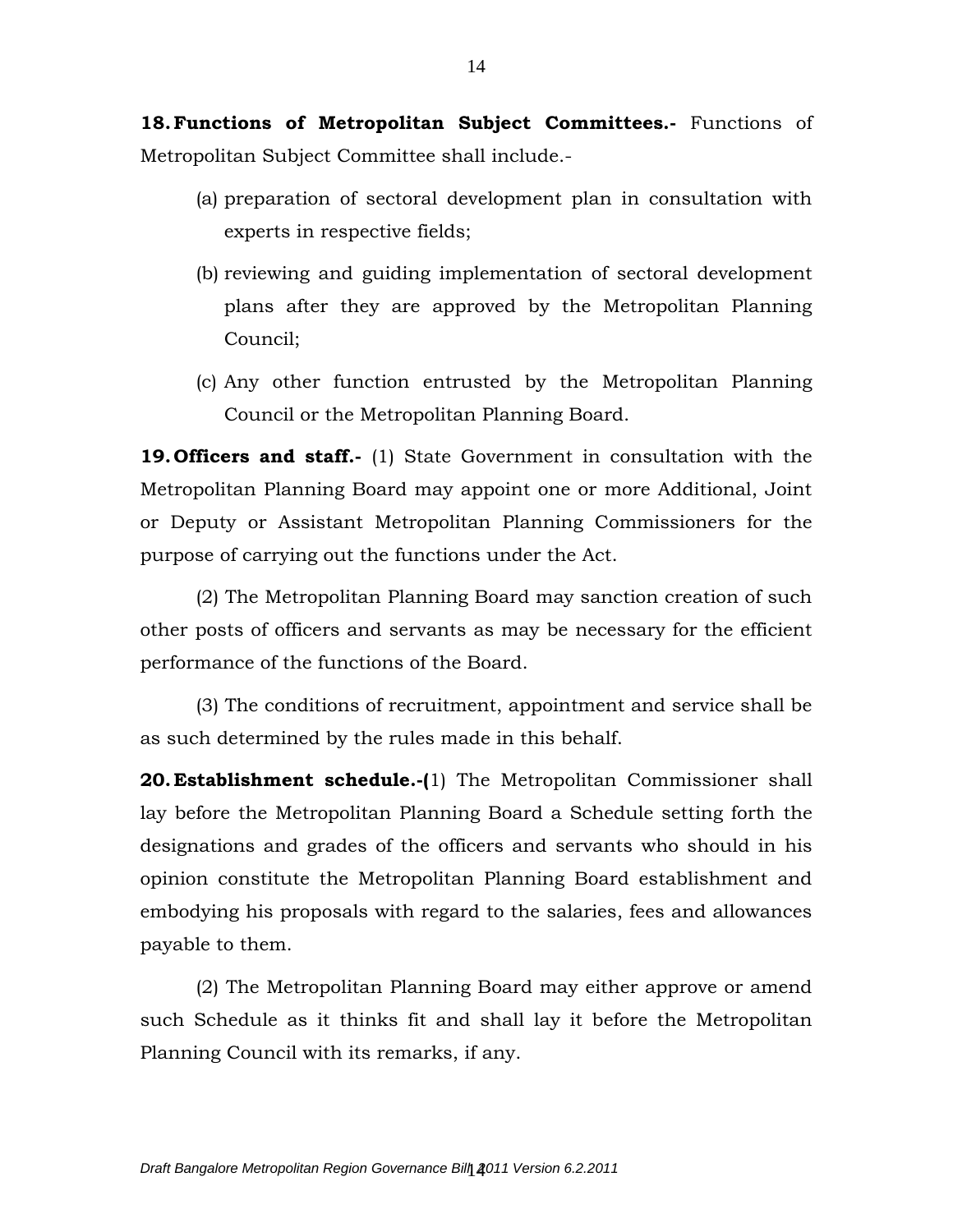**18. Functions of Metropolitan Subject Committees.-** Functions of Metropolitan Subject Committee shall include.-

(a) preparation of sectoral development plan in consultation with experts in respective fields;

(b) reviewing and guiding implementation of sectoral development plans after they are approved by the Metropolitan Planning Council;

(c) Any other function entrusted by the Metropolitan Planning Council or the Metropolitan Planning Board.

**19. Officers and staff.-** (1) State Government in consultation with the Metropolitan Planning Board may appoint one or more Additional, Joint or Deputy or Assistant Metropolitan Planning Commissioners for the purpose of carrying out the functions under the Act.

(2) The Metropolitan Planning Board may sanction creation of such other posts of officers and servants as may be necessary for the efficient performance of the functions of the Board.

(3) The conditions of recruitment, appointment and service shall be as such determined by the rules made in this behalf.

**20. Establishment schedule.-(**1) The Metropolitan Commissioner shall lay before the Metropolitan Planning Board a Schedule setting forth the designations and grades of the officers and servants who should in his opinion constitute the Metropolitan Planning Board establishment and embodying his proposals with regard to the salaries, fees and allowances payable to them.

(2) The Metropolitan Planning Board may either approve or amend such Schedule as it thinks fit and shall lay it before the Metropolitan Planning Council with its remarks, if any.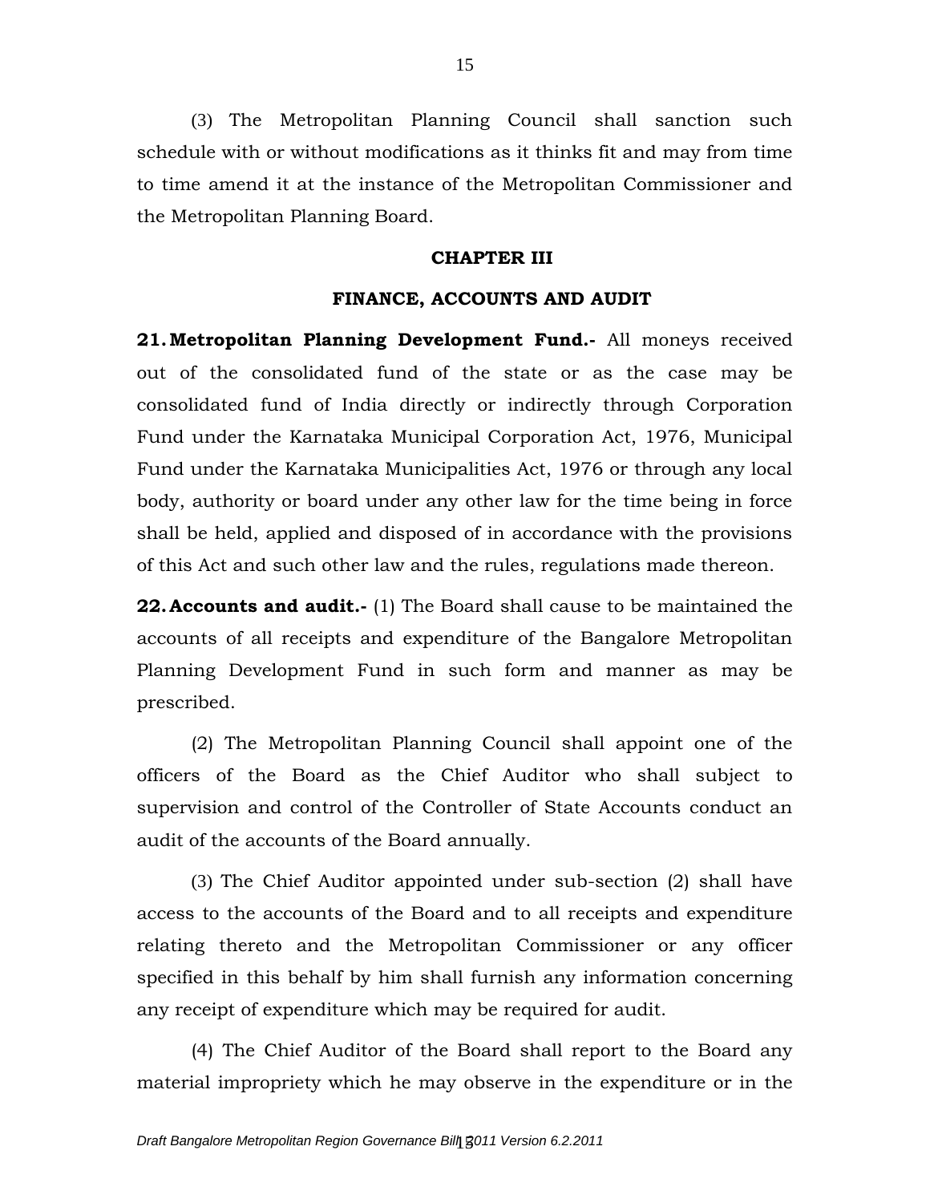(3) The Metropolitan Planning Council shall sanction such schedule with or without modifications as it thinks fit and may from time to time amend it at the instance of the Metropolitan Commissioner and the Metropolitan Planning Board.

## CHAPTER III

## FINANCE, ACCOUNTS AND AUDIT

**21. Metropolitan Planning Development Fund.-** All moneys received out of the consolidated fund of the state or as the case may be consolidated fund of India directly or indirectly through Corporation Fund under the Karnataka Municipal Corporation Act, 1976, Municipal Fund under the Karnataka Municipalities Act, 1976 or through any local body, authority or board under any other law for the time being in force shall be held, applied and disposed of in accordance with the provisions of this Act and such other law and the rules, regulations made thereon.

**22. Accounts and audit.-** (1) The Board shall cause to be maintained the accounts of all receipts and expenditure of the Bangalore Metropolitan Planning Development Fund in such form and manner as may be prescribed.

(2) The Metropolitan Planning Council shall appoint one of the officers of the Board as the Chief Auditor who shall subject to supervision and control of the Controller of State Accounts conduct an audit of the accounts of the Board annually.

(3) The Chief Auditor appointed under sub-section (2) shall have access to the accounts of the Board and to all receipts and expenditure relating thereto and the Metropolitan Commissioner or any officer specified in this behalf by him shall furnish any information concerning any receipt of expenditure which may be required for audit.

(4) The Chief Auditor of the Board shall report to the Board any material impropriety which he may observe in the expenditure or in the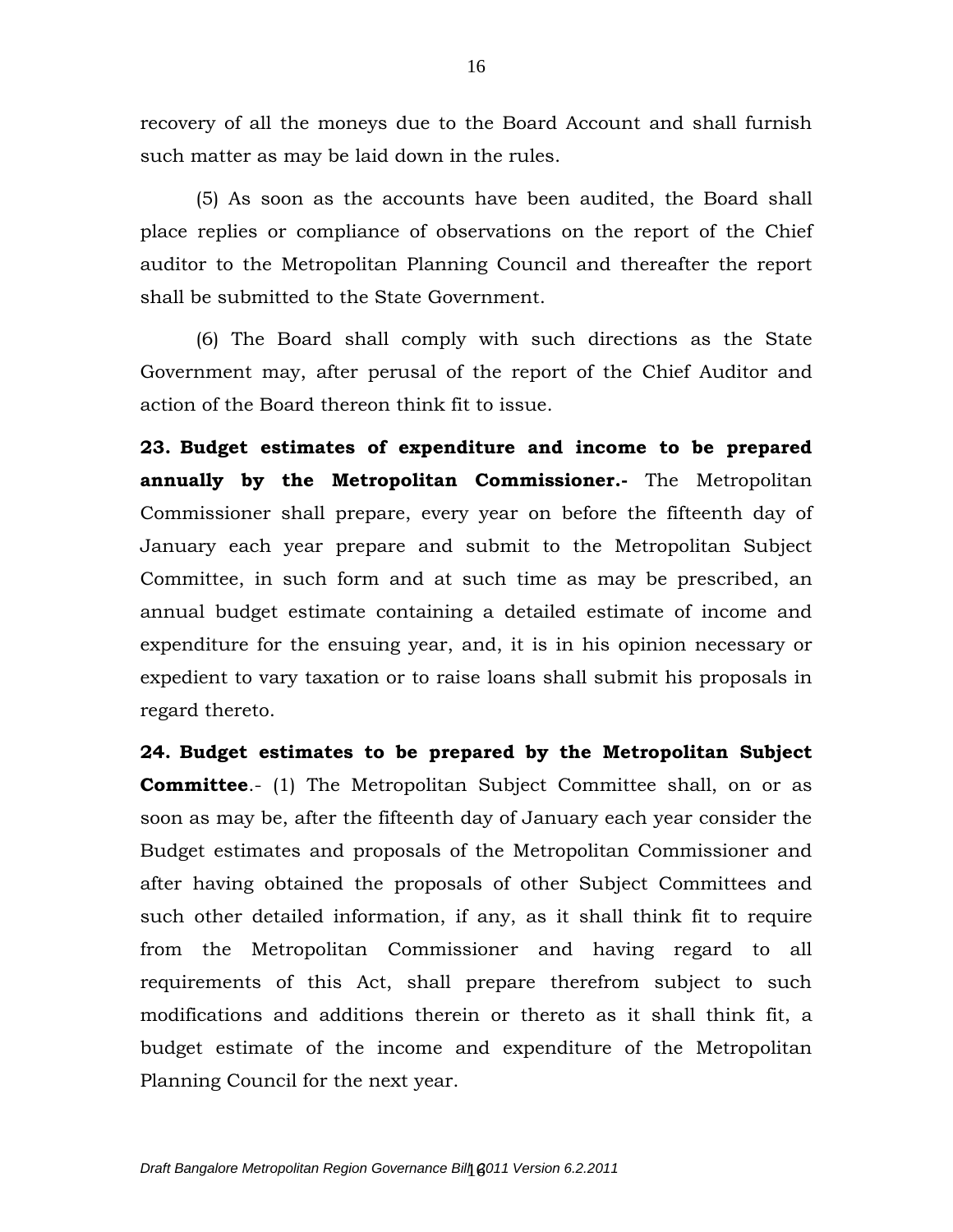recovery of all the moneys due to the Board Account and shall furnish such matter as may be laid down in the rules.

(5) As soon as the accounts have been audited, the Board shall place replies or compliance of observations on the report of the Chief auditor to the Metropolitan Planning Council and thereafter the report shall be submitted to the State Government.

(6) The Board shall comply with such directions as the State Government may, after perusal of the report of the Chief Auditor and action of the Board thereon think fit to issue.

**23. Budget estimates of expenditure and income to be prepared annually by the Metropolitan Commissioner.-** The Metropolitan Commissioner shall prepare, every year on before the fifteenth day of January each year prepare and submit to the Metropolitan Subject Committee, in such form and at such time as may be prescribed, an annual budget estimate containing a detailed estimate of income and expenditure for the ensuing year, and, it is in his opinion necessary or expedient to vary taxation or to raise loans shall submit his proposals in regard thereto.

**24. Budget estimates to be prepared by the Metropolitan Subject Committee**.- (1) The Metropolitan Subject Committee shall, on or as soon as may be, after the fifteenth day of January each year consider the Budget estimates and proposals of the Metropolitan Commissioner and after having obtained the proposals of other Subject Committees and such other detailed information, if any, as it shall think fit to require from the Metropolitan Commissioner and having regard to all requirements of this Act, shall prepare therefrom subject to such modifications and additions therein or thereto as it shall think fit, a budget estimate of the income and expenditure of the Metropolitan Planning Council for the next year.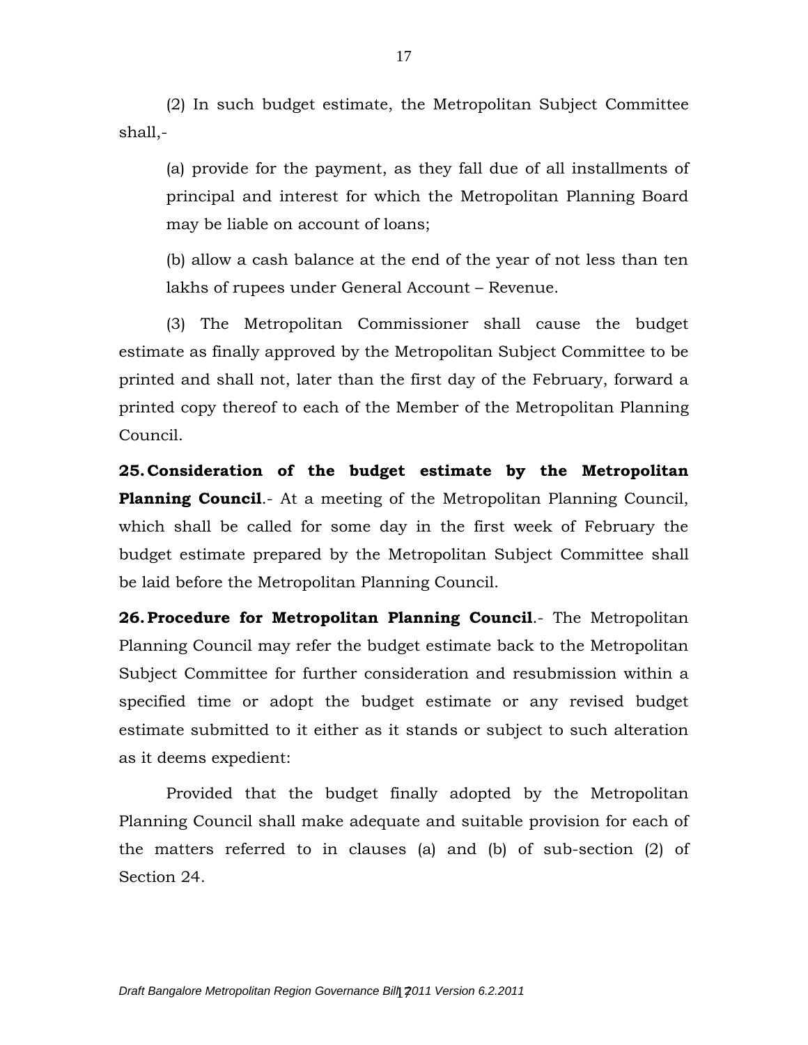(2) In such budget estimate, the Metropolitan Subject Committee shall,-

(a) provide for the payment, as they fall due of all installments of principal and interest for which the Metropolitan Planning Board may be liable on account of loans;

(b) allow a cash balance at the end of the year of not less than ten lakhs of rupees under General Account – Revenue.

(3) The Metropolitan Commissioner shall cause the budget estimate as finally approved by the Metropolitan Subject Committee to be printed and shall not, later than the first day of the February, forward a printed copy thereof to each of the Member of the Metropolitan Planning Council.

**25. Consideration of the budget estimate by the Metropolitan Planning Council**.- At a meeting of the Metropolitan Planning Council, which shall be called for some day in the first week of February the budget estimate prepared by the Metropolitan Subject Committee shall be laid before the Metropolitan Planning Council.

**26. Procedure for Metropolitan Planning Council**.- The Metropolitan Planning Council may refer the budget estimate back to the Metropolitan Subject Committee for further consideration and resubmission within a specified time or adopt the budget estimate or any revised budget estimate submitted to it either as it stands or subject to such alteration as it deems expedient:

Provided that the budget finally adopted by the Metropolitan Planning Council shall make adequate and suitable provision for each of the matters referred to in clauses (a) and (b) of sub-section (2) of Section 24.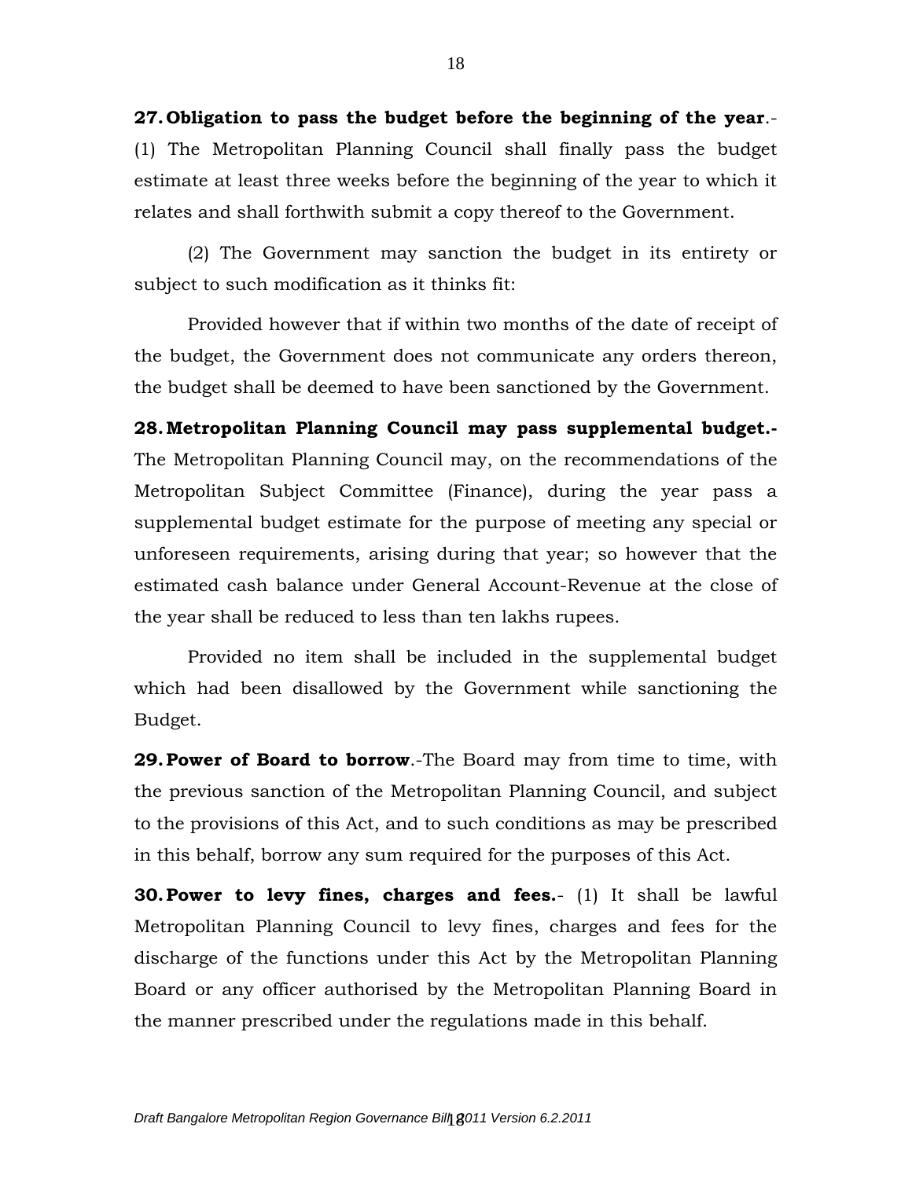**27. Obligation to pass the budget before the beginning of the year**.- (1) The Metropolitan Planning Council shall finally pass the budget estimate at least three weeks before the beginning of the year to which it relates and shall forthwith submit a copy thereof to the Government.

(2) The Government may sanction the budget in its entirety or subject to such modification as it thinks fit:

Provided however that if within two months of the date of receipt of the budget, the Government does not communicate any orders thereon, the budget shall be deemed to have been sanctioned by the Government.

**28. Metropolitan Planning Council may pass supplemental budget.-** The Metropolitan Planning Council may, on the recommendations of the Metropolitan Subject Committee (Finance), during the year pass a supplemental budget estimate for the purpose of meeting any special or unforeseen requirements, arising during that year; so however that the estimated cash balance under General Account-Revenue at the close of the year shall be reduced to less than ten lakhs rupees.

Provided no item shall be included in the supplemental budget which had been disallowed by the Government while sanctioning the Budget.

**29. Power of Board to borrow**.-The Board may from time to time, with the previous sanction of the Metropolitan Planning Council, and subject to the provisions of this Act, and to such conditions as may be prescribed in this behalf, borrow any sum required for the purposes of this Act.

**30. Power to levy fines, charges and fees.**- (1) It shall be lawful Metropolitan Planning Council to levy fines, charges and fees for the discharge of the functions under this Act by the Metropolitan Planning Board or any officer authorised by the Metropolitan Planning Board in the manner prescribed under the regulations made in this behalf.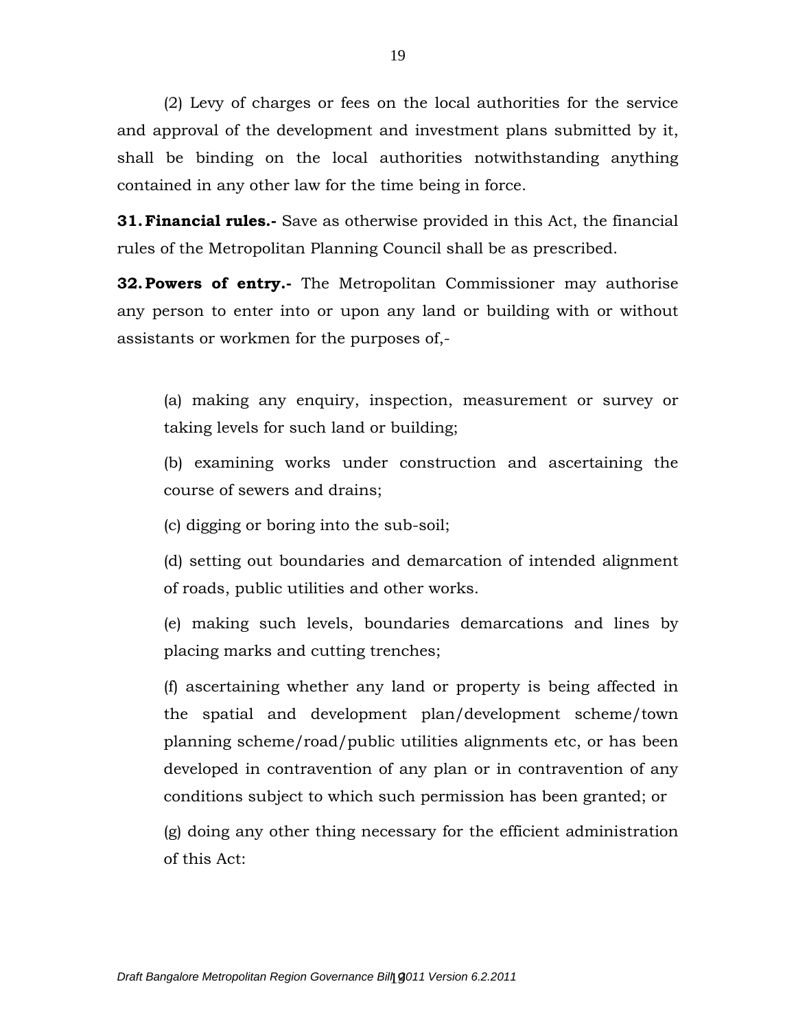(2) Levy of charges or fees on the local authorities for the service and approval of the development and investment plans submitted by it, shall be binding on the local authorities notwithstanding anything contained in any other law for the time being in force.

**31. Financial rules.-** Save as otherwise provided in this Act, the financial rules of the Metropolitan Planning Council shall be as prescribed.

**32. Powers of entry.-** The Metropolitan Commissioner may authorise any person to enter into or upon any land or building with or without assistants or workmen for the purposes of,-

(a) making any enquiry, inspection, measurement or survey or taking levels for such land or building;

(b) examining works under construction and ascertaining the course of sewers and drains;

(c) digging or boring into the sub-soil;

(d) setting out boundaries and demarcation of intended alignment of roads, public utilities and other works.

(e) making such levels, boundaries demarcations and lines by placing marks and cutting trenches;

(f) ascertaining whether any land or property is being affected in the spatial and development plan/development scheme/town planning scheme/road/public utilities alignments etc, or has been developed in contravention of any plan or in contravention of any conditions subject to which such permission has been granted; or

(g) doing any other thing necessary for the efficient administration of this Act: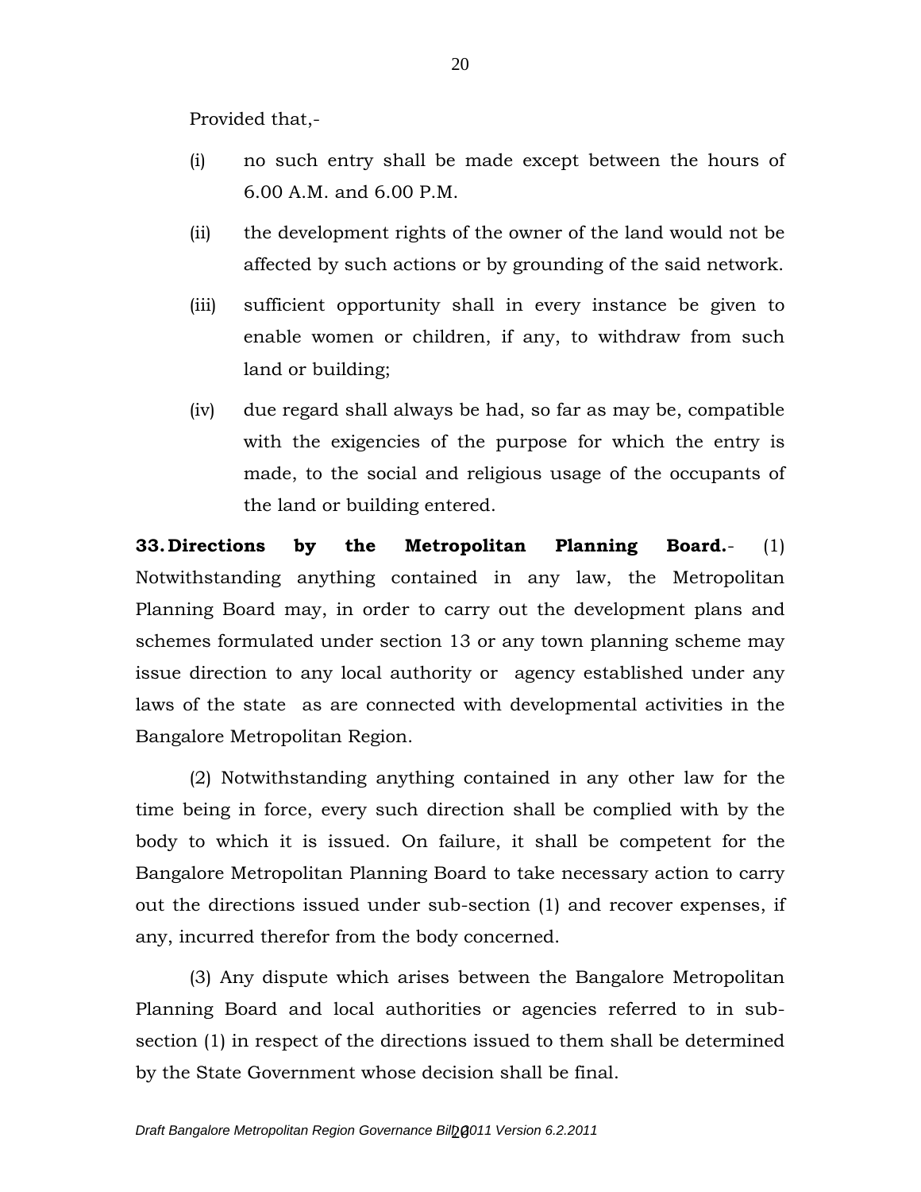Provided that,-

(i) no such entry shall be made except between the hours of 6.00 A.M. and 6.00 P.M.

(ii) the development rights of the owner of the land would not be affected by such actions or by grounding of the said network.

(iii) sufficient opportunity shall in every instance be given to enable women or children, if any, to withdraw from such land or building;

(iv) due regard shall always be had, so far as may be, compatible with the exigencies of the purpose for which the entry is made, to the social and religious usage of the occupants of the land or building entered.

**33. Directions by the Metropolitan Planning Board.**- (1) Notwithstanding anything contained in any law, the Metropolitan Planning Board may, in order to carry out the development plans and schemes formulated under section 13 or any town planning scheme may issue direction to any local authority or agency established under any laws of the state as are connected with developmental activities in the Bangalore Metropolitan Region.

(2) Notwithstanding anything contained in any other law for the time being in force, every such direction shall be complied with by the body to which it is issued. On failure, it shall be competent for the Bangalore Metropolitan Planning Board to take necessary action to carry out the directions issued under sub-section (1) and recover expenses, if any, incurred therefor from the body concerned.

(3) Any dispute which arises between the Bangalore Metropolitan Planning Board and local authorities or agencies referred to in sub-section (1) in respect of the directions issued to them shall be determined by the State Government whose decision shall be final.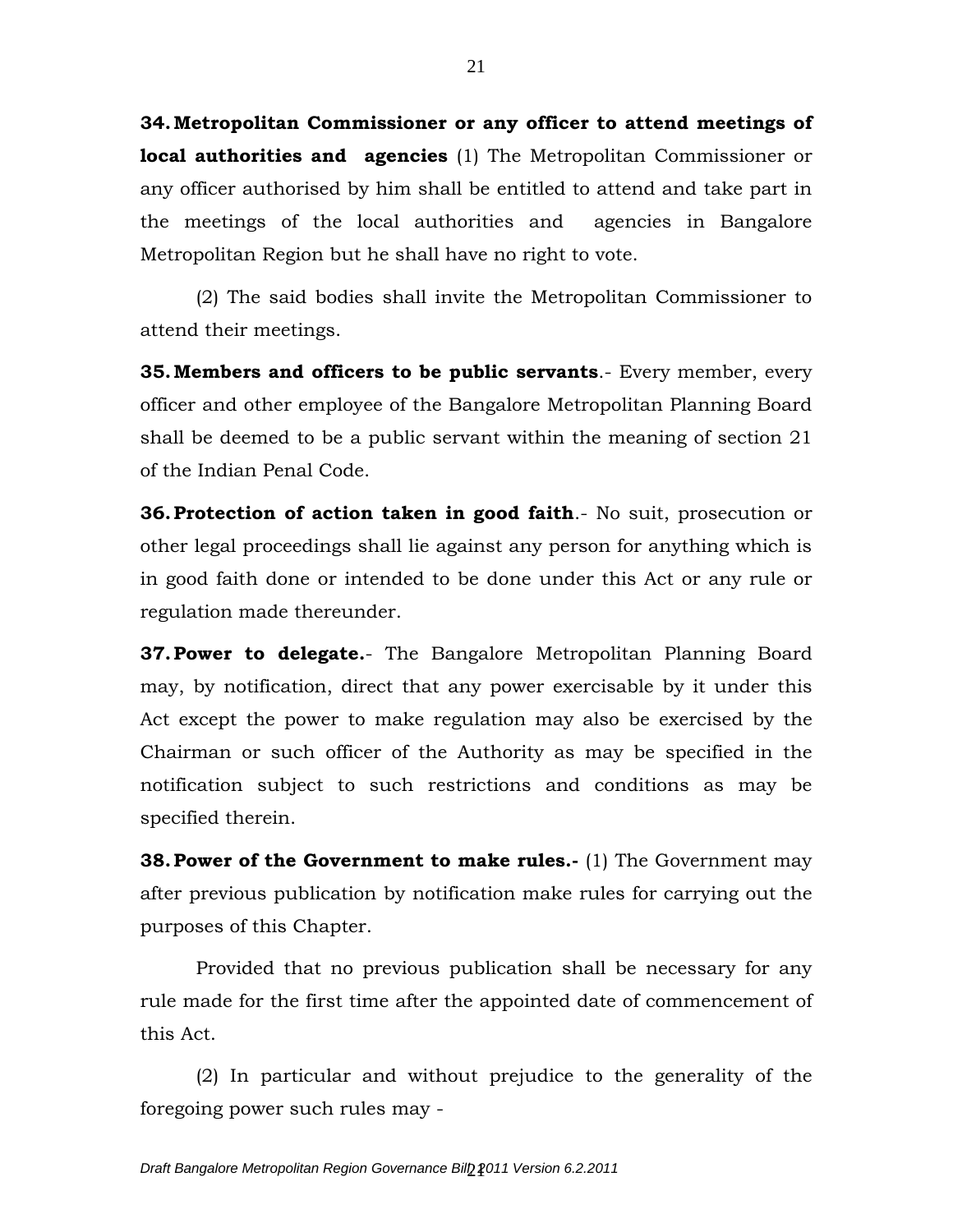**34. Metropolitan Commissioner or any officer to attend meetings of local authorities and agencies** (1) The Metropolitan Commissioner or any officer authorised by him shall be entitled to attend and take part in the meetings of the local authorities and agencies in Bangalore Metropolitan Region but he shall have no right to vote.

(2) The said bodies shall invite the Metropolitan Commissioner to attend their meetings.

**35. Members and officers to be public servants**.- Every member, every officer and other employee of the Bangalore Metropolitan Planning Board shall be deemed to be a public servant within the meaning of section 21 of the Indian Penal Code.

**36. Protection of action taken in good faith**.- No suit, prosecution or other legal proceedings shall lie against any person for anything which is in good faith done or intended to be done under this Act or any rule or regulation made thereunder.

**37. Power to delegate.**- The Bangalore Metropolitan Planning Board may, by notification, direct that any power exercisable by it under this Act except the power to make regulation may also be exercised by the Chairman or such officer of the Authority as may be specified in the notification subject to such restrictions and conditions as may be specified therein.

**38. Power of the Government to make rules.-** (1) The Government may after previous publication by notification make rules for carrying out the purposes of this Chapter.

Provided that no previous publication shall be necessary for any rule made for the first time after the appointed date of commencement of this Act.

(2) In particular and without prejudice to the generality of the foregoing power such rules may -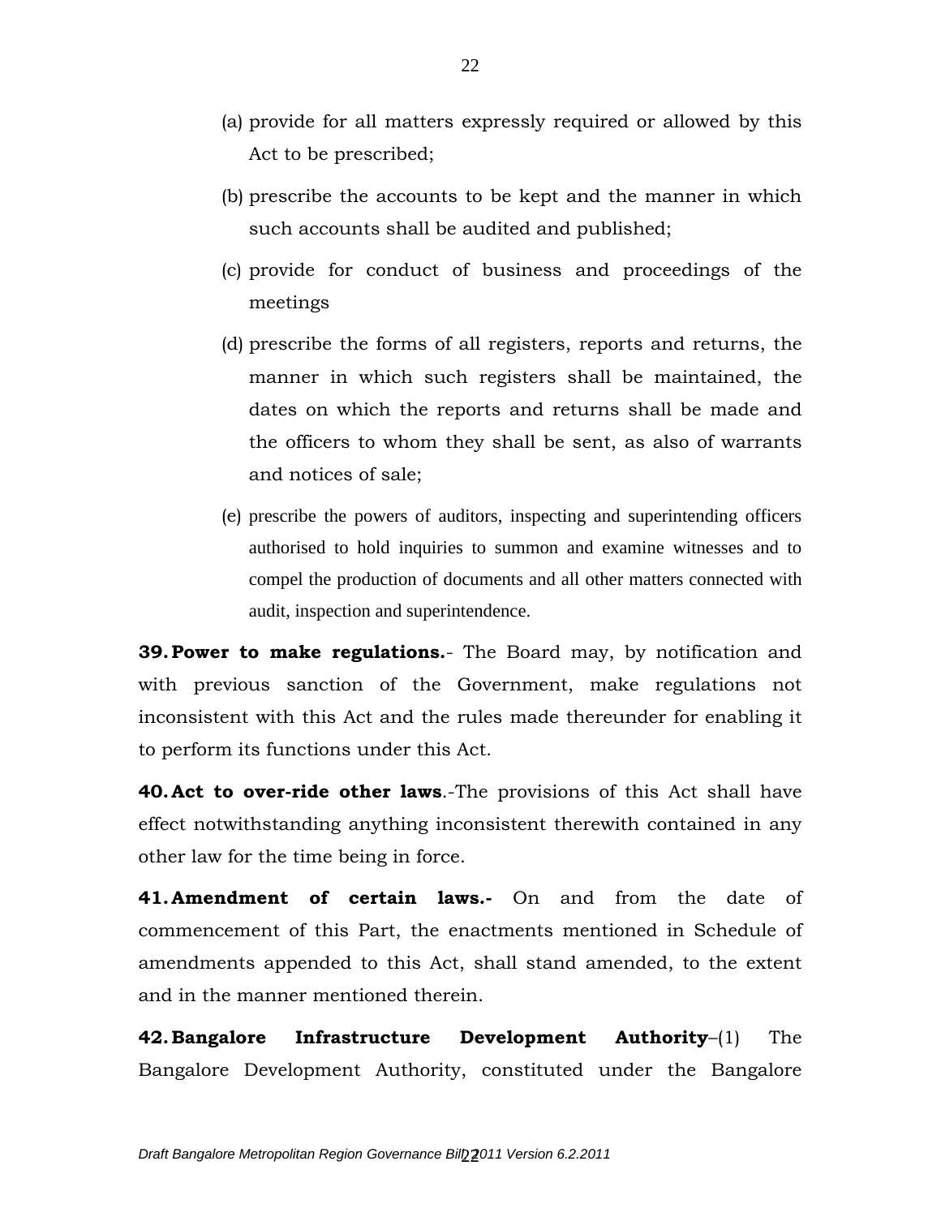(a) provide for all matters expressly required or allowed by this Act to be prescribed;

(b) prescribe the accounts to be kept and the manner in which such accounts shall be audited and published;

(c) provide for conduct of business and proceedings of the meetings

(d) prescribe the forms of all registers, reports and returns, the manner in which such registers shall be maintained, the dates on which the reports and returns shall be made and the officers to whom they shall be sent, as also of warrants and notices of sale;

(e) prescribe the powers of auditors, inspecting and superintending officers authorised to hold inquiries to summon and examine witnesses and to compel the production of documents and all other matters connected with audit, inspection and superintendence.

**39. Power to make regulations.**- The Board may, by notification and with previous sanction of the Government, make regulations not inconsistent with this Act and the rules made thereunder for enabling it to perform its functions under this Act.

**40. Act to over-ride other laws**.-The provisions of this Act shall have effect notwithstanding anything inconsistent therewith contained in any other law for the time being in force.

**41. Amendment of certain laws.-** On and from the date of commencement of this Part, the enactments mentioned in Schedule of amendments appended to this Act, shall stand amended, to the extent and in the manner mentioned therein.

**42. Bangalore Infrastructure Development Authority**–(1) The Bangalore Development Authority, constituted under the Bangalore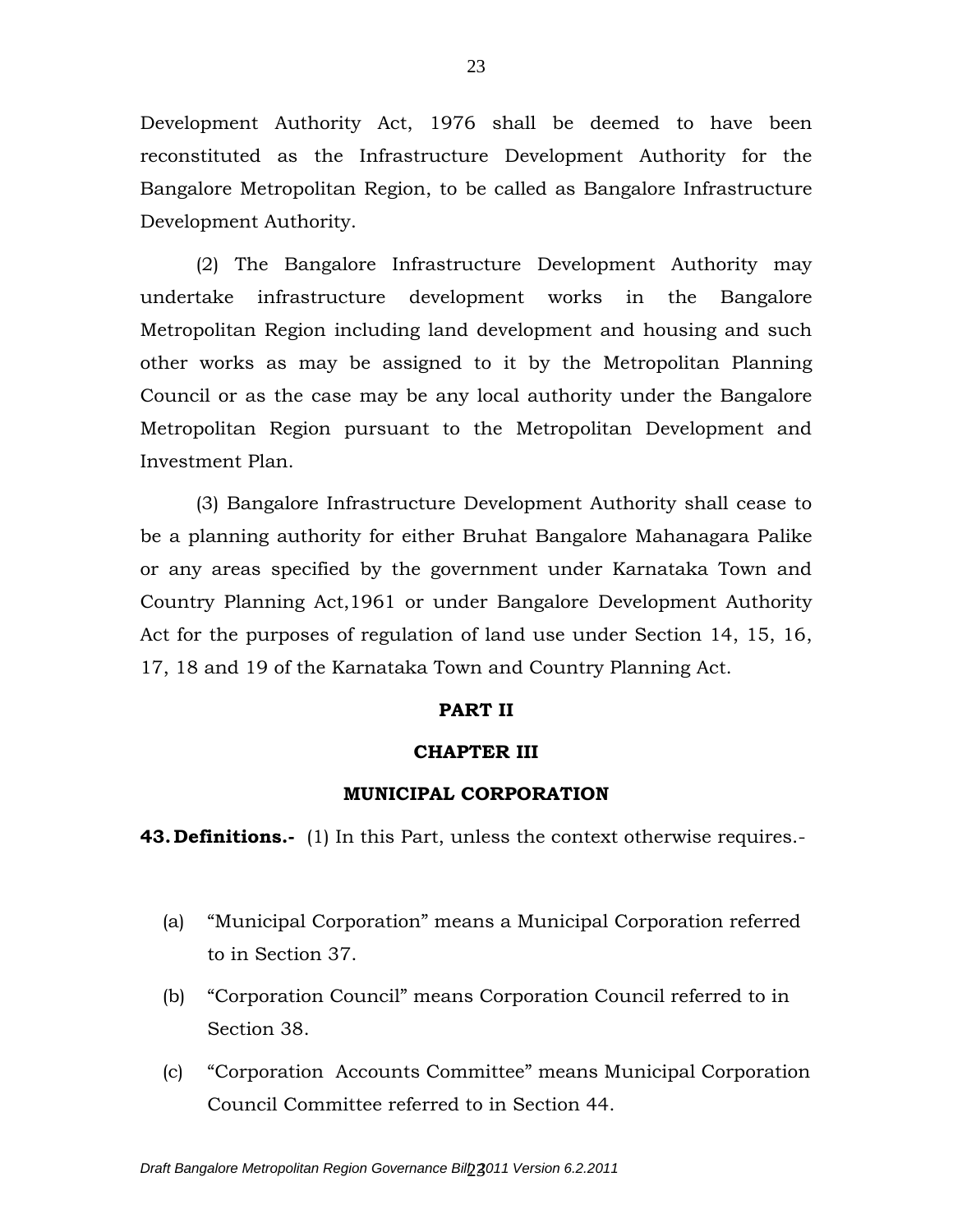Development Authority Act, 1976 shall be deemed to have been reconstituted as the Infrastructure Development Authority for the Bangalore Metropolitan Region, to be called as Bangalore Infrastructure Development Authority.

(2) The Bangalore Infrastructure Development Authority may undertake infrastructure development works in the Bangalore Metropolitan Region including land development and housing and such other works as may be assigned to it by the Metropolitan Planning Council or as the case may be any local authority under the Bangalore Metropolitan Region pursuant to the Metropolitan Development and Investment Plan.

(3) Bangalore Infrastructure Development Authority shall cease to be a planning authority for either Bruhat Bangalore Mahanagara Palike or any areas specified by the government under Karnataka Town and Country Planning Act,1961 or under Bangalore Development Authority Act for the purposes of regulation of land use under Section 14, 15, 16, 17, 18 and 19 of the Karnataka Town and Country Planning Act.

## PART II

## CHAPTER III

## MUNICIPAL CORPORATION

**43. Definitions.-** (1) In this Part, unless the context otherwise requires.-

(a) "Municipal Corporation" means a Municipal Corporation referred to in Section 37.

(b) "Corporation Council" means Corporation Council referred to in Section 38.

(c) "Corporation Accounts Committee" means Municipal Corporation Council Committee referred to in Section 44.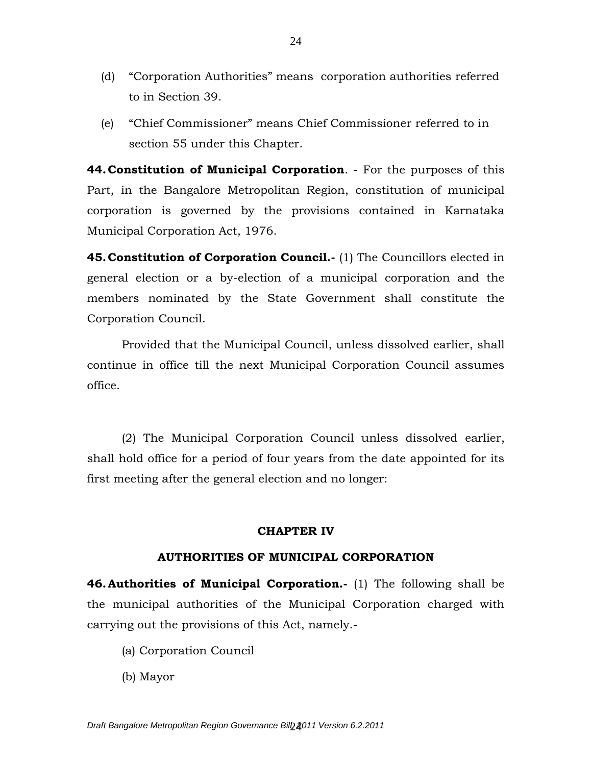(d) "Corporation Authorities" means corporation authorities referred to in Section 39.

(e) "Chief Commissioner" means Chief Commissioner referred to in section 55 under this Chapter.

**44. Constitution of Municipal Corporation**. - For the purposes of this Part, in the Bangalore Metropolitan Region, constitution of municipal corporation is governed by the provisions contained in Karnataka Municipal Corporation Act, 1976.

**45. Constitution of Corporation Council.-** (1) The Councillors elected in general election or a by-election of a municipal corporation and the members nominated by the State Government shall constitute the Corporation Council.

Provided that the Municipal Council, unless dissolved earlier, shall continue in office till the next Municipal Corporation Council assumes office.

(2) The Municipal Corporation Council unless dissolved earlier, shall hold office for a period of four years from the date appointed for its first meeting after the general election and no longer:

## CHAPTER IV

## AUTHORITIES OF MUNICIPAL CORPORATION

**46. Authorities of Municipal Corporation.-** (1) The following shall be the municipal authorities of the Municipal Corporation charged with carrying out the provisions of this Act, namely.-

(a) Corporation Council

(b) Mayor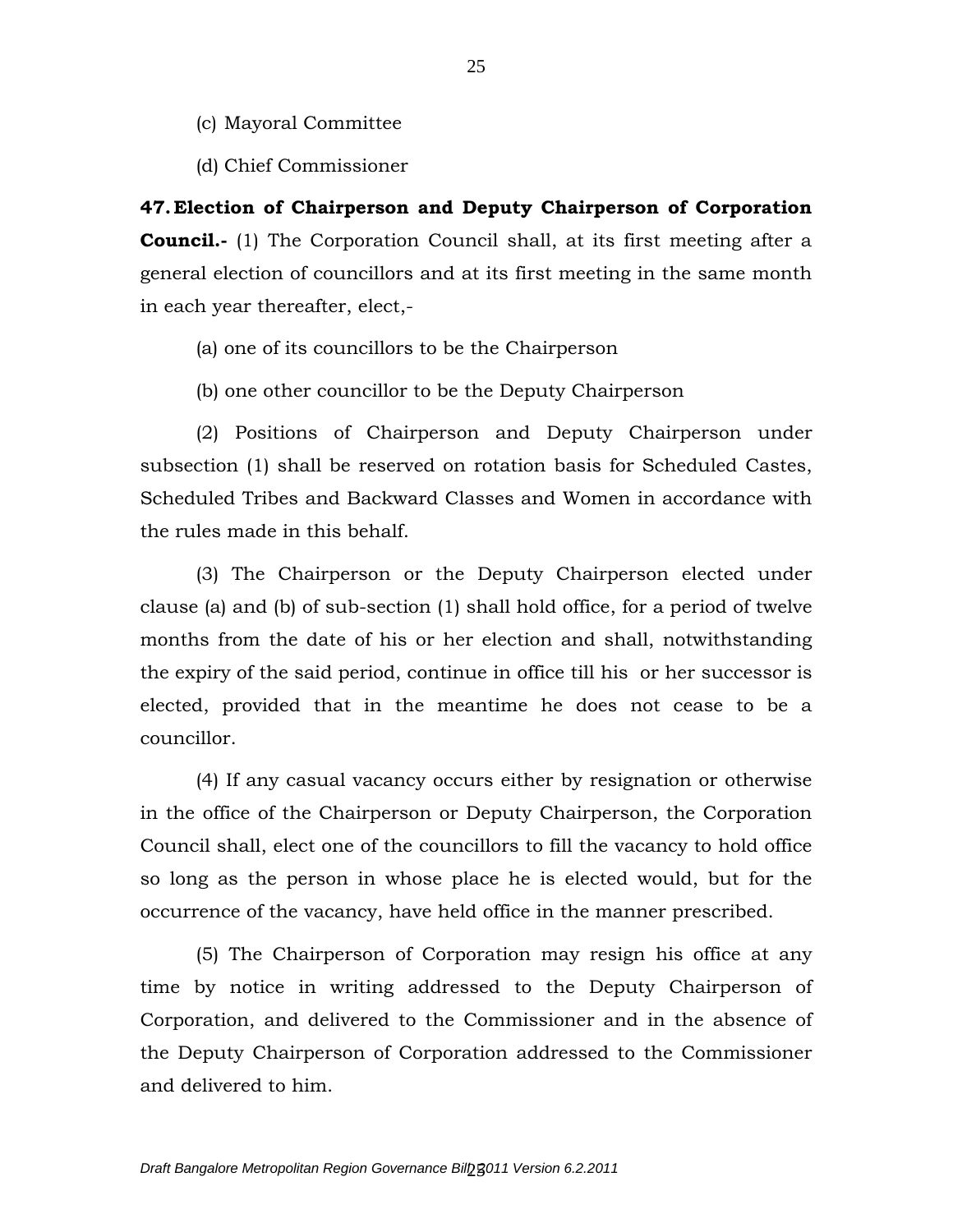(c) Mayoral Committee

(d) Chief Commissioner

**47. Election of Chairperson and Deputy Chairperson of Corporation Council.-** (1) The Corporation Council shall, at its first meeting after a general election of councillors and at its first meeting in the same month in each year thereafter, elect,-

(a) one of its councillors to be the Chairperson

(b) one other councillor to be the Deputy Chairperson

(2) Positions of Chairperson and Deputy Chairperson under subsection (1) shall be reserved on rotation basis for Scheduled Castes, Scheduled Tribes and Backward Classes and Women in accordance with the rules made in this behalf.

(3) The Chairperson or the Deputy Chairperson elected under clause (a) and (b) of sub-section (1) shall hold office, for a period of twelve months from the date of his or her election and shall, notwithstanding the expiry of the said period, continue in office till his or her successor is elected, provided that in the meantime he does not cease to be a councillor.

(4) If any casual vacancy occurs either by resignation or otherwise in the office of the Chairperson or Deputy Chairperson, the Corporation Council shall, elect one of the councillors to fill the vacancy to hold office so long as the person in whose place he is elected would, but for the occurrence of the vacancy, have held office in the manner prescribed.

(5) The Chairperson of Corporation may resign his office at any time by notice in writing addressed to the Deputy Chairperson of Corporation, and delivered to the Commissioner and in the absence of the Deputy Chairperson of Corporation addressed to the Commissioner and delivered to him.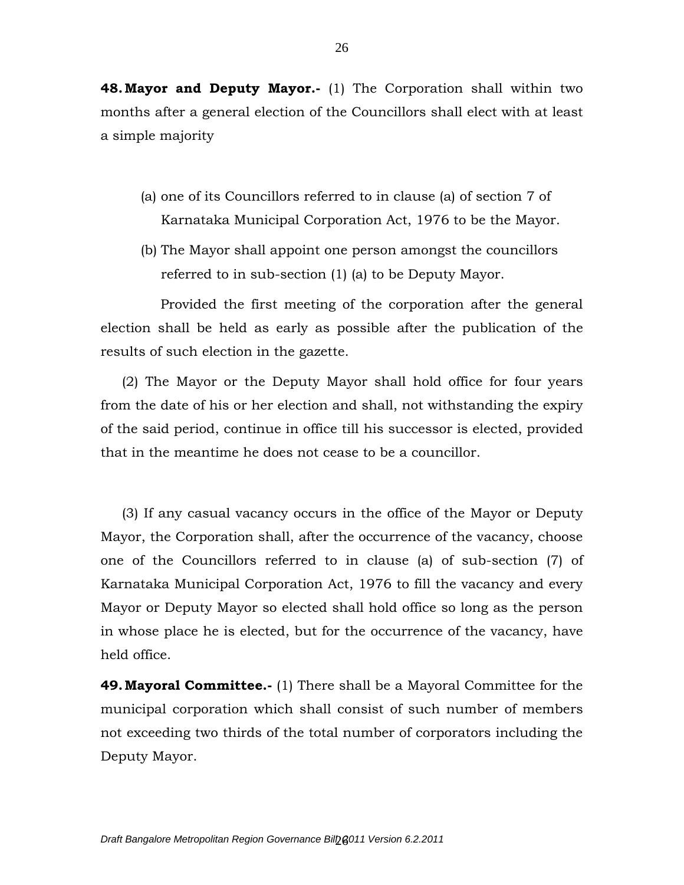**48. Mayor and Deputy Mayor.-** (1) The Corporation shall within two months after a general election of the Councillors shall elect with at least a simple majority

(a) one of its Councillors referred to in clause (a) of section 7 of Karnataka Municipal Corporation Act, 1976 to be the Mayor.

(b) The Mayor shall appoint one person amongst the councillors referred to in sub-section (1) (a) to be Deputy Mayor.

Provided the first meeting of the corporation after the general election shall be held as early as possible after the publication of the results of such election in the gazette.

(2) The Mayor or the Deputy Mayor shall hold office for four years from the date of his or her election and shall, not withstanding the expiry of the said period, continue in office till his successor is elected, provided that in the meantime he does not cease to be a councillor.

(3) If any casual vacancy occurs in the office of the Mayor or Deputy Mayor, the Corporation shall, after the occurrence of the vacancy, choose one of the Councillors referred to in clause (a) of sub-section (7) of Karnataka Municipal Corporation Act, 1976 to fill the vacancy and every Mayor or Deputy Mayor so elected shall hold office so long as the person in whose place he is elected, but for the occurrence of the vacancy, have held office.

**49. Mayoral Committee.-** (1) There shall be a Mayoral Committee for the municipal corporation which shall consist of such number of members not exceeding two thirds of the total number of corporators including the Deputy Mayor.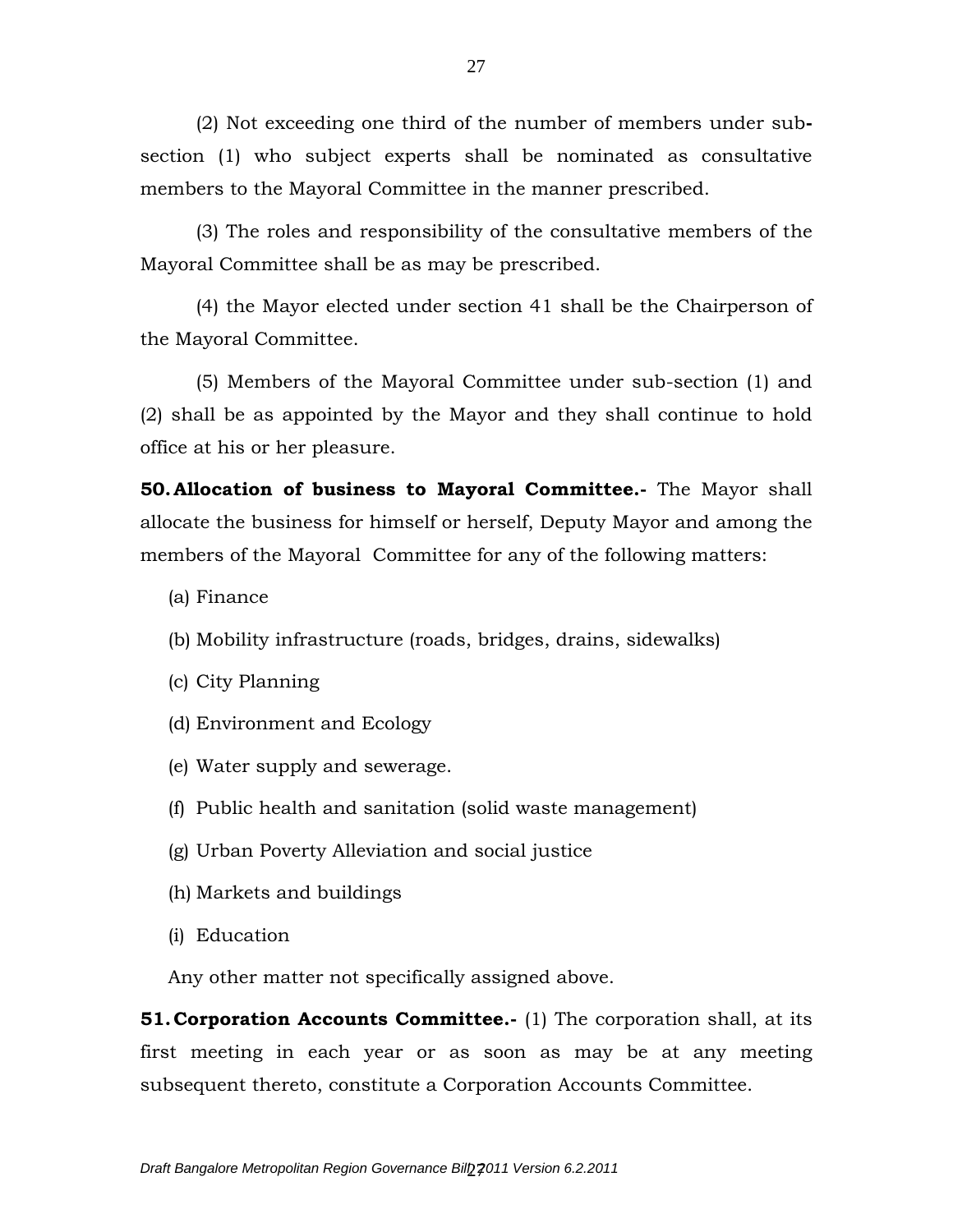(2) Not exceeding one third of the number of members under sub-section (1) who subject experts shall be nominated as consultative members to the Mayoral Committee in the manner prescribed.

(3) The roles and responsibility of the consultative members of the Mayoral Committee shall be as may be prescribed.

(4) the Mayor elected under section 41 shall be the Chairperson of the Mayoral Committee.

(5) Members of the Mayoral Committee under sub-section (1) and (2) shall be as appointed by the Mayor and they shall continue to hold office at his or her pleasure.

**50. Allocation of business to Mayoral Committee.-** The Mayor shall allocate the business for himself or herself, Deputy Mayor and among the members of the Mayoral Committee for any of the following matters:

(a) Finance

(b) Mobility infrastructure (roads, bridges, drains, sidewalks)

(c) City Planning

(d) Environment and Ecology

(e) Water supply and sewerage.

(f) Public health and sanitation (solid waste management)

(g) Urban Poverty Alleviation and social justice

(h) Markets and buildings

(i) Education

Any other matter not specifically assigned above.

**51. Corporation Accounts Committee.-** (1) The corporation shall, at its first meeting in each year or as soon as may be at any meeting subsequent thereto, constitute a Corporation Accounts Committee.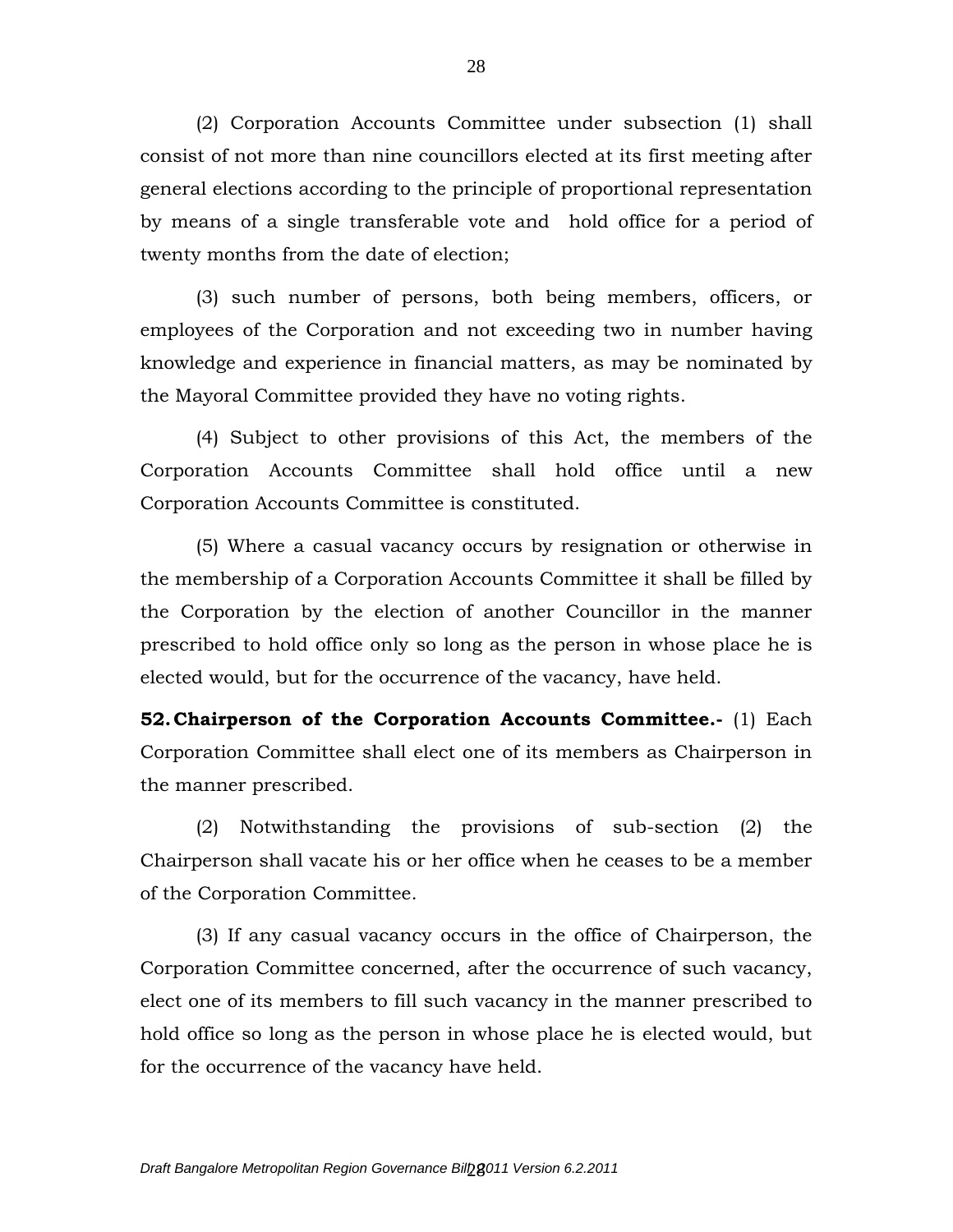(2) Corporation Accounts Committee under subsection (1) shall consist of not more than nine councillors elected at its first meeting after general elections according to the principle of proportional representation by means of a single transferable vote and hold office for a period of twenty months from the date of election;

(3) such number of persons, both being members, officers, or employees of the Corporation and not exceeding two in number having knowledge and experience in financial matters, as may be nominated by the Mayoral Committee provided they have no voting rights.

(4) Subject to other provisions of this Act, the members of the Corporation Accounts Committee shall hold office until a new Corporation Accounts Committee is constituted.

(5) Where a casual vacancy occurs by resignation or otherwise in the membership of a Corporation Accounts Committee it shall be filled by the Corporation by the election of another Councillor in the manner prescribed to hold office only so long as the person in whose place he is elected would, but for the occurrence of the vacancy, have held.

**52. Chairperson of the Corporation Accounts Committee.-** (1) Each Corporation Committee shall elect one of its members as Chairperson in the manner prescribed.

(2) Notwithstanding the provisions of sub-section (2) the Chairperson shall vacate his or her office when he ceases to be a member of the Corporation Committee.

(3) If any casual vacancy occurs in the office of Chairperson, the Corporation Committee concerned, after the occurrence of such vacancy, elect one of its members to fill such vacancy in the manner prescribed to hold office so long as the person in whose place he is elected would, but for the occurrence of the vacancy have held.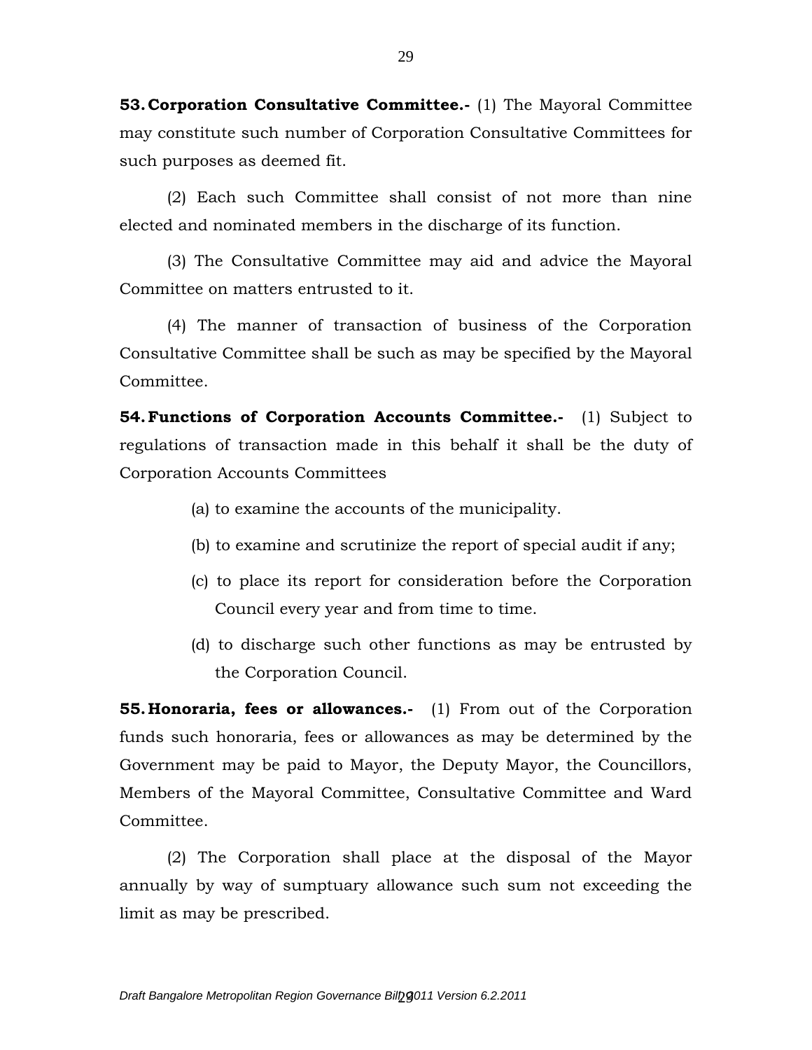**53. Corporation Consultative Committee.-** (1) The Mayoral Committee may constitute such number of Corporation Consultative Committees for such purposes as deemed fit.

(2) Each such Committee shall consist of not more than nine elected and nominated members in the discharge of its function.

(3) The Consultative Committee may aid and advice the Mayoral Committee on matters entrusted to it.

(4) The manner of transaction of business of the Corporation Consultative Committee shall be such as may be specified by the Mayoral Committee.

**54. Functions of Corporation Accounts Committee.-** (1) Subject to regulations of transaction made in this behalf it shall be the duty of Corporation Accounts Committees

(a) to examine the accounts of the municipality.

(b) to examine and scrutinize the report of special audit if any;

(c) to place its report for consideration before the Corporation Council every year and from time to time.

(d) to discharge such other functions as may be entrusted by the Corporation Council.

**55. Honoraria, fees or allowances.-** (1) From out of the Corporation funds such honoraria, fees or allowances as may be determined by the Government may be paid to Mayor, the Deputy Mayor, the Councillors, Members of the Mayoral Committee, Consultative Committee and Ward Committee.

(2) The Corporation shall place at the disposal of the Mayor annually by way of sumptuary allowance such sum not exceeding the limit as may be prescribed.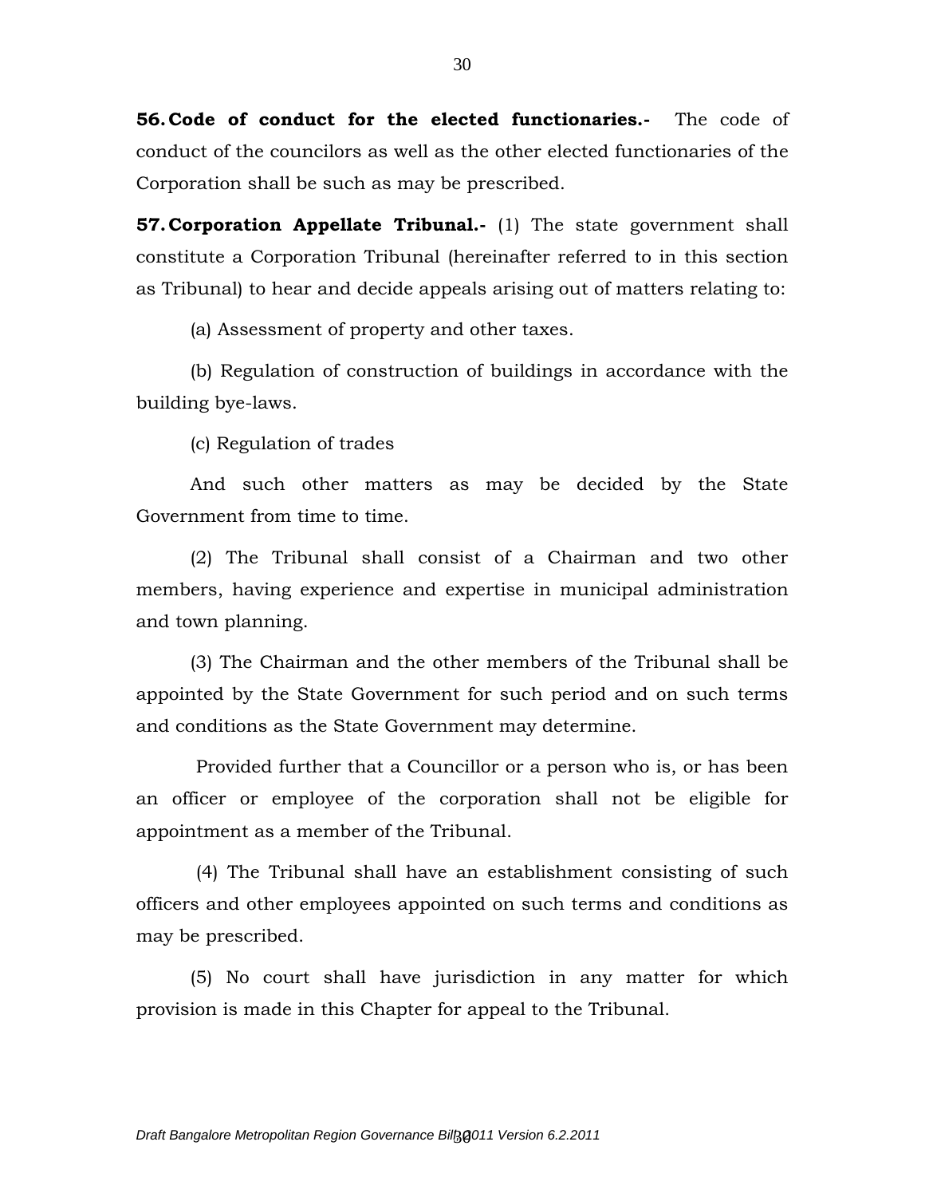**56. Code of conduct for the elected functionaries.-** The code of conduct of the councilors as well as the other elected functionaries of the Corporation shall be such as may be prescribed.

**57. Corporation Appellate Tribunal.-** (1) The state government shall constitute a Corporation Tribunal (hereinafter referred to in this section as Tribunal) to hear and decide appeals arising out of matters relating to:

(a) Assessment of property and other taxes.

(b) Regulation of construction of buildings in accordance with the building bye-laws.

(c) Regulation of trades

And such other matters as may be decided by the State Government from time to time.

(2) The Tribunal shall consist of a Chairman and two other members, having experience and expertise in municipal administration and town planning.

(3) The Chairman and the other members of the Tribunal shall be appointed by the State Government for such period and on such terms and conditions as the State Government may determine.

Provided further that a Councillor or a person who is, or has been an officer or employee of the corporation shall not be eligible for appointment as a member of the Tribunal.

(4) The Tribunal shall have an establishment consisting of such officers and other employees appointed on such terms and conditions as may be prescribed.

(5) No court shall have jurisdiction in any matter for which provision is made in this Chapter for appeal to the Tribunal.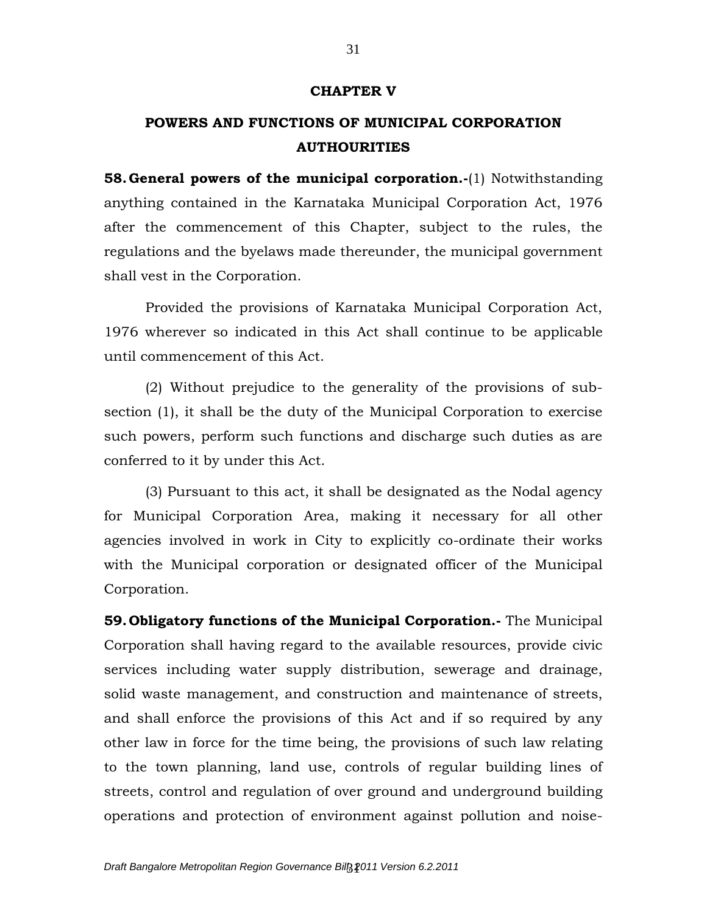## CHAPTER V

## POWERS AND FUNCTIONS OF MUNICIPAL CORPORATION AUTHOURITIES

**58. General powers of the municipal corporation.-**(1) Notwithstanding anything contained in the Karnataka Municipal Corporation Act, 1976 after the commencement of this Chapter, subject to the rules, the regulations and the byelaws made thereunder, the municipal government shall vest in the Corporation.

Provided the provisions of Karnataka Municipal Corporation Act, 1976 wherever so indicated in this Act shall continue to be applicable until commencement of this Act.

(2) Without prejudice to the generality of the provisions of sub-section (1), it shall be the duty of the Municipal Corporation to exercise such powers, perform such functions and discharge such duties as are conferred to it by under this Act.

(3) Pursuant to this act, it shall be designated as the Nodal agency for Municipal Corporation Area, making it necessary for all other agencies involved in work in City to explicitly co-ordinate their works with the Municipal corporation or designated officer of the Municipal Corporation.

**59. Obligatory functions of the Municipal Corporation.-** The Municipal Corporation shall having regard to the available resources, provide civic services including water supply distribution, sewerage and drainage, solid waste management, and construction and maintenance of streets, and shall enforce the provisions of this Act and if so required by any other law in force for the time being, the provisions of such law relating to the town planning, land use, controls of regular building lines of streets, control and regulation of over ground and underground building operations and protection of environment against pollution and noise-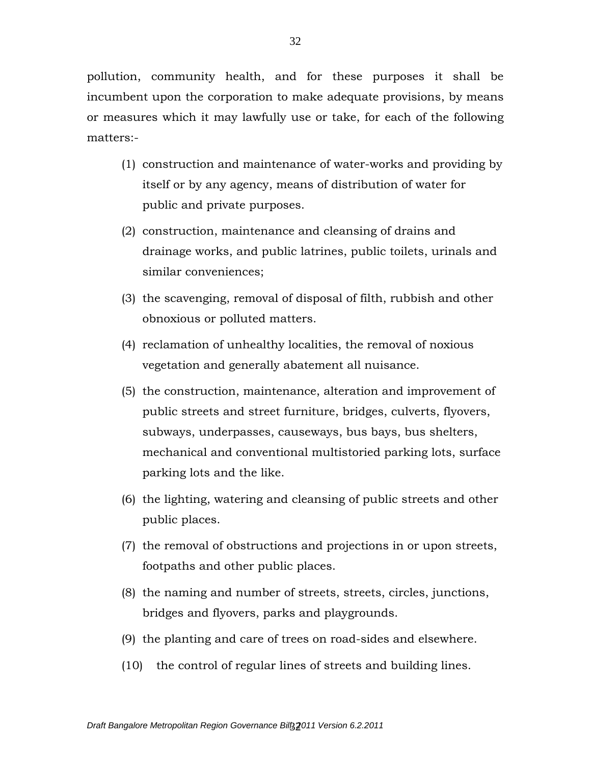pollution, community health, and for these purposes it shall be incumbent upon the corporation to make adequate provisions, by means or measures which it may lawfully use or take, for each of the following matters:-

(1) construction and maintenance of water-works and providing by itself or by any agency, means of distribution of water for public and private purposes.

(2) construction, maintenance and cleansing of drains and drainage works, and public latrines, public toilets, urinals and similar conveniences;

(3) the scavenging, removal of disposal of filth, rubbish and other obnoxious or polluted matters.

(4) reclamation of unhealthy localities, the removal of noxious vegetation and generally abatement all nuisance.

(5) the construction, maintenance, alteration and improvement of public streets and street furniture, bridges, culverts, flyovers, subways, underpasses, causeways, bus bays, bus shelters, mechanical and conventional multistoried parking lots, surface parking lots and the like.

(6) the lighting, watering and cleansing of public streets and other public places.

(7) the removal of obstructions and projections in or upon streets, footpaths and other public places.

(8) the naming and number of streets, streets, circles, junctions, bridges and flyovers, parks and playgrounds.

(9) the planting and care of trees on road-sides and elsewhere.

(10) the control of regular lines of streets and building lines.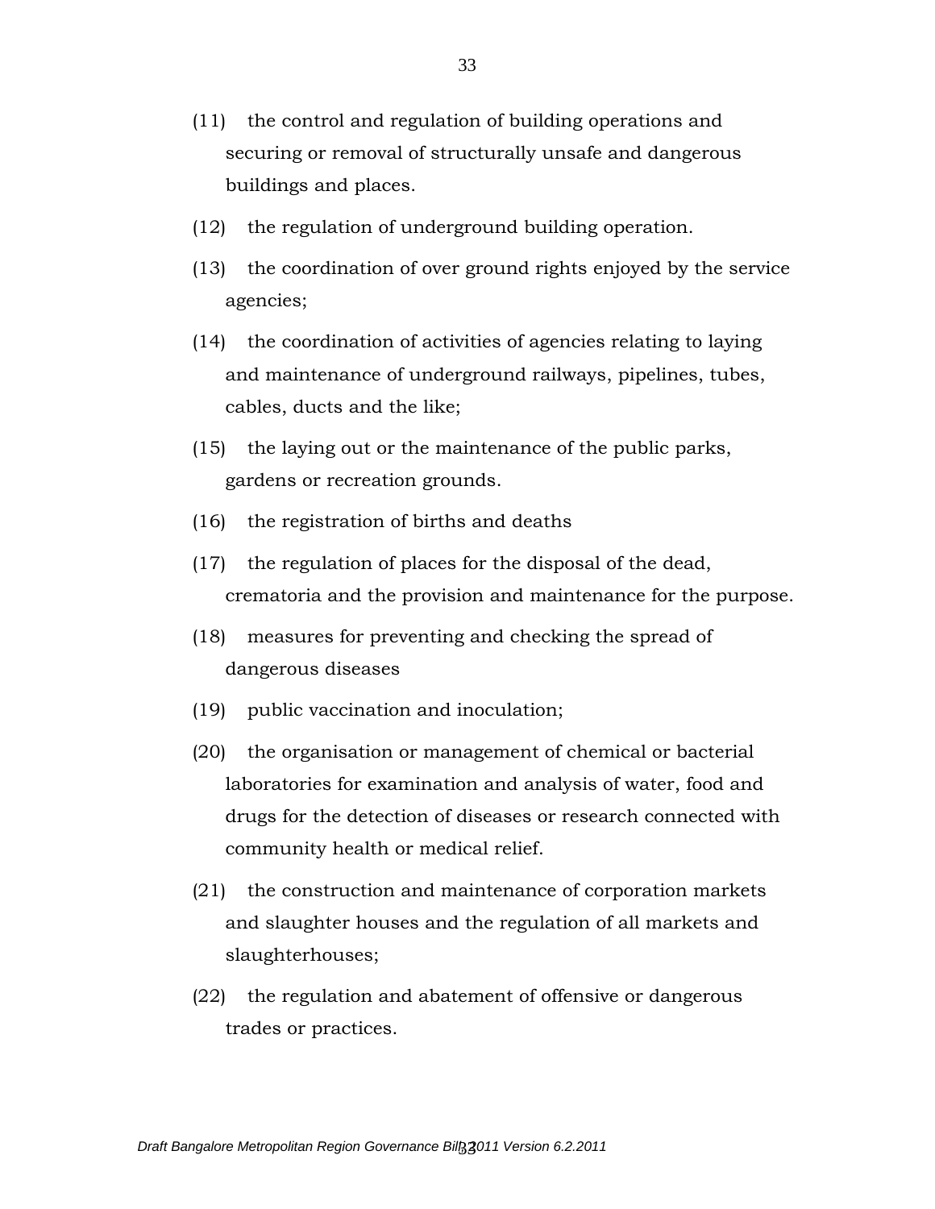(11) the control and regulation of building operations and securing or removal of structurally unsafe and dangerous buildings and places.

(12) the regulation of underground building operation.

(13) the coordination of over ground rights enjoyed by the service agencies;

(14) the coordination of activities of agencies relating to laying and maintenance of underground railways, pipelines, tubes, cables, ducts and the like;

(15) the laying out or the maintenance of the public parks, gardens or recreation grounds.

(16) the registration of births and deaths

(17) the regulation of places for the disposal of the dead, crematoria and the provision and maintenance for the purpose.

(18) measures for preventing and checking the spread of dangerous diseases

(19) public vaccination and inoculation;

(20) the organisation or management of chemical or bacterial laboratories for examination and analysis of water, food and drugs for the detection of diseases or research connected with community health or medical relief.

(21) the construction and maintenance of corporation markets and slaughter houses and the regulation of all markets and slaughterhouses;

(22) the regulation and abatement of offensive or dangerous trades or practices.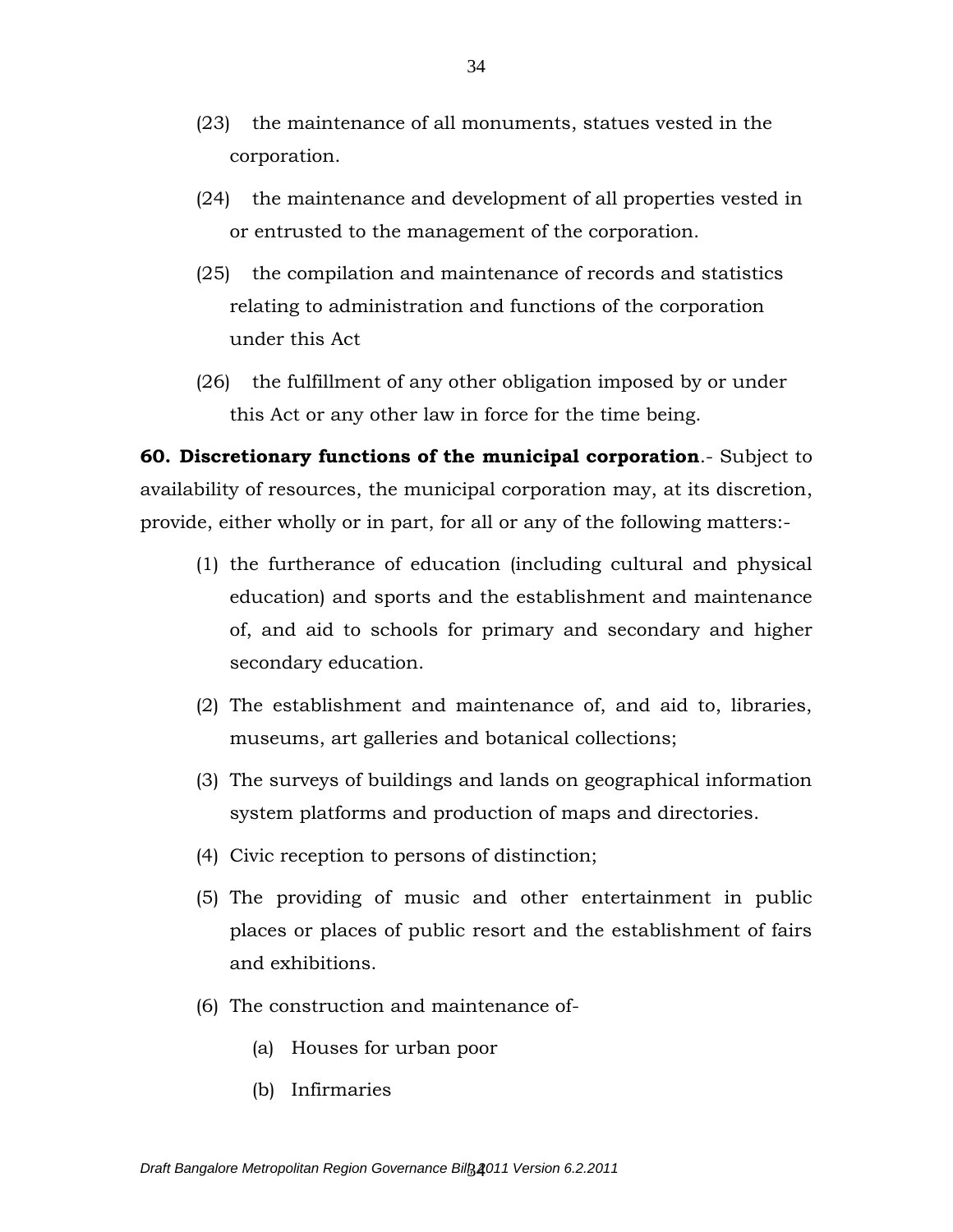(23) the maintenance of all monuments, statues vested in the corporation.

(24) the maintenance and development of all properties vested in or entrusted to the management of the corporation.

(25) the compilation and maintenance of records and statistics relating to administration and functions of the corporation under this Act

(26) the fulfillment of any other obligation imposed by or under this Act or any other law in force for the time being.

**60. Discretionary functions of the municipal corporation**.- Subject to availability of resources, the municipal corporation may, at its discretion, provide, either wholly or in part, for all or any of the following matters:-

(1) the furtherance of education (including cultural and physical education) and sports and the establishment and maintenance of, and aid to schools for primary and secondary and higher secondary education.

(2) The establishment and maintenance of, and aid to, libraries, museums, art galleries and botanical collections;

(3) The surveys of buildings and lands on geographical information system platforms and production of maps and directories.

(4) Civic reception to persons of distinction;

(5) The providing of music and other entertainment in public places or places of public resort and the establishment of fairs and exhibitions.

(6) The construction and maintenance of-

   (a) Houses for urban poor

   (b) Infirmaries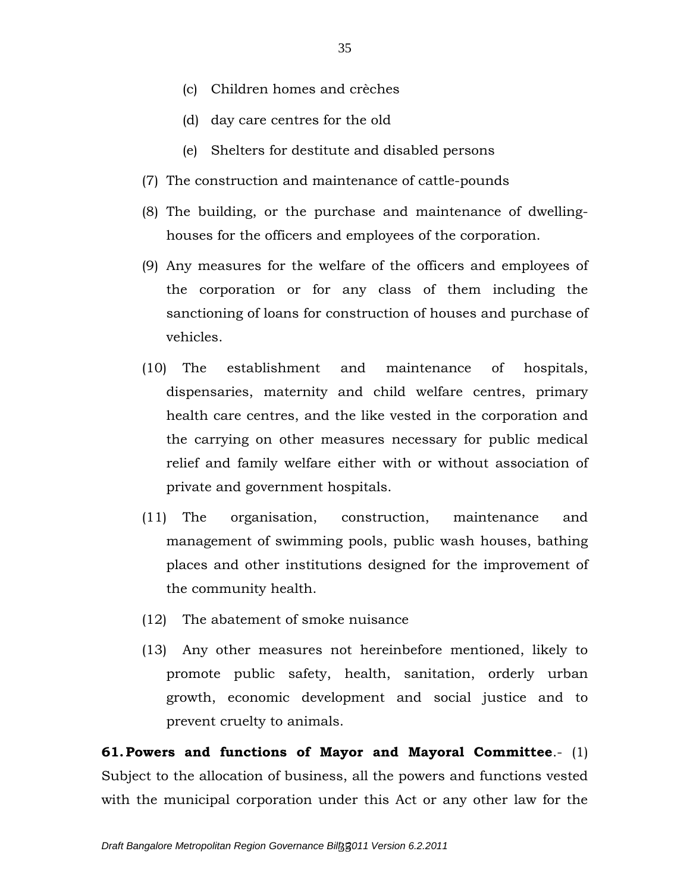(c) Children homes and crèches

(d) day care centres for the old

(e) Shelters for destitute and disabled persons

(7) The construction and maintenance of cattle-pounds

(8) The building, or the purchase and maintenance of dwelling-houses for the officers and employees of the corporation.

(9) Any measures for the welfare of the officers and employees of the corporation or for any class of them including the sanctioning of loans for construction of houses and purchase of vehicles.

(10) The establishment and maintenance of hospitals, dispensaries, maternity and child welfare centres, primary health care centres, and the like vested in the corporation and the carrying on other measures necessary for public medical relief and family welfare either with or without association of private and government hospitals.

(11) The organisation, construction, maintenance and management of swimming pools, public wash houses, bathing places and other institutions designed for the improvement of the community health.

(12) The abatement of smoke nuisance

(13) Any other measures not hereinbefore mentioned, likely to promote public safety, health, sanitation, orderly urban growth, economic development and social justice and to prevent cruelty to animals.

**61. Powers and functions of Mayor and Mayoral Committee**.- (1) Subject to the allocation of business, all the powers and functions vested with the municipal corporation under this Act or any other law for the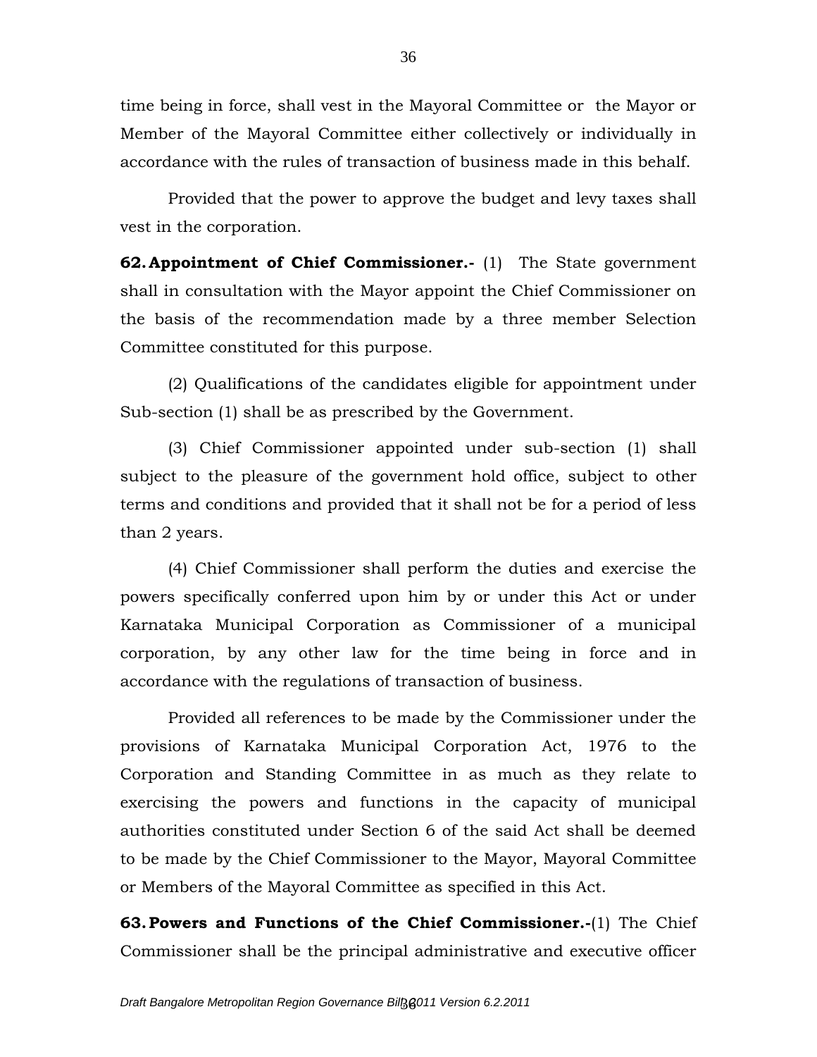time being in force, shall vest in the Mayoral Committee or the Mayor or Member of the Mayoral Committee either collectively or individually in accordance with the rules of transaction of business made in this behalf.

Provided that the power to approve the budget and levy taxes shall vest in the corporation.

**62. Appointment of Chief Commissioner.-** (1) The State government shall in consultation with the Mayor appoint the Chief Commissioner on the basis of the recommendation made by a three member Selection Committee constituted for this purpose.

(2) Qualifications of the candidates eligible for appointment under Sub-section (1) shall be as prescribed by the Government.

(3) Chief Commissioner appointed under sub-section (1) shall subject to the pleasure of the government hold office, subject to other terms and conditions and provided that it shall not be for a period of less than 2 years.

(4) Chief Commissioner shall perform the duties and exercise the powers specifically conferred upon him by or under this Act or under Karnataka Municipal Corporation as Commissioner of a municipal corporation, by any other law for the time being in force and in accordance with the regulations of transaction of business.

Provided all references to be made by the Commissioner under the provisions of Karnataka Municipal Corporation Act, 1976 to the Corporation and Standing Committee in as much as they relate to exercising the powers and functions in the capacity of municipal authorities constituted under Section 6 of the said Act shall be deemed to be made by the Chief Commissioner to the Mayor, Mayoral Committee or Members of the Mayoral Committee as specified in this Act.

**63. Powers and Functions of the Chief Commissioner.-**(1) The Chief Commissioner shall be the principal administrative and executive officer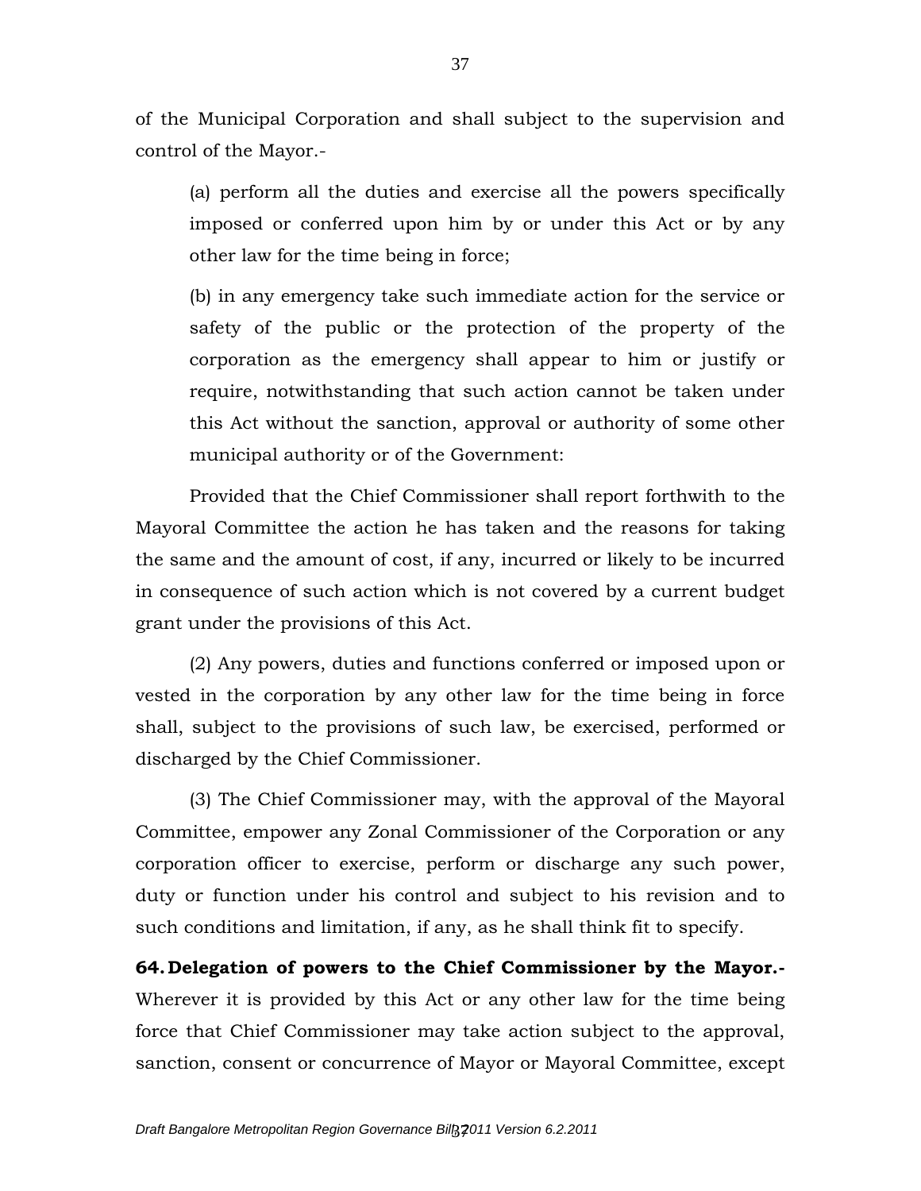of the Municipal Corporation and shall subject to the supervision and control of the Mayor.-

(a) perform all the duties and exercise all the powers specifically imposed or conferred upon him by or under this Act or by any other law for the time being in force;

(b) in any emergency take such immediate action for the service or safety of the public or the protection of the property of the corporation as the emergency shall appear to him or justify or require, notwithstanding that such action cannot be taken under this Act without the sanction, approval or authority of some other municipal authority or of the Government:

Provided that the Chief Commissioner shall report forthwith to the Mayoral Committee the action he has taken and the reasons for taking the same and the amount of cost, if any, incurred or likely to be incurred in consequence of such action which is not covered by a current budget grant under the provisions of this Act.

(2) Any powers, duties and functions conferred or imposed upon or vested in the corporation by any other law for the time being in force shall, subject to the provisions of such law, be exercised, performed or discharged by the Chief Commissioner.

(3) The Chief Commissioner may, with the approval of the Mayoral Committee, empower any Zonal Commissioner of the Corporation or any corporation officer to exercise, perform or discharge any such power, duty or function under his control and subject to his revision and to such conditions and limitation, if any, as he shall think fit to specify.

**64. Delegation of powers to the Chief Commissioner by the Mayor.-** Wherever it is provided by this Act or any other law for the time being force that Chief Commissioner may take action subject to the approval, sanction, consent or concurrence of Mayor or Mayoral Committee, except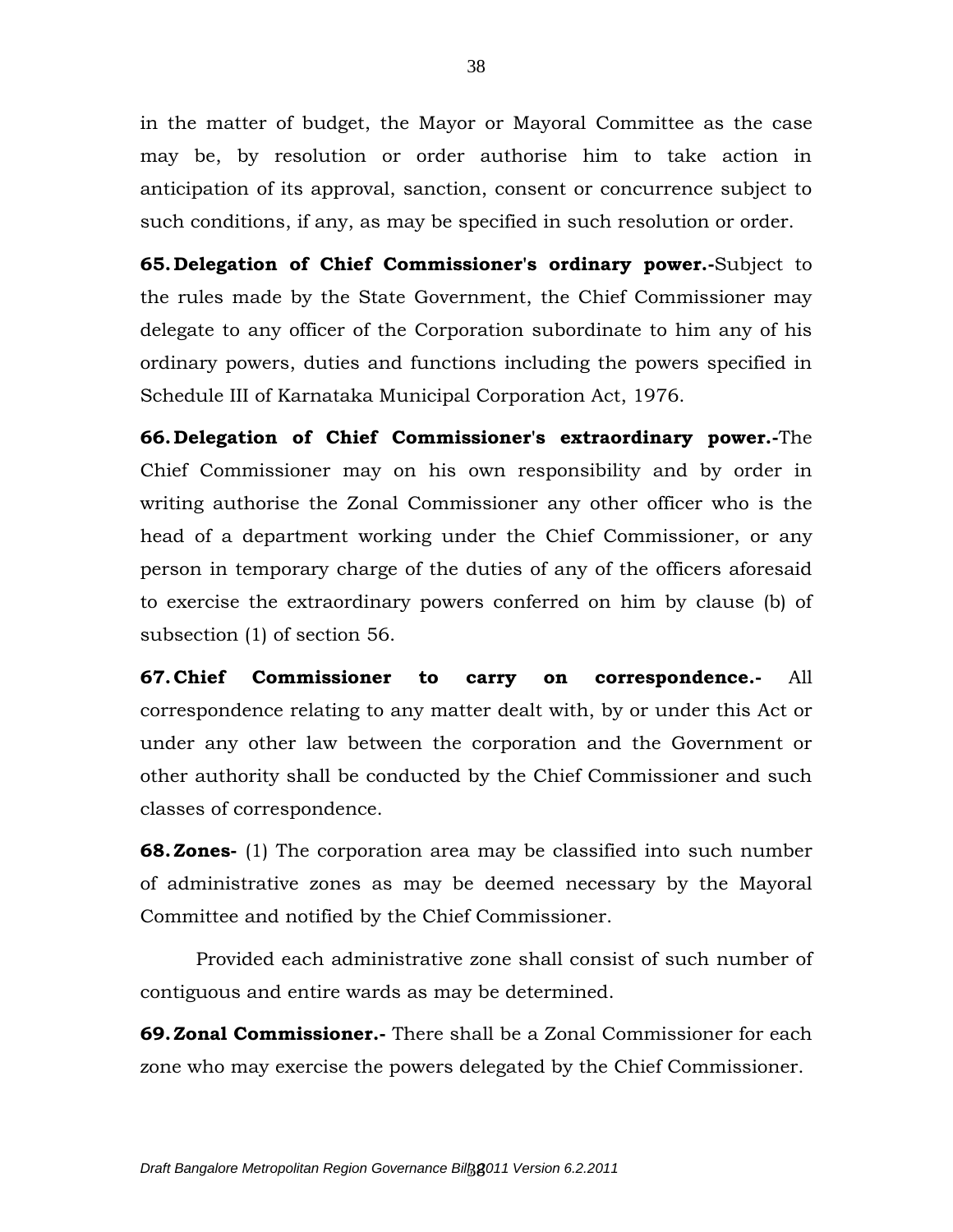in the matter of budget, the Mayor or Mayoral Committee as the case may be, by resolution or order authorise him to take action in anticipation of its approval, sanction, consent or concurrence subject to such conditions, if any, as may be specified in such resolution or order.

**65. Delegation of Chief Commissioner's ordinary power.-**Subject to the rules made by the State Government, the Chief Commissioner may delegate to any officer of the Corporation subordinate to him any of his ordinary powers, duties and functions including the powers specified in Schedule III of Karnataka Municipal Corporation Act, 1976.

**66. Delegation of Chief Commissioner's extraordinary power.-**The Chief Commissioner may on his own responsibility and by order in writing authorise the Zonal Commissioner any other officer who is the head of a department working under the Chief Commissioner, or any person in temporary charge of the duties of any of the officers aforesaid to exercise the extraordinary powers conferred on him by clause (b) of subsection (1) of section 56.

**67. Chief Commissioner to carry on correspondence.-** All correspondence relating to any matter dealt with, by or under this Act or under any other law between the corporation and the Government or other authority shall be conducted by the Chief Commissioner and such classes of correspondence.

**68. Zones-** (1) The corporation area may be classified into such number of administrative zones as may be deemed necessary by the Mayoral Committee and notified by the Chief Commissioner.

Provided each administrative zone shall consist of such number of contiguous and entire wards as may be determined.

**69. Zonal Commissioner.-** There shall be a Zonal Commissioner for each zone who may exercise the powers delegated by the Chief Commissioner.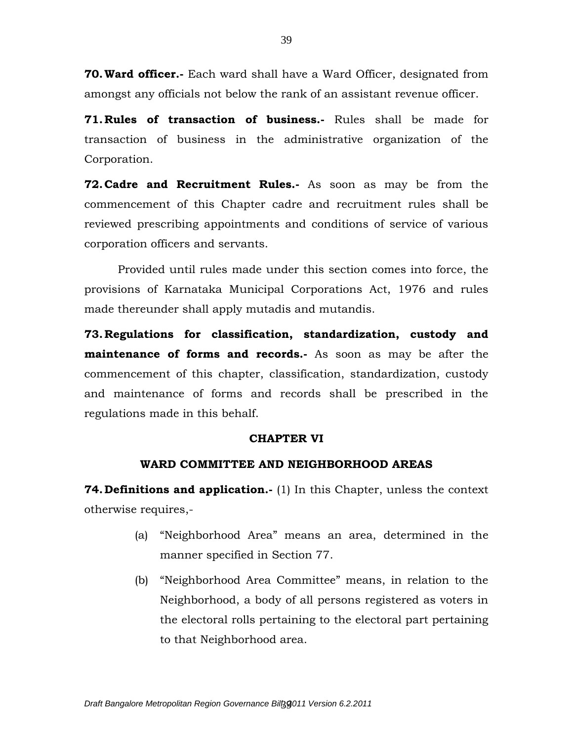**70. Ward officer.-** Each ward shall have a Ward Officer, designated from amongst any officials not below the rank of an assistant revenue officer.

**71. Rules of transaction of business.-** Rules shall be made for transaction of business in the administrative organization of the Corporation.

**72. Cadre and Recruitment Rules.-** As soon as may be from the commencement of this Chapter cadre and recruitment rules shall be reviewed prescribing appointments and conditions of service of various corporation officers and servants.

Provided until rules made under this section comes into force, the provisions of Karnataka Municipal Corporations Act, 1976 and rules made thereunder shall apply mutadis and mutandis.

**73. Regulations for classification, standardization, custody and maintenance of forms and records.-** As soon as may be after the commencement of this chapter, classification, standardization, custody and maintenance of forms and records shall be prescribed in the regulations made in this behalf.

## CHAPTER VI

## WARD COMMITTEE AND NEIGHBORHOOD AREAS

**74. Definitions and application.-** (1) In this Chapter, unless the context otherwise requires,-

(a) "Neighborhood Area" means an area, determined in the manner specified in Section 77.

(b) "Neighborhood Area Committee" means, in relation to the Neighborhood, a body of all persons registered as voters in the electoral rolls pertaining to the electoral part pertaining to that Neighborhood area.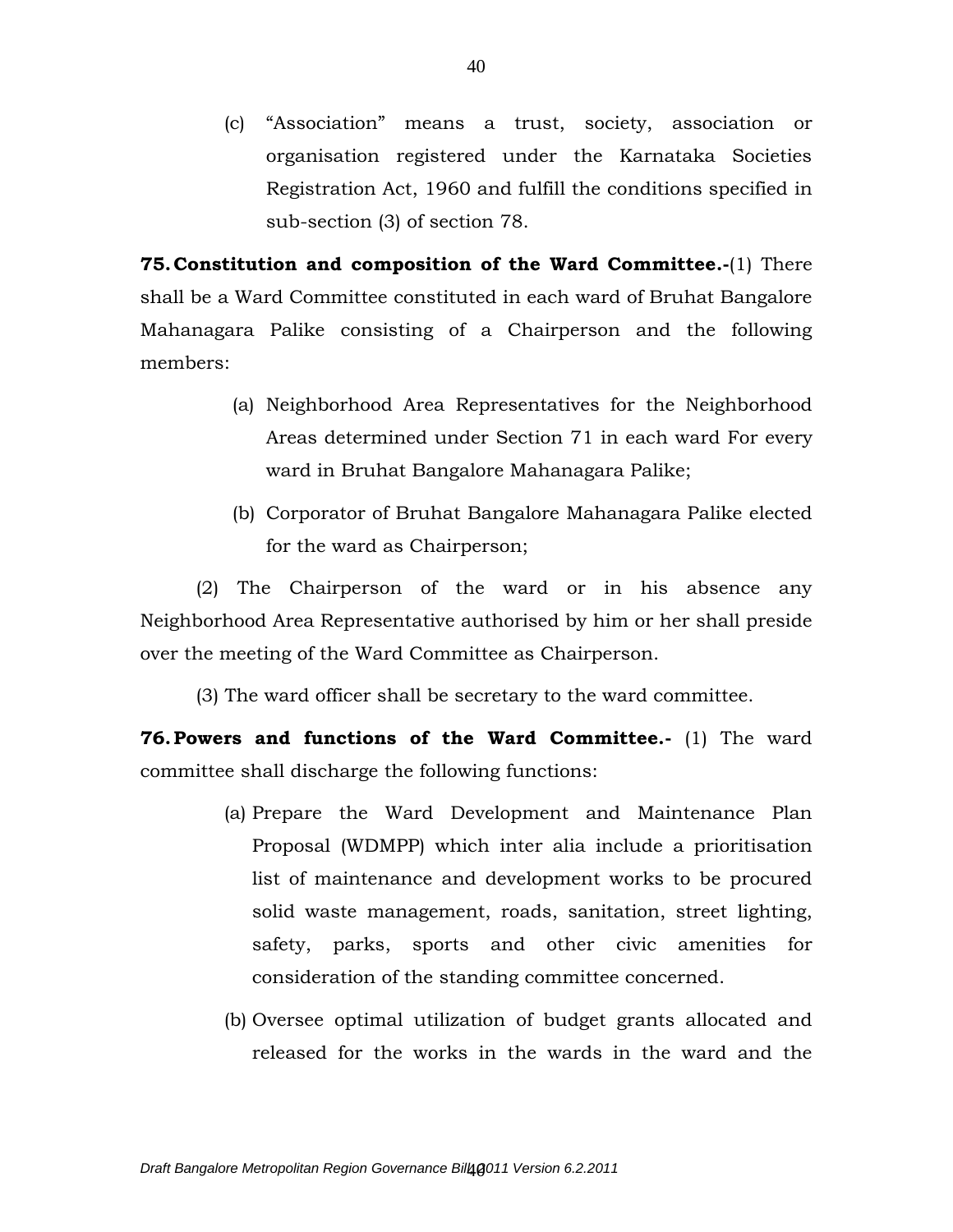(c) "Association" means a trust, society, association or organisation registered under the Karnataka Societies Registration Act, 1960 and fulfill the conditions specified in sub-section (3) of section 78.

**75. Constitution and composition of the Ward Committee.-**(1) There shall be a Ward Committee constituted in each ward of Bruhat Bangalore Mahanagara Palike consisting of a Chairperson and the following members:

(a) Neighborhood Area Representatives for the Neighborhood Areas determined under Section 71 in each ward For every ward in Bruhat Bangalore Mahanagara Palike;

(b) Corporator of Bruhat Bangalore Mahanagara Palike elected for the ward as Chairperson;

(2) The Chairperson of the ward or in his absence any Neighborhood Area Representative authorised by him or her shall preside over the meeting of the Ward Committee as Chairperson.

(3) The ward officer shall be secretary to the ward committee.

**76. Powers and functions of the Ward Committee.-** (1) The ward committee shall discharge the following functions:

(a) Prepare the Ward Development and Maintenance Plan Proposal (WDMPP) which inter alia include a prioritisation list of maintenance and development works to be procured solid waste management, roads, sanitation, street lighting, safety, parks, sports and other civic amenities for consideration of the standing committee concerned.

(b) Oversee optimal utilization of budget grants allocated and released for the works in the wards in the ward and the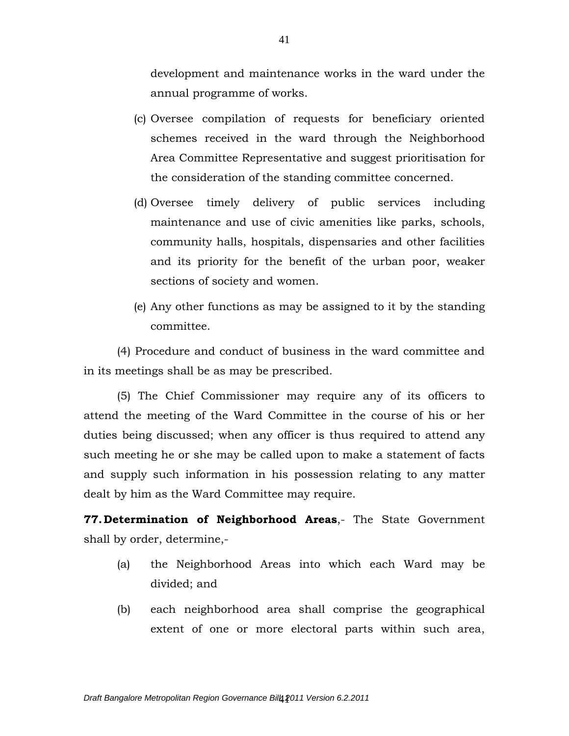development and maintenance works in the ward under the annual programme of works.

(c) Oversee compilation of requests for beneficiary oriented schemes received in the ward through the Neighborhood Area Committee Representative and suggest prioritisation for the consideration of the standing committee concerned.

(d) Oversee timely delivery of public services including maintenance and use of civic amenities like parks, schools, community halls, hospitals, dispensaries and other facilities and its priority for the benefit of the urban poor, weaker sections of society and women.

(e) Any other functions as may be assigned to it by the standing committee.

(4) Procedure and conduct of business in the ward committee and in its meetings shall be as may be prescribed.

(5) The Chief Commissioner may require any of its officers to attend the meeting of the Ward Committee in the course of his or her duties being discussed; when any officer is thus required to attend any such meeting he or she may be called upon to make a statement of facts and supply such information in his possession relating to any matter dealt by him as the Ward Committee may require.

**77. Determination of Neighborhood Areas**,- The State Government shall by order, determine,-

(a) the Neighborhood Areas into which each Ward may be divided; and

(b) each neighborhood area shall comprise the geographical extent of one or more electoral parts within such area,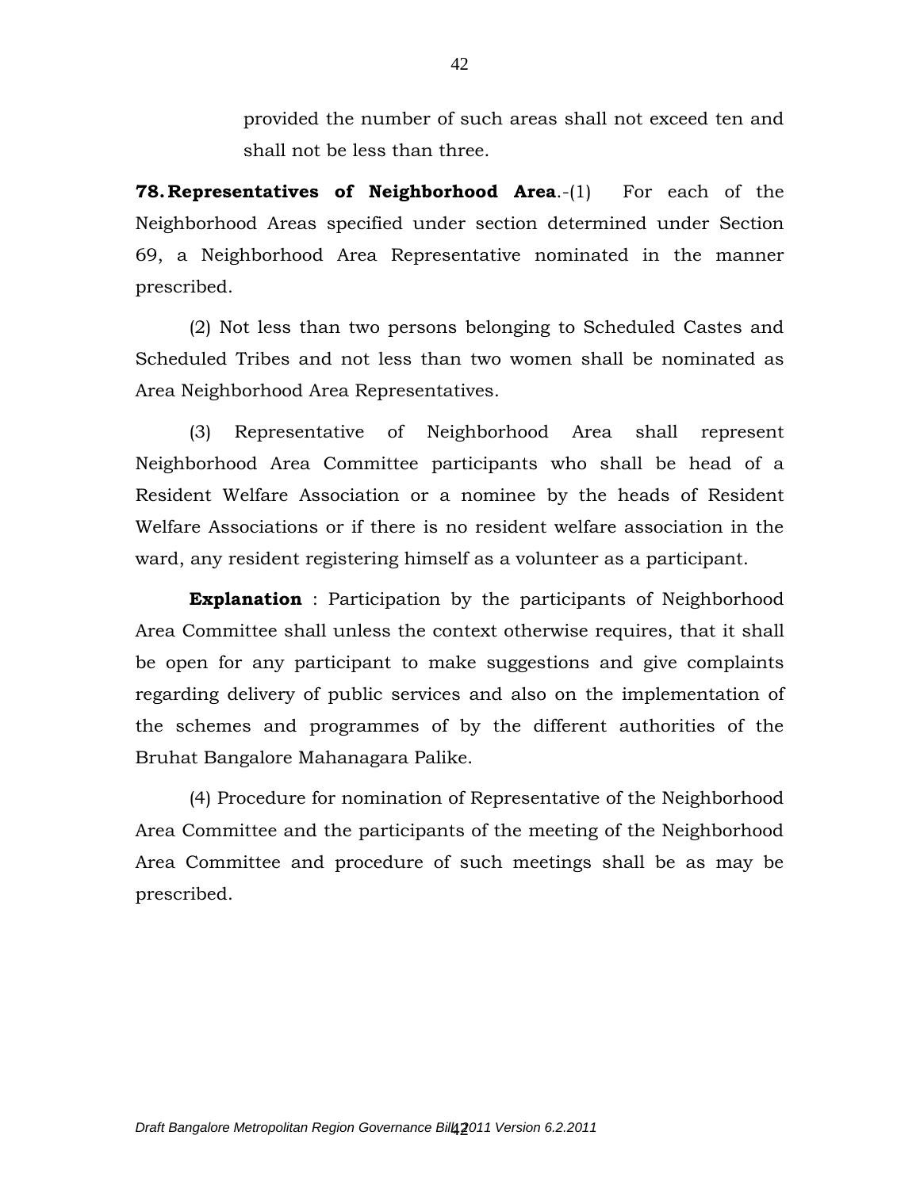provided the number of such areas shall not exceed ten and shall not be less than three.

**78. Representatives of Neighborhood Area**.-(1) For each of the Neighborhood Areas specified under section determined under Section 69, a Neighborhood Area Representative nominated in the manner prescribed.

(2) Not less than two persons belonging to Scheduled Castes and Scheduled Tribes and not less than two women shall be nominated as Area Neighborhood Area Representatives.

(3) Representative of Neighborhood Area shall represent Neighborhood Area Committee participants who shall be head of a Resident Welfare Association or a nominee by the heads of Resident Welfare Associations or if there is no resident welfare association in the ward, any resident registering himself as a volunteer as a participant.

**Explanation** : Participation by the participants of Neighborhood Area Committee shall unless the context otherwise requires, that it shall be open for any participant to make suggestions and give complaints regarding delivery of public services and also on the implementation of the schemes and programmes of by the different authorities of the Bruhat Bangalore Mahanagara Palike.

(4) Procedure for nomination of Representative of the Neighborhood Area Committee and the participants of the meeting of the Neighborhood Area Committee and procedure of such meetings shall be as may be prescribed.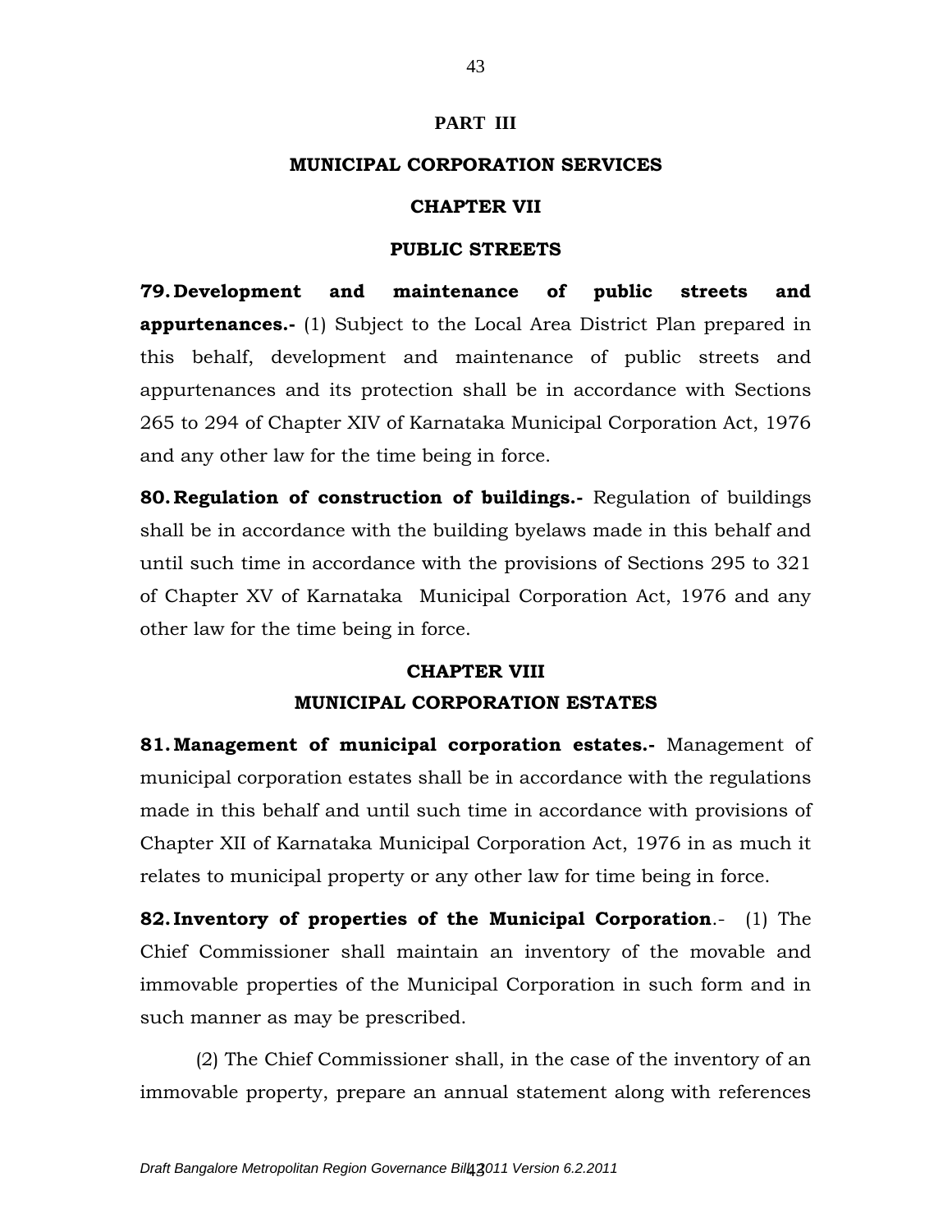## PART III

## MUNICIPAL CORPORATION SERVICES

### CHAPTER VII

### PUBLIC STREETS

**79. Development and maintenance of public streets and appurtenances.-** (1) Subject to the Local Area District Plan prepared in this behalf, development and maintenance of public streets and appurtenances and its protection shall be in accordance with Sections 265 to 294 of Chapter XIV of Karnataka Municipal Corporation Act, 1976 and any other law for the time being in force.

**80. Regulation of construction of buildings.-** Regulation of buildings shall be in accordance with the building byelaws made in this behalf and until such time in accordance with the provisions of Sections 295 to 321 of Chapter XV of Karnataka Municipal Corporation Act, 1976 and any other law for the time being in force.

### CHAPTER VIII

### MUNICIPAL CORPORATION ESTATES

**81. Management of municipal corporation estates.-** Management of municipal corporation estates shall be in accordance with the regulations made in this behalf and until such time in accordance with provisions of Chapter XII of Karnataka Municipal Corporation Act, 1976 in as much it relates to municipal property or any other law for time being in force.

**82. Inventory of properties of the Municipal Corporation**.- (1) The Chief Commissioner shall maintain an inventory of the movable and immovable properties of the Municipal Corporation in such form and in such manner as may be prescribed.

(2) The Chief Commissioner shall, in the case of the inventory of an immovable property, prepare an annual statement along with references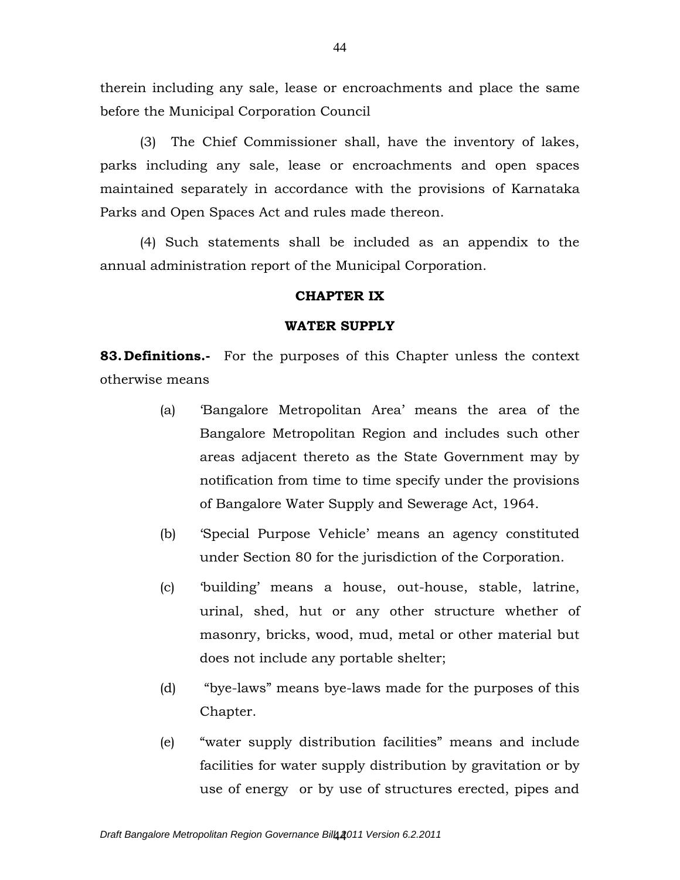therein including any sale, lease or encroachments and place the same before the Municipal Corporation Council

(3) The Chief Commissioner shall, have the inventory of lakes, parks including any sale, lease or encroachments and open spaces maintained separately in accordance with the provisions of Karnataka Parks and Open Spaces Act and rules made thereon.

(4) Such statements shall be included as an appendix to the annual administration report of the Municipal Corporation.

## CHAPTER IX

## WATER SUPPLY

**83. Definitions.-** For the purposes of this Chapter unless the context otherwise means

(a) 'Bangalore Metropolitan Area' means the area of the Bangalore Metropolitan Region and includes such other areas adjacent thereto as the State Government may by notification from time to time specify under the provisions of Bangalore Water Supply and Sewerage Act, 1964.

(b) 'Special Purpose Vehicle' means an agency constituted under Section 80 for the jurisdiction of the Corporation.

(c) 'building' means a house, out-house, stable, latrine, urinal, shed, hut or any other structure whether of masonry, bricks, wood, mud, metal or other material but does not include any portable shelter;

(d) "bye-laws" means bye-laws made for the purposes of this Chapter.

(e) "water supply distribution facilities" means and include facilities for water supply distribution by gravitation or by use of energy or by use of structures erected, pipes and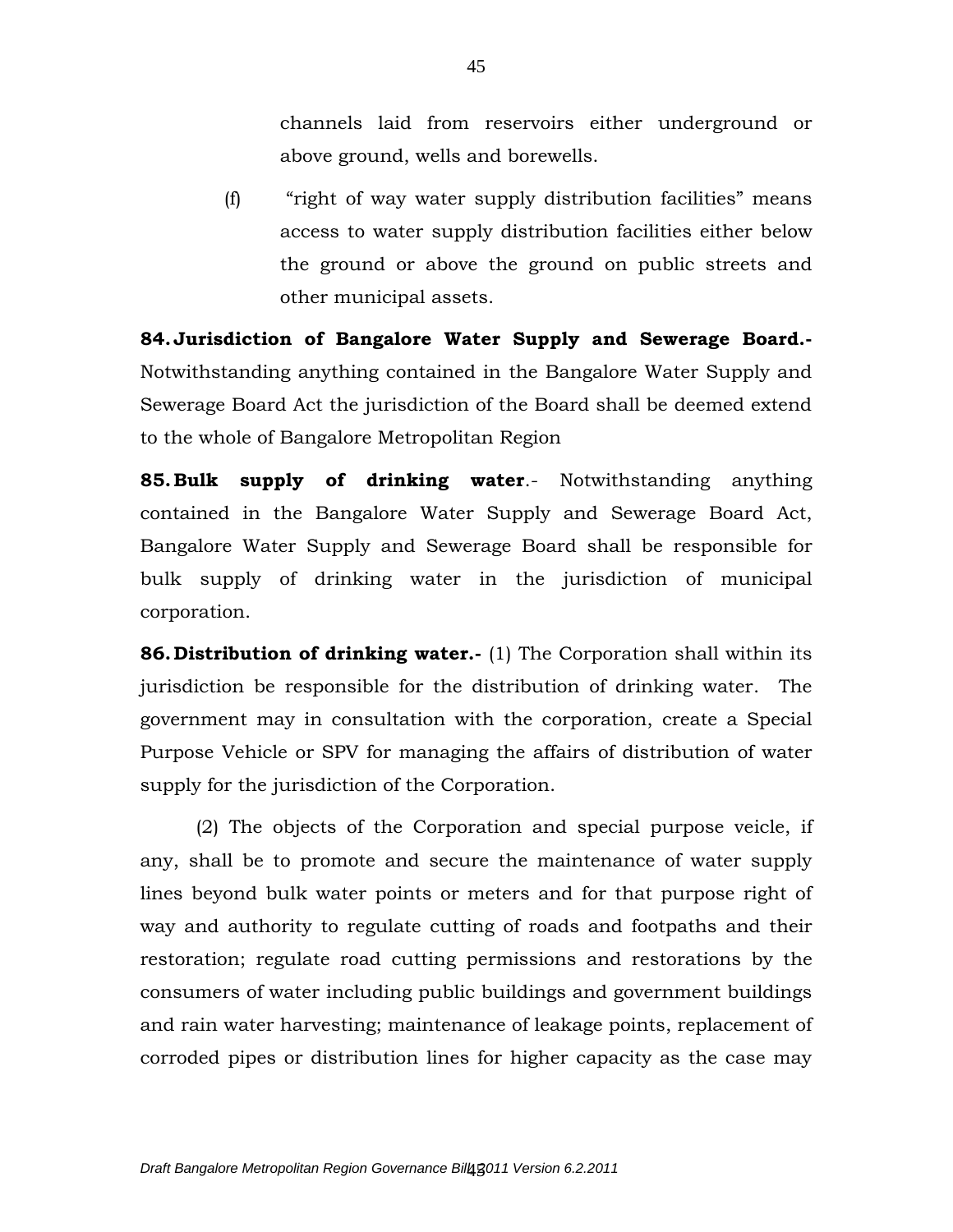channels laid from reservoirs either underground or above ground, wells and borewells.

(f) "right of way water supply distribution facilities" means access to water supply distribution facilities either below the ground or above the ground on public streets and other municipal assets.

**84. Jurisdiction of Bangalore Water Supply and Sewerage Board.-** Notwithstanding anything contained in the Bangalore Water Supply and Sewerage Board Act the jurisdiction of the Board shall be deemed extend to the whole of Bangalore Metropolitan Region

**85. Bulk supply of drinking water**.- Notwithstanding anything contained in the Bangalore Water Supply and Sewerage Board Act, Bangalore Water Supply and Sewerage Board shall be responsible for bulk supply of drinking water in the jurisdiction of municipal corporation.

**86. Distribution of drinking water.-** (1) The Corporation shall within its jurisdiction be responsible for the distribution of drinking water. The government may in consultation with the corporation, create a Special Purpose Vehicle or SPV for managing the affairs of distribution of water supply for the jurisdiction of the Corporation.

(2) The objects of the Corporation and special purpose veicle, if any, shall be to promote and secure the maintenance of water supply lines beyond bulk water points or meters and for that purpose right of way and authority to regulate cutting of roads and footpaths and their restoration; regulate road cutting permissions and restorations by the consumers of water including public buildings and government buildings and rain water harvesting; maintenance of leakage points, replacement of corroded pipes or distribution lines for higher capacity as the case may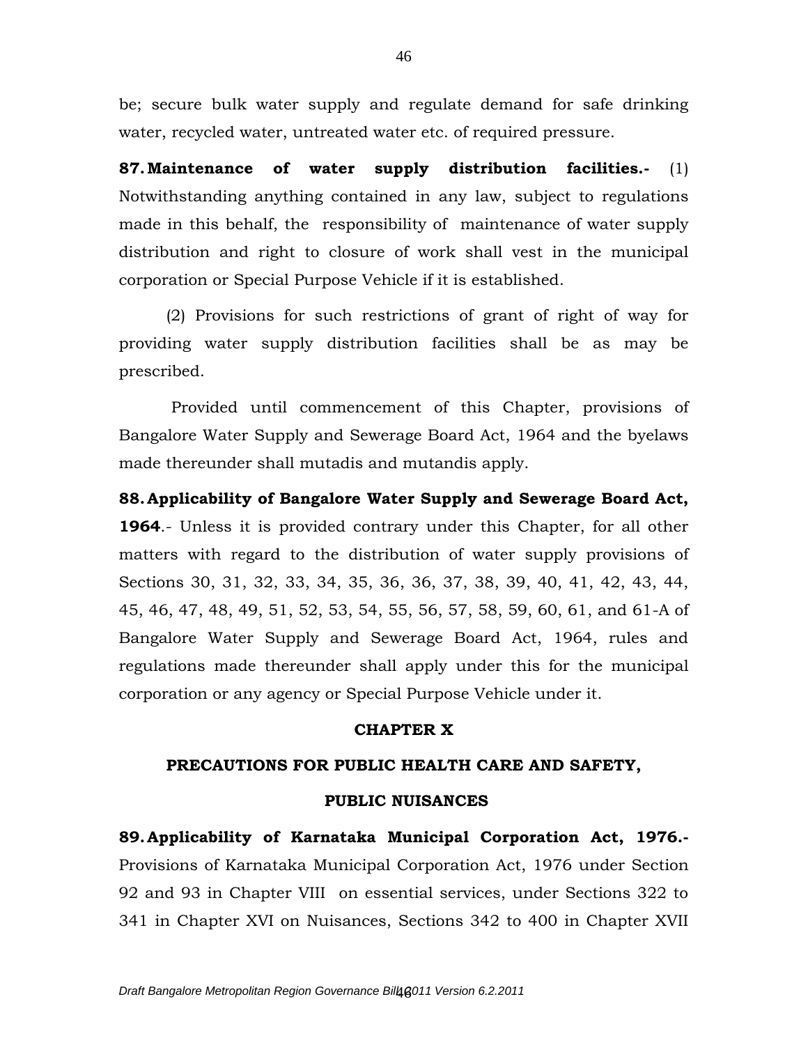be; secure bulk water supply and regulate demand for safe drinking water, recycled water, untreated water etc. of required pressure.

**87. Maintenance of water supply distribution facilities.-** (1) Notwithstanding anything contained in any law, subject to regulations made in this behalf, the responsibility of maintenance of water supply distribution and right to closure of work shall vest in the municipal corporation or Special Purpose Vehicle if it is established.

(2) Provisions for such restrictions of grant of right of way for providing water supply distribution facilities shall be as may be prescribed.

Provided until commencement of this Chapter, provisions of Bangalore Water Supply and Sewerage Board Act, 1964 and the byelaws made thereunder shall mutadis and mutandis apply.

**88. Applicability of Bangalore Water Supply and Sewerage Board Act, 1964**.- Unless it is provided contrary under this Chapter, for all other matters with regard to the distribution of water supply provisions of Sections 30, 31, 32, 33, 34, 35, 36, 36, 37, 38, 39, 40, 41, 42, 43, 44, 45, 46, 47, 48, 49, 51, 52, 53, 54, 55, 56, 57, 58, 59, 60, 61, and 61-A of Bangalore Water Supply and Sewerage Board Act, 1964, rules and regulations made thereunder shall apply under this for the municipal corporation or any agency or Special Purpose Vehicle under it.

## CHAPTER X

## PRECAUTIONS FOR PUBLIC HEALTH CARE AND SAFETY, PUBLIC NUISANCES

**89. Applicability of Karnataka Municipal Corporation Act, 1976.-** Provisions of Karnataka Municipal Corporation Act, 1976 under Section 92 and 93 in Chapter VIII on essential services, under Sections 322 to 341 in Chapter XVI on Nuisances, Sections 342 to 400 in Chapter XVII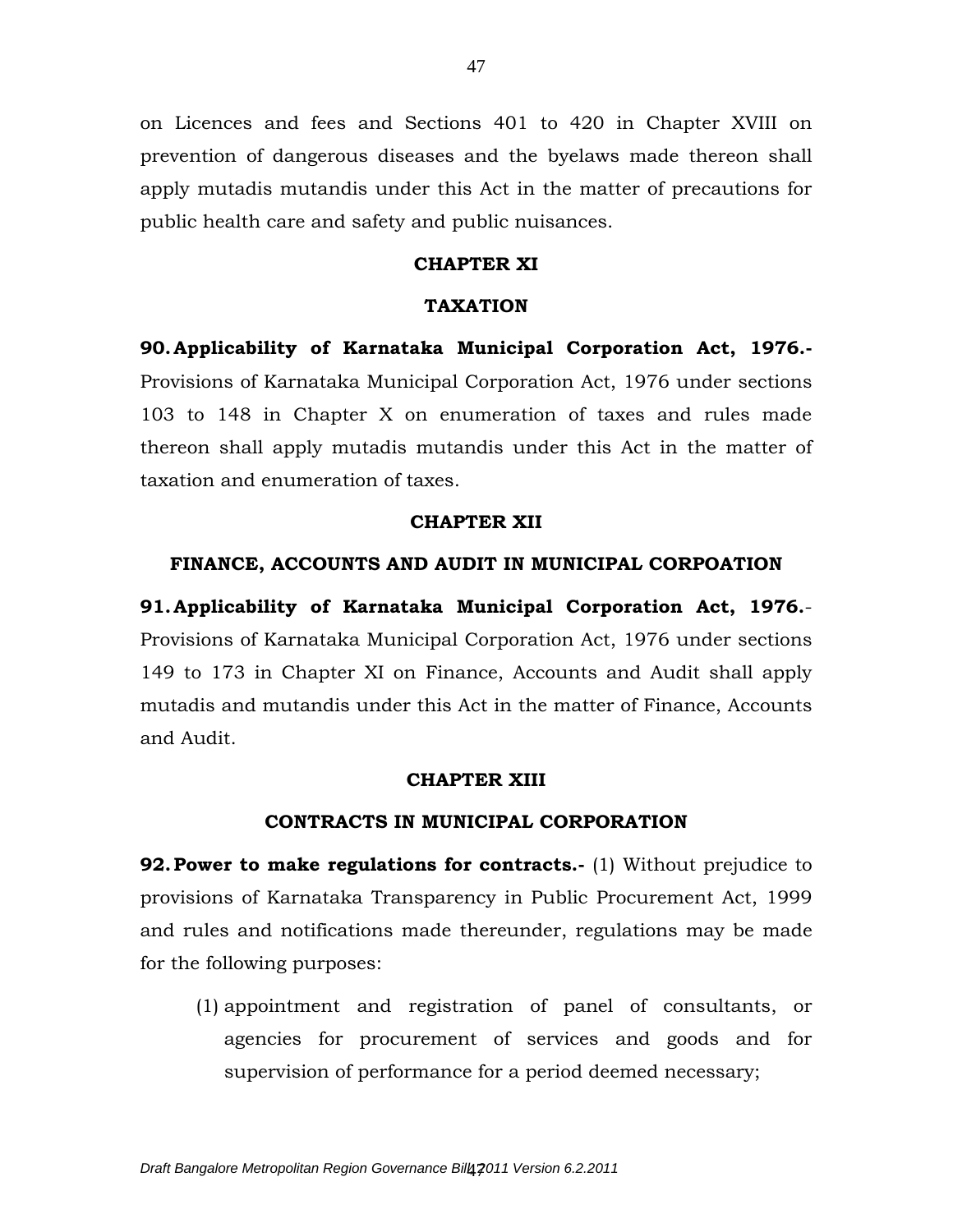on Licences and fees and Sections 401 to 420 in Chapter XVIII on prevention of dangerous diseases and the byelaws made thereon shall apply mutadis mutandis under this Act in the matter of precautions for public health care and safety and public nuisances.

## CHAPTER XI

## TAXATION

**90. Applicability of Karnataka Municipal Corporation Act, 1976.-** Provisions of Karnataka Municipal Corporation Act, 1976 under sections 103 to 148 in Chapter X on enumeration of taxes and rules made thereon shall apply mutadis mutandis under this Act in the matter of taxation and enumeration of taxes.

## CHAPTER XII

## FINANCE, ACCOUNTS AND AUDIT IN MUNICIPAL CORPOATION

**91. Applicability of Karnataka Municipal Corporation Act, 1976.**- Provisions of Karnataka Municipal Corporation Act, 1976 under sections 149 to 173 in Chapter XI on Finance, Accounts and Audit shall apply mutadis and mutandis under this Act in the matter of Finance, Accounts and Audit.

## CHAPTER XIII

## CONTRACTS IN MUNICIPAL CORPORATION

**92. Power to make regulations for contracts.-** (1) Without prejudice to provisions of Karnataka Transparency in Public Procurement Act, 1999 and rules and notifications made thereunder, regulations may be made for the following purposes:

(1) appointment and registration of panel of consultants, or agencies for procurement of services and goods and for supervision of performance for a period deemed necessary;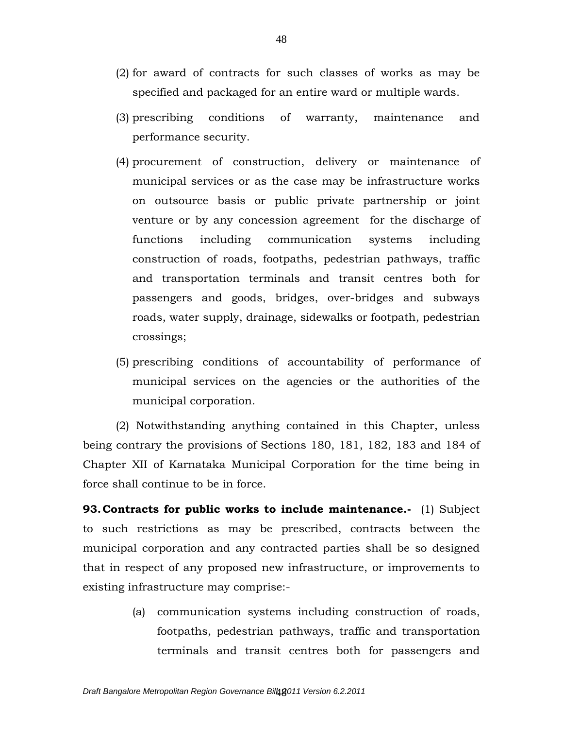(2) for award of contracts for such classes of works as may be specified and packaged for an entire ward or multiple wards.

(3) prescribing conditions of warranty, maintenance and performance security.

(4) procurement of construction, delivery or maintenance of municipal services or as the case may be infrastructure works on outsource basis or public private partnership or joint venture or by any concession agreement for the discharge of functions including communication systems including construction of roads, footpaths, pedestrian pathways, traffic and transportation terminals and transit centres both for passengers and goods, bridges, over-bridges and subways roads, water supply, drainage, sidewalks or footpath, pedestrian crossings;

(5) prescribing conditions of accountability of performance of municipal services on the agencies or the authorities of the municipal corporation.

(2) Notwithstanding anything contained in this Chapter, unless being contrary the provisions of Sections 180, 181, 182, 183 and 184 of Chapter XII of Karnataka Municipal Corporation for the time being in force shall continue to be in force.

**93. Contracts for public works to include maintenance.-** (1) Subject to such restrictions as may be prescribed, contracts between the municipal corporation and any contracted parties shall be so designed that in respect of any proposed new infrastructure, or improvements to existing infrastructure may comprise:-

(a) communication systems including construction of roads, footpaths, pedestrian pathways, traffic and transportation terminals and transit centres both for passengers and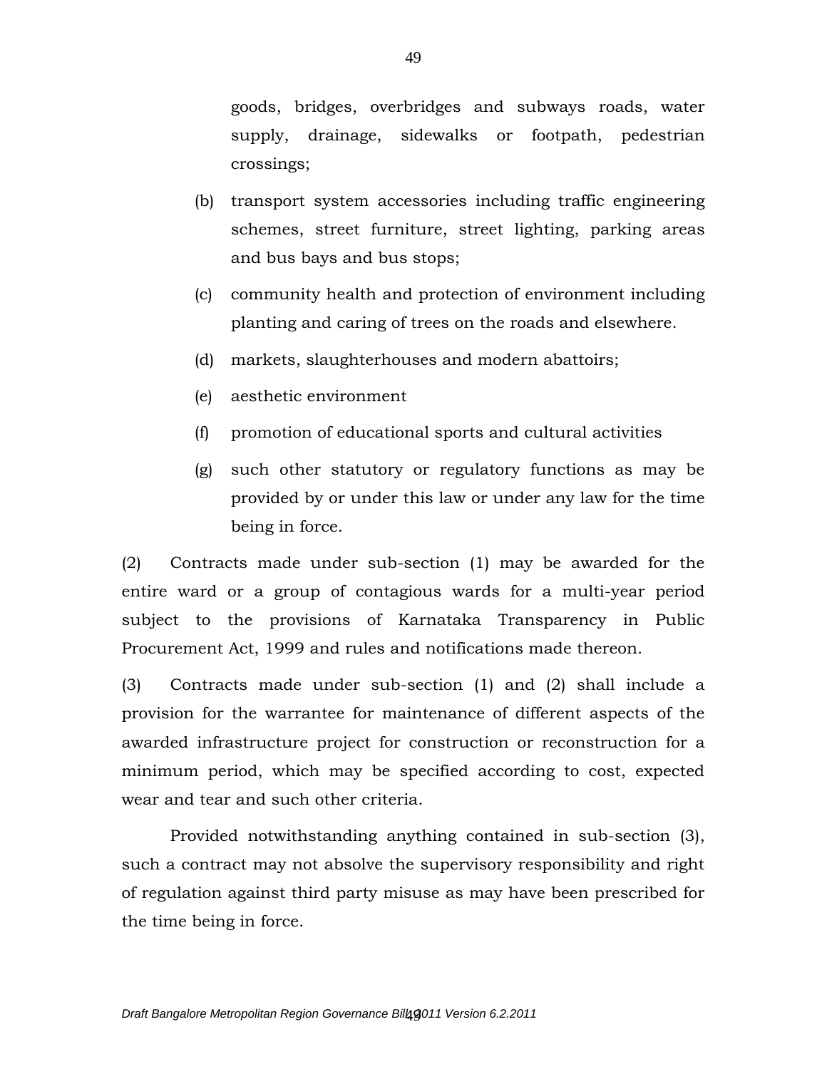goods, bridges, overbridges and subways roads, water supply, drainage, sidewalks or footpath, pedestrian crossings;

(b) transport system accessories including traffic engineering schemes, street furniture, street lighting, parking areas and bus bays and bus stops;

(c) community health and protection of environment including planting and caring of trees on the roads and elsewhere.

(d) markets, slaughterhouses and modern abattoirs;

(e) aesthetic environment

(f) promotion of educational sports and cultural activities

(g) such other statutory or regulatory functions as may be provided by or under this law or under any law for the time being in force.

(2) Contracts made under sub-section (1) may be awarded for the entire ward or a group of contagious wards for a multi-year period subject to the provisions of Karnataka Transparency in Public Procurement Act, 1999 and rules and notifications made thereon.

(3) Contracts made under sub-section (1) and (2) shall include a provision for the warrantee for maintenance of different aspects of the awarded infrastructure project for construction or reconstruction for a minimum period, which may be specified according to cost, expected wear and tear and such other criteria.

Provided notwithstanding anything contained in sub-section (3), such a contract may not absolve the supervisory responsibility and right of regulation against third party misuse as may have been prescribed for the time being in force.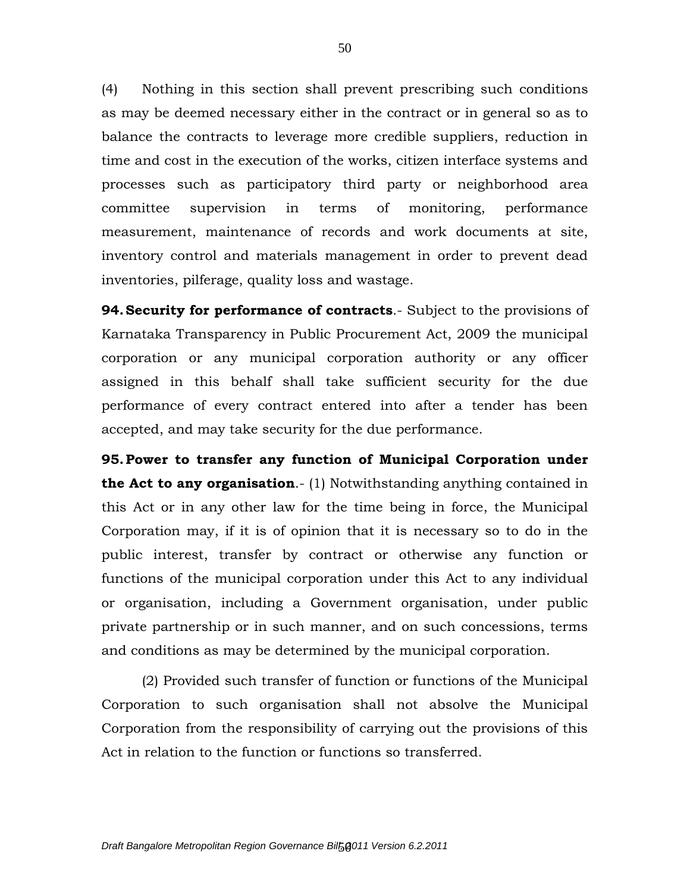(4) Nothing in this section shall prevent prescribing such conditions as may be deemed necessary either in the contract or in general so as to balance the contracts to leverage more credible suppliers, reduction in time and cost in the execution of the works, citizen interface systems and processes such as participatory third party or neighborhood area committee supervision in terms of monitoring, performance measurement, maintenance of records and work documents at site, inventory control and materials management in order to prevent dead inventories, pilferage, quality loss and wastage.

**94. Security for performance of contracts**.- Subject to the provisions of Karnataka Transparency in Public Procurement Act, 2009 the municipal corporation or any municipal corporation authority or any officer assigned in this behalf shall take sufficient security for the due performance of every contract entered into after a tender has been accepted, and may take security for the due performance.

**95. Power to transfer any function of Municipal Corporation under the Act to any organisation**.- (1) Notwithstanding anything contained in this Act or in any other law for the time being in force, the Municipal Corporation may, if it is of opinion that it is necessary so to do in the public interest, transfer by contract or otherwise any function or functions of the municipal corporation under this Act to any individual or organisation, including a Government organisation, under public private partnership or in such manner, and on such concessions, terms and conditions as may be determined by the municipal corporation.

(2) Provided such transfer of function or functions of the Municipal Corporation to such organisation shall not absolve the Municipal Corporation from the responsibility of carrying out the provisions of this Act in relation to the function or functions so transferred.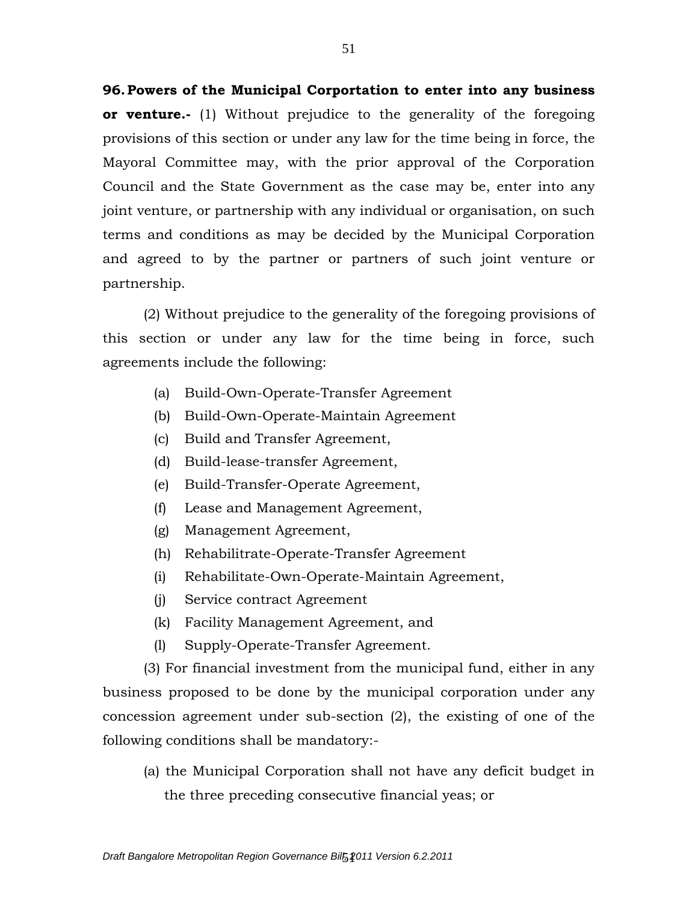**96. Powers of the Municipal Corportation to enter into any business or venture.-** (1) Without prejudice to the generality of the foregoing provisions of this section or under any law for the time being in force, the Mayoral Committee may, with the prior approval of the Corporation Council and the State Government as the case may be, enter into any joint venture, or partnership with any individual or organisation, on such terms and conditions as may be decided by the Municipal Corporation and agreed to by the partner or partners of such joint venture or partnership.

(2) Without prejudice to the generality of the foregoing provisions of this section or under any law for the time being in force, such agreements include the following:

(a) Build-Own-Operate-Transfer Agreement
(b) Build-Own-Operate-Maintain Agreement
(c) Build and Transfer Agreement,
(d) Build-lease-transfer Agreement,
(e) Build-Transfer-Operate Agreement,
(f) Lease and Management Agreement,
(g) Management Agreement,
(h) Rehabilitrate-Operate-Transfer Agreement
(i) Rehabilitate-Own-Operate-Maintain Agreement,
(j) Service contract Agreement
(k) Facility Management Agreement, and
(l) Supply-Operate-Transfer Agreement.

(3) For financial investment from the municipal fund, either in any business proposed to be done by the municipal corporation under any concession agreement under sub-section (2), the existing of one of the following conditions shall be mandatory:-

(a) the Municipal Corporation shall not have any deficit budget in the three preceding consecutive financial yeas; or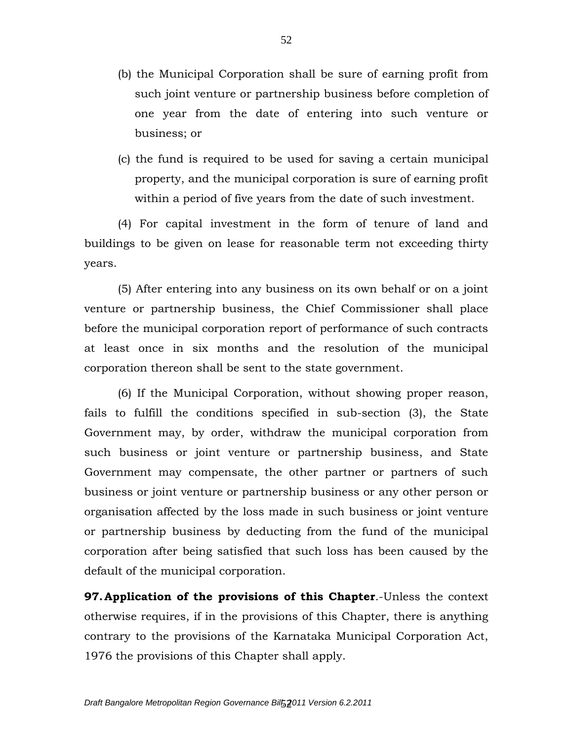(b) the Municipal Corporation shall be sure of earning profit from such joint venture or partnership business before completion of one year from the date of entering into such venture or business; or

(c) the fund is required to be used for saving a certain municipal property, and the municipal corporation is sure of earning profit within a period of five years from the date of such investment.

(4) For capital investment in the form of tenure of land and buildings to be given on lease for reasonable term not exceeding thirty years.

(5) After entering into any business on its own behalf or on a joint venture or partnership business, the Chief Commissioner shall place before the municipal corporation report of performance of such contracts at least once in six months and the resolution of the municipal corporation thereon shall be sent to the state government.

(6) If the Municipal Corporation, without showing proper reason, fails to fulfill the conditions specified in sub-section (3), the State Government may, by order, withdraw the municipal corporation from such business or joint venture or partnership business, and State Government may compensate, the other partner or partners of such business or joint venture or partnership business or any other person or organisation affected by the loss made in such business or joint venture or partnership business by deducting from the fund of the municipal corporation after being satisfied that such loss has been caused by the default of the municipal corporation.

**97. Application of the provisions of this Chapter**.-Unless the context otherwise requires, if in the provisions of this Chapter, there is anything contrary to the provisions of the Karnataka Municipal Corporation Act, 1976 the provisions of this Chapter shall apply.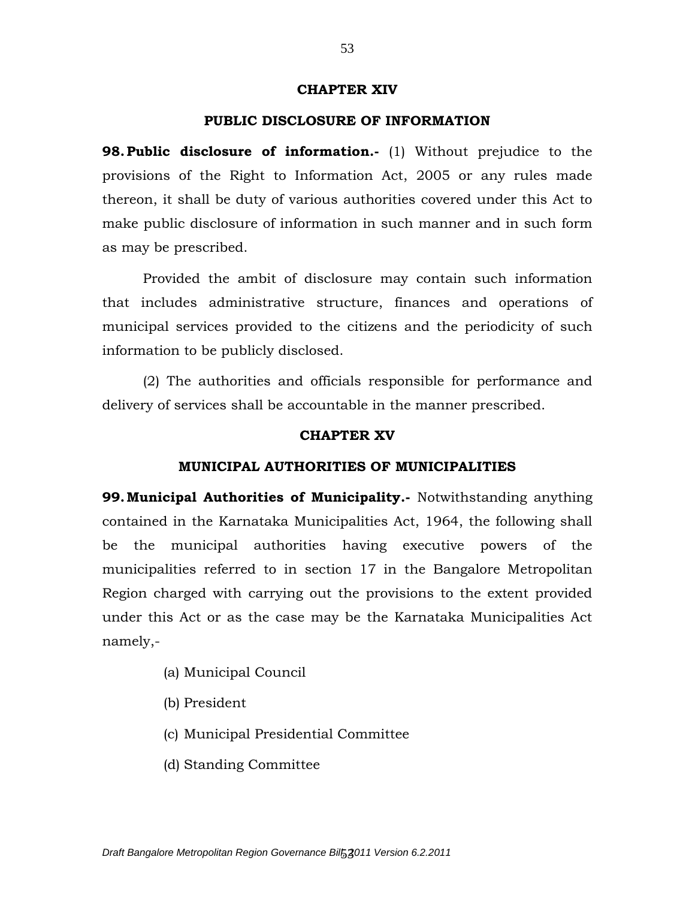## CHAPTER XIV

## PUBLIC DISCLOSURE OF INFORMATION

**98. Public disclosure of information.-** (1) Without prejudice to the provisions of the Right to Information Act, 2005 or any rules made thereon, it shall be duty of various authorities covered under this Act to make public disclosure of information in such manner and in such form as may be prescribed.

Provided the ambit of disclosure may contain such information that includes administrative structure, finances and operations of municipal services provided to the citizens and the periodicity of such information to be publicly disclosed.

(2) The authorities and officials responsible for performance and delivery of services shall be accountable in the manner prescribed.

## CHAPTER XV

## MUNICIPAL AUTHORITIES OF MUNICIPALITIES

**99. Municipal Authorities of Municipality.-** Notwithstanding anything contained in the Karnataka Municipalities Act, 1964, the following shall be the municipal authorities having executive powers of the municipalities referred to in section 17 in the Bangalore Metropolitan Region charged with carrying out the provisions to the extent provided under this Act or as the case may be the Karnataka Municipalities Act namely,-

(a) Municipal Council

(b) President

(c) Municipal Presidential Committee

(d) Standing Committee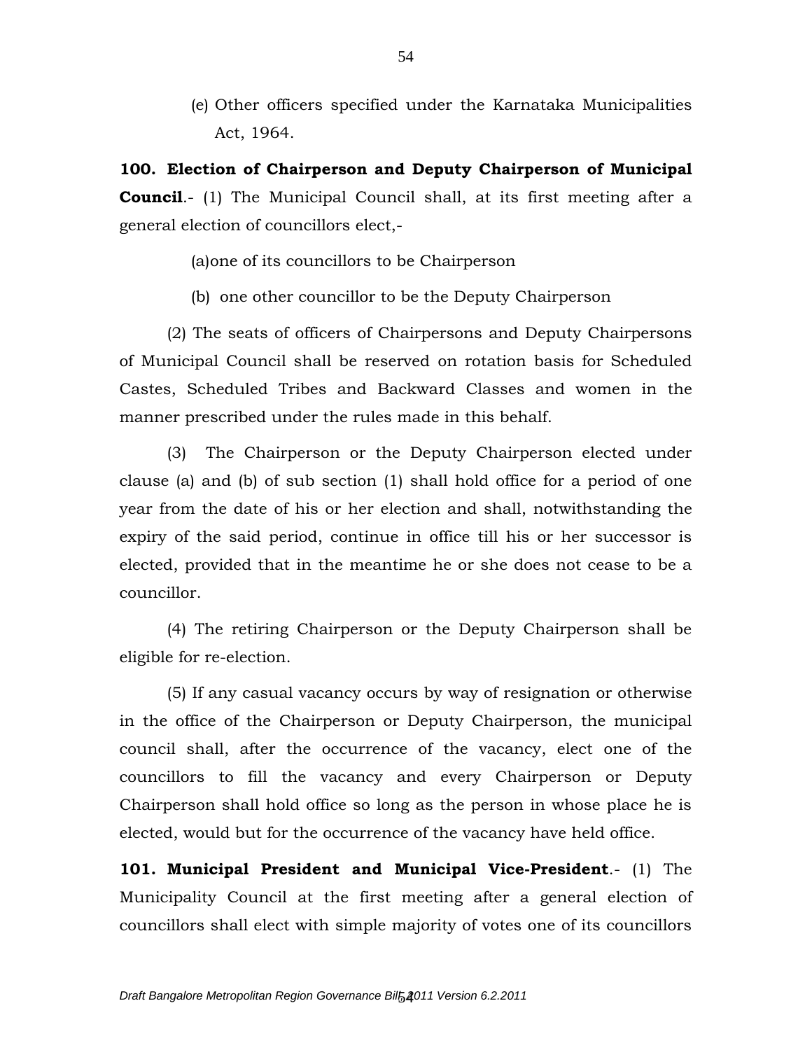(e) Other officers specified under the Karnataka Municipalities Act, 1964.

**100. Election of Chairperson and Deputy Chairperson of Municipal Council**.- (1) The Municipal Council shall, at its first meeting after a general election of councillors elect,-

(a)one of its councillors to be Chairperson

(b) one other councillor to be the Deputy Chairperson

(2) The seats of officers of Chairpersons and Deputy Chairpersons of Municipal Council shall be reserved on rotation basis for Scheduled Castes, Scheduled Tribes and Backward Classes and women in the manner prescribed under the rules made in this behalf.

(3) The Chairperson or the Deputy Chairperson elected under clause (a) and (b) of sub section (1) shall hold office for a period of one year from the date of his or her election and shall, notwithstanding the expiry of the said period, continue in office till his or her successor is elected, provided that in the meantime he or she does not cease to be a councillor.

(4) The retiring Chairperson or the Deputy Chairperson shall be eligible for re-election.

(5) If any casual vacancy occurs by way of resignation or otherwise in the office of the Chairperson or Deputy Chairperson, the municipal council shall, after the occurrence of the vacancy, elect one of the councillors to fill the vacancy and every Chairperson or Deputy Chairperson shall hold office so long as the person in whose place he is elected, would but for the occurrence of the vacancy have held office.

**101. Municipal President and Municipal Vice-President**.- (1) The Municipality Council at the first meeting after a general election of councillors shall elect with simple majority of votes one of its councillors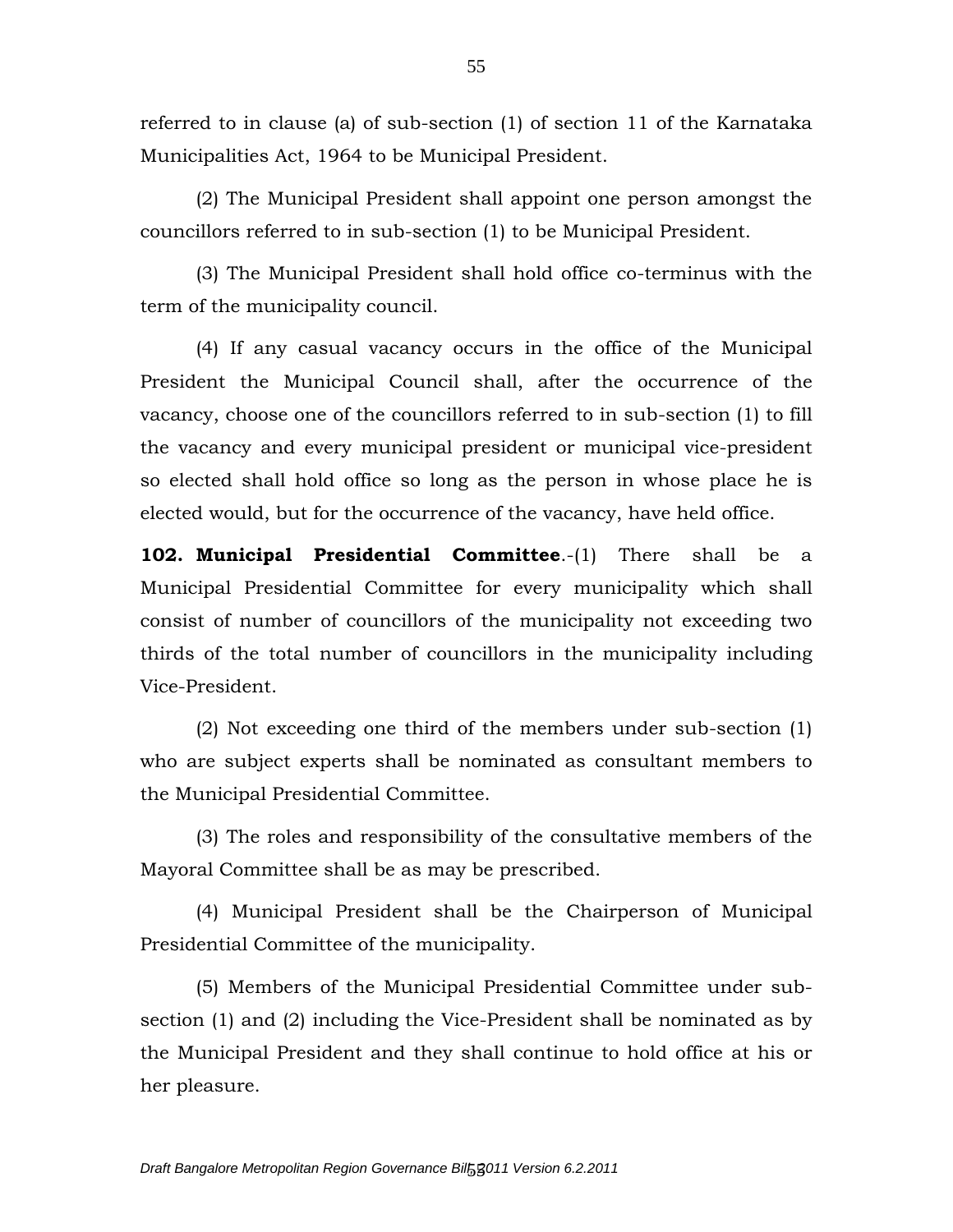referred to in clause (a) of sub-section (1) of section 11 of the Karnataka Municipalities Act, 1964 to be Municipal President.

(2) The Municipal President shall appoint one person amongst the councillors referred to in sub-section (1) to be Municipal President.

(3) The Municipal President shall hold office co-terminus with the term of the municipality council.

(4) If any casual vacancy occurs in the office of the Municipal President the Municipal Council shall, after the occurrence of the vacancy, choose one of the councillors referred to in sub-section (1) to fill the vacancy and every municipal president or municipal vice-president so elected shall hold office so long as the person in whose place he is elected would, but for the occurrence of the vacancy, have held office.

**102. Municipal Presidential Committee**.-(1) There shall be a Municipal Presidential Committee for every municipality which shall consist of number of councillors of the municipality not exceeding two thirds of the total number of councillors in the municipality including Vice-President.

(2) Not exceeding one third of the members under sub-section (1) who are subject experts shall be nominated as consultant members to the Municipal Presidential Committee.

(3) The roles and responsibility of the consultative members of the Mayoral Committee shall be as may be prescribed.

(4) Municipal President shall be the Chairperson of Municipal Presidential Committee of the municipality.

(5) Members of the Municipal Presidential Committee under sub-section (1) and (2) including the Vice-President shall be nominated as by the Municipal President and they shall continue to hold office at his or her pleasure.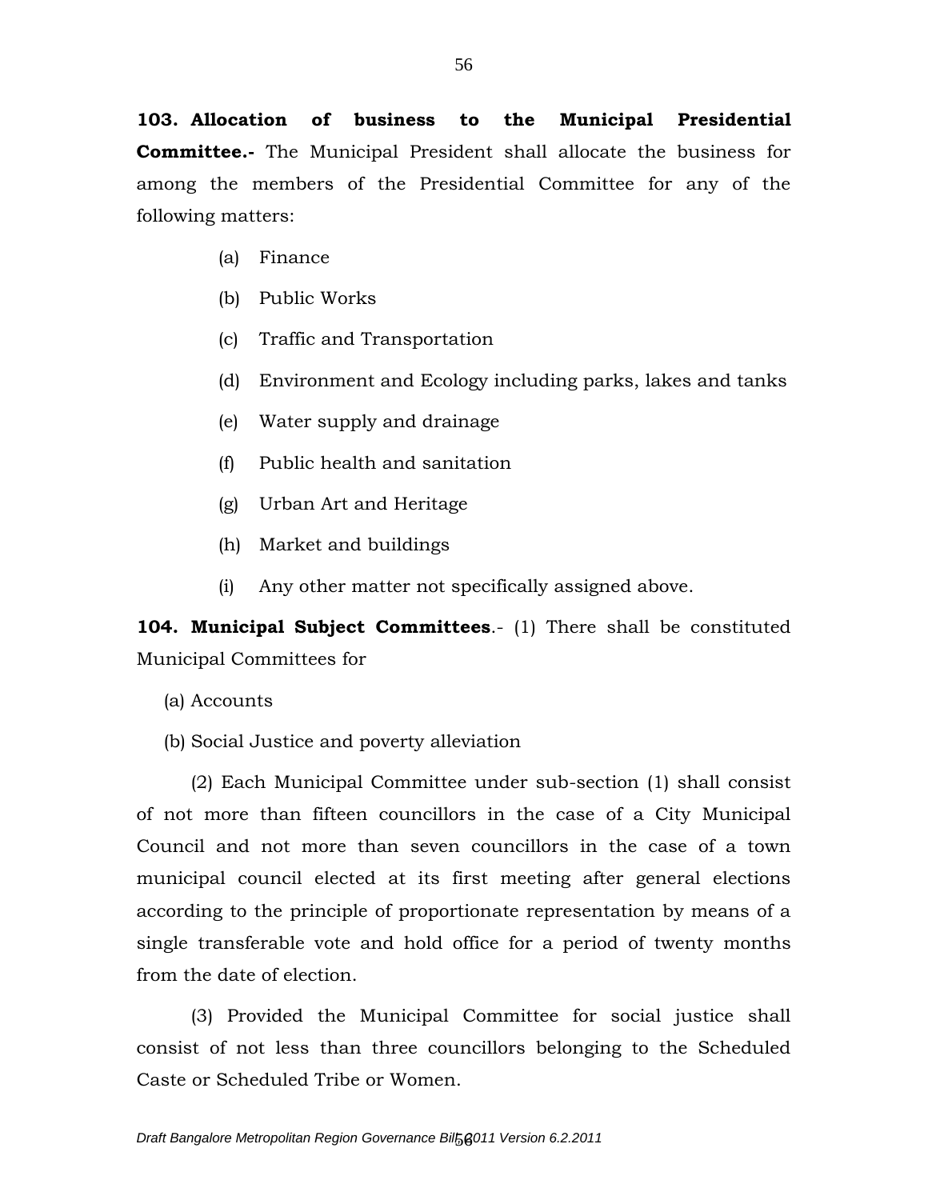**103. Allocation of business to the Municipal Presidential Committee.-** The Municipal President shall allocate the business for among the members of the Presidential Committee for any of the following matters:

(a) Finance

(b) Public Works

(c) Traffic and Transportation

(d) Environment and Ecology including parks, lakes and tanks

(e) Water supply and drainage

(f) Public health and sanitation

(g) Urban Art and Heritage

(h) Market and buildings

(i) Any other matter not specifically assigned above.

**104. Municipal Subject Committees**.- (1) There shall be constituted Municipal Committees for

(a) Accounts

(b) Social Justice and poverty alleviation

(2) Each Municipal Committee under sub-section (1) shall consist of not more than fifteen councillors in the case of a City Municipal Council and not more than seven councillors in the case of a town municipal council elected at its first meeting after general elections according to the principle of proportionate representation by means of a single transferable vote and hold office for a period of twenty months from the date of election.

(3) Provided the Municipal Committee for social justice shall consist of not less than three councillors belonging to the Scheduled Caste or Scheduled Tribe or Women.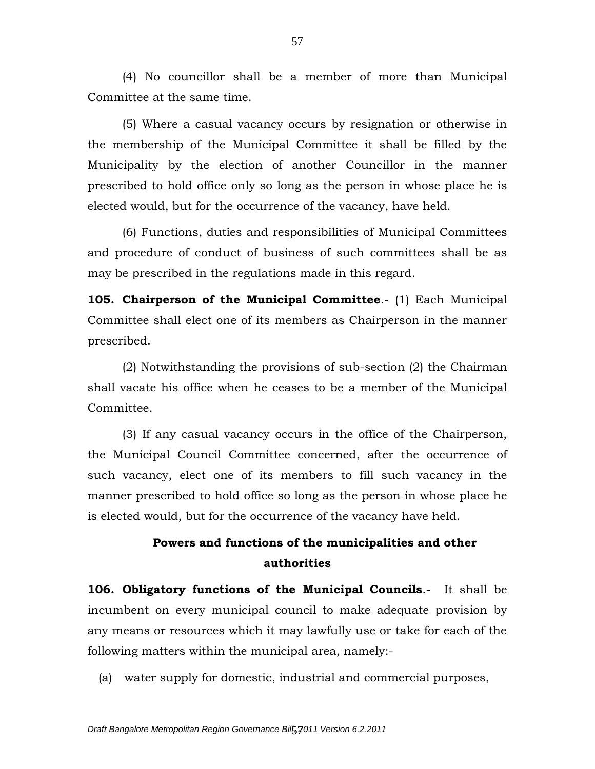(4) No councillor shall be a member of more than Municipal Committee at the same time.

(5) Where a casual vacancy occurs by resignation or otherwise in the membership of the Municipal Committee it shall be filled by the Municipality by the election of another Councillor in the manner prescribed to hold office only so long as the person in whose place he is elected would, but for the occurrence of the vacancy, have held.

(6) Functions, duties and responsibilities of Municipal Committees and procedure of conduct of business of such committees shall be as may be prescribed in the regulations made in this regard.

**105. Chairperson of the Municipal Committee**.- (1) Each Municipal Committee shall elect one of its members as Chairperson in the manner prescribed.

(2) Notwithstanding the provisions of sub-section (2) the Chairman shall vacate his office when he ceases to be a member of the Municipal Committee.

(3) If any casual vacancy occurs in the office of the Chairperson, the Municipal Council Committee concerned, after the occurrence of such vacancy, elect one of its members to fill such vacancy in the manner prescribed to hold office so long as the person in whose place he is elected would, but for the occurrence of the vacancy have held.

## Powers and functions of the municipalities and other authorities

**106. Obligatory functions of the Municipal Councils**.- It shall be incumbent on every municipal council to make adequate provision by any means or resources which it may lawfully use or take for each of the following matters within the municipal area, namely:-

(a) water supply for domestic, industrial and commercial purposes,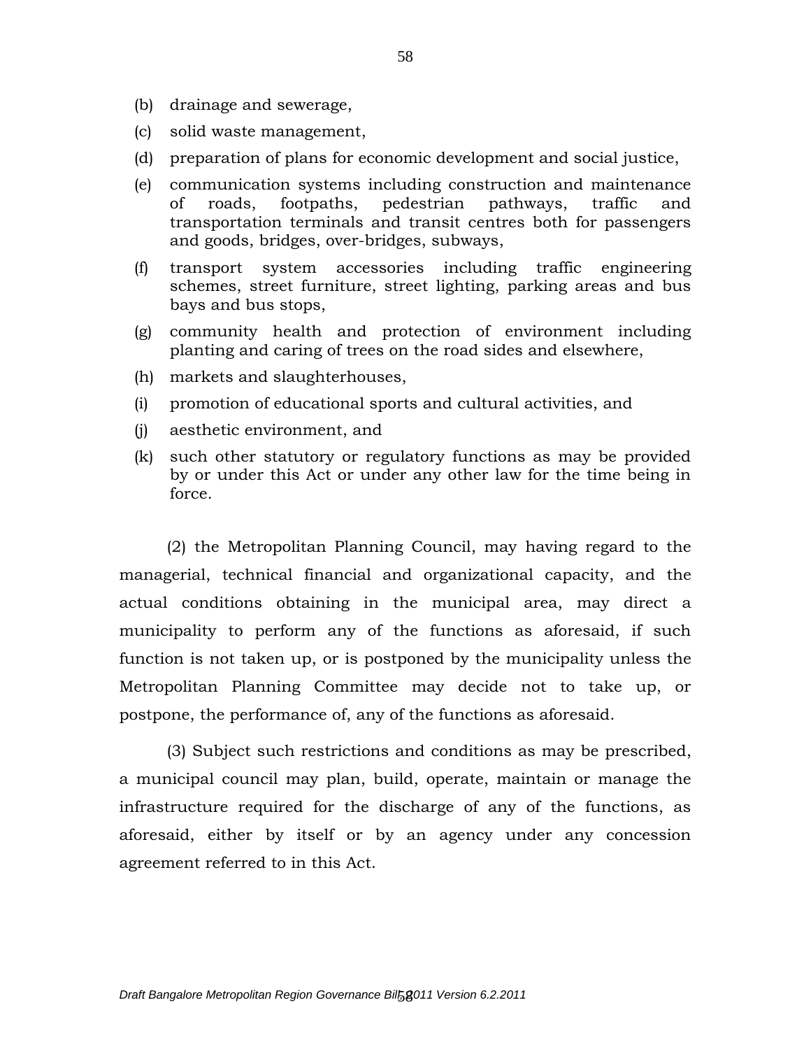(b) drainage and sewerage,

(c) solid waste management,

(d) preparation of plans for economic development and social justice,

(e) communication systems including construction and maintenance of roads, footpaths, pedestrian pathways, traffic and transportation terminals and transit centres both for passengers and goods, bridges, over-bridges, subways,

(f) transport system accessories including traffic engineering schemes, street furniture, street lighting, parking areas and bus bays and bus stops,

(g) community health and protection of environment including planting and caring of trees on the road sides and elsewhere,

(h) markets and slaughterhouses,

(i) promotion of educational sports and cultural activities, and

(j) aesthetic environment, and

(k) such other statutory or regulatory functions as may be provided by or under this Act or under any other law for the time being in force.

(2) the Metropolitan Planning Council, may having regard to the managerial, technical financial and organizational capacity, and the actual conditions obtaining in the municipal area, may direct a municipality to perform any of the functions as aforesaid, if such function is not taken up, or is postponed by the municipality unless the Metropolitan Planning Committee may decide not to take up, or postpone, the performance of, any of the functions as aforesaid.

(3) Subject such restrictions and conditions as may be prescribed, a municipal council may plan, build, operate, maintain or manage the infrastructure required for the discharge of any of the functions, as aforesaid, either by itself or by an agency under any concession agreement referred to in this Act.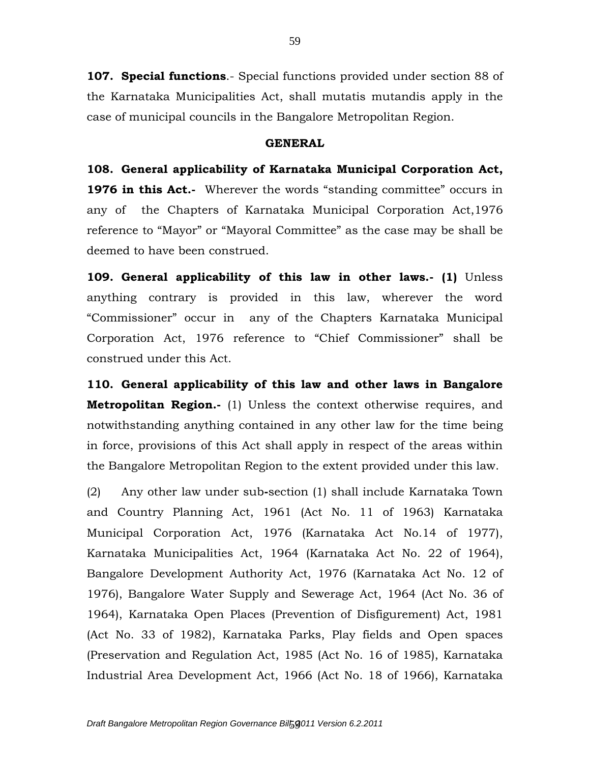**107. Special functions**.- Special functions provided under section 88 of the Karnataka Municipalities Act, shall mutatis mutandis apply in the case of municipal councils in the Bangalore Metropolitan Region.

**GENERAL**

**108. General applicability of Karnataka Municipal Corporation Act, 1976 in this Act.-** Wherever the words "standing committee" occurs in any of the Chapters of Karnataka Municipal Corporation Act,1976 reference to "Mayor" or "Mayoral Committee" as the case may be shall be deemed to have been construed.

**109. General applicability of this law in other laws.- (1)** Unless anything contrary is provided in this law, wherever the word "Commissioner" occur in any of the Chapters Karnataka Municipal Corporation Act, 1976 reference to "Chief Commissioner" shall be construed under this Act.

**110. General applicability of this law and other laws in Bangalore Metropolitan Region.-** (1) Unless the context otherwise requires, and notwithstanding anything contained in any other law for the time being in force, provisions of this Act shall apply in respect of the areas within the Bangalore Metropolitan Region to the extent provided under this law.

(2) Any other law under sub-section (1) shall include Karnataka Town and Country Planning Act, 1961 (Act No. 11 of 1963) Karnataka Municipal Corporation Act, 1976 (Karnataka Act No.14 of 1977), Karnataka Municipalities Act, 1964 (Karnataka Act No. 22 of 1964), Bangalore Development Authority Act, 1976 (Karnataka Act No. 12 of 1976), Bangalore Water Supply and Sewerage Act, 1964 (Act No. 36 of 1964), Karnataka Open Places (Prevention of Disfigurement) Act, 1981 (Act No. 33 of 1982), Karnataka Parks, Play fields and Open spaces (Preservation and Regulation Act, 1985 (Act No. 16 of 1985), Karnataka Industrial Area Development Act, 1966 (Act No. 18 of 1966), Karnataka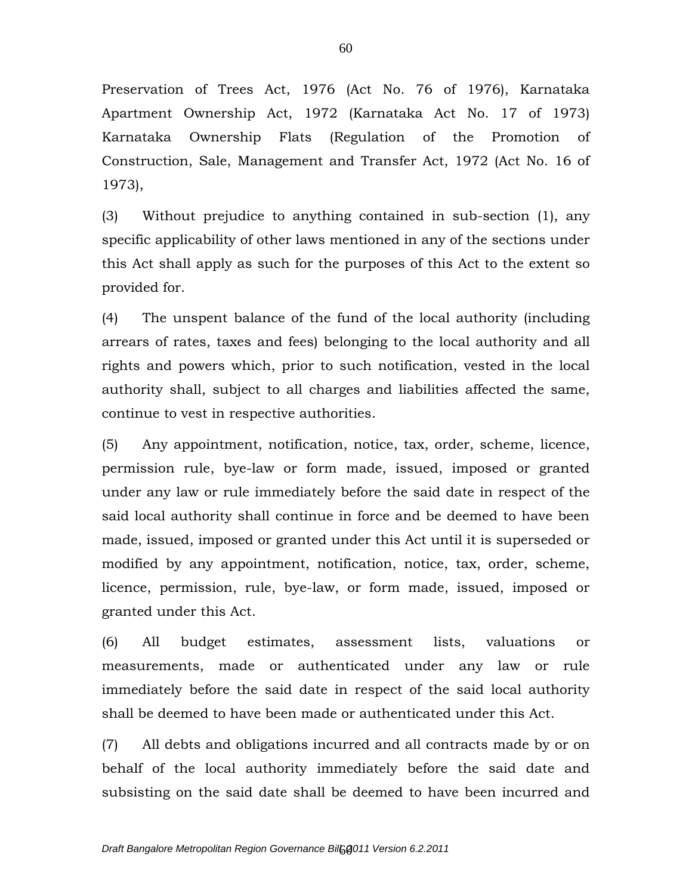Preservation of Trees Act, 1976 (Act No. 76 of 1976), Karnataka Apartment Ownership Act, 1972 (Karnataka Act No. 17 of 1973) Karnataka Ownership Flats (Regulation of the Promotion of Construction, Sale, Management and Transfer Act, 1972 (Act No. 16 of 1973),

(3) Without prejudice to anything contained in sub-section (1), any specific applicability of other laws mentioned in any of the sections under this Act shall apply as such for the purposes of this Act to the extent so provided for.

(4) The unspent balance of the fund of the local authority (including arrears of rates, taxes and fees) belonging to the local authority and all rights and powers which, prior to such notification, vested in the local authority shall, subject to all charges and liabilities affected the same, continue to vest in respective authorities.

(5) Any appointment, notification, notice, tax, order, scheme, licence, permission rule, bye-law or form made, issued, imposed or granted under any law or rule immediately before the said date in respect of the said local authority shall continue in force and be deemed to have been made, issued, imposed or granted under this Act until it is superseded or modified by any appointment, notification, notice, tax, order, scheme, licence, permission, rule, bye-law, or form made, issued, imposed or granted under this Act.

(6) All budget estimates, assessment lists, valuations or measurements, made or authenticated under any law or rule immediately before the said date in respect of the said local authority shall be deemed to have been made or authenticated under this Act.

(7) All debts and obligations incurred and all contracts made by or on behalf of the local authority immediately before the said date and subsisting on the said date shall be deemed to have been incurred and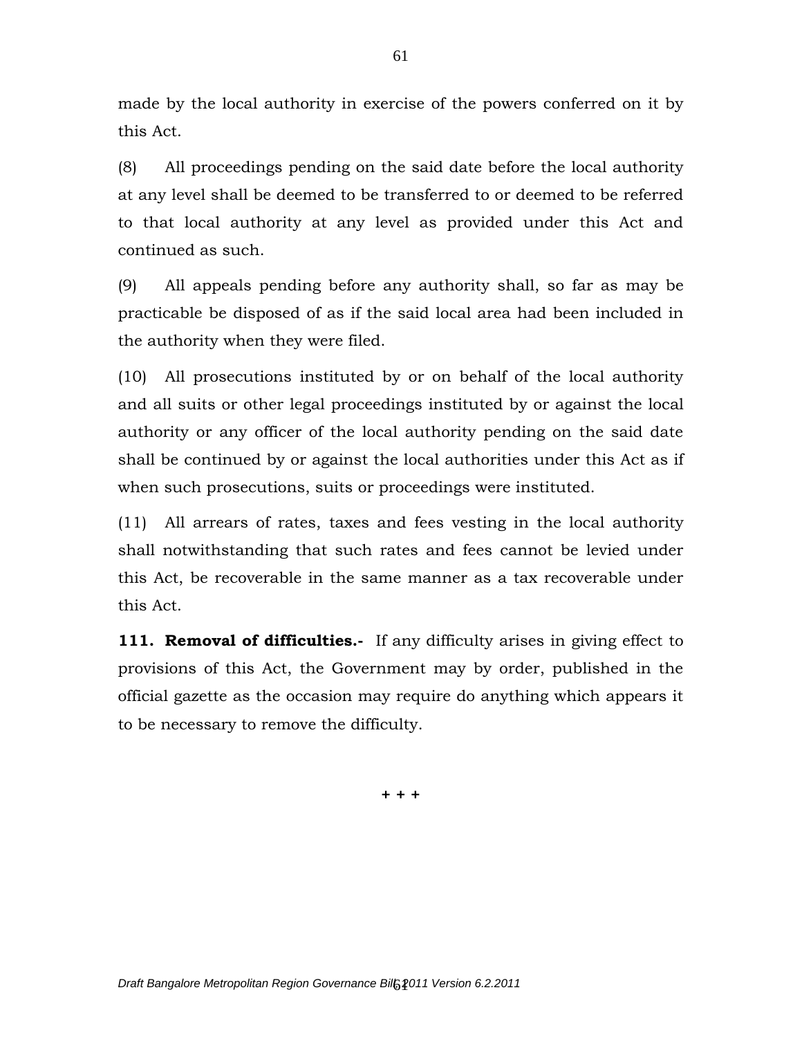made by the local authority in exercise of the powers conferred on it by this Act.

(8) All proceedings pending on the said date before the local authority at any level shall be deemed to be transferred to or deemed to be referred to that local authority at any level as provided under this Act and continued as such.

(9) All appeals pending before any authority shall, so far as may be practicable be disposed of as if the said local area had been included in the authority when they were filed.

(10) All prosecutions instituted by or on behalf of the local authority and all suits or other legal proceedings instituted by or against the local authority or any officer of the local authority pending on the said date shall be continued by or against the local authorities under this Act as if when such prosecutions, suits or proceedings were instituted.

(11) All arrears of rates, taxes and fees vesting in the local authority shall notwithstanding that such rates and fees cannot be levied under this Act, be recoverable in the same manner as a tax recoverable under this Act.

**111. Removal of difficulties.-** If any difficulty arises in giving effect to provisions of this Act, the Government may by order, published in the official gazette as the occasion may require do anything which appears it to be necessary to remove the difficulty.

**+ + +**